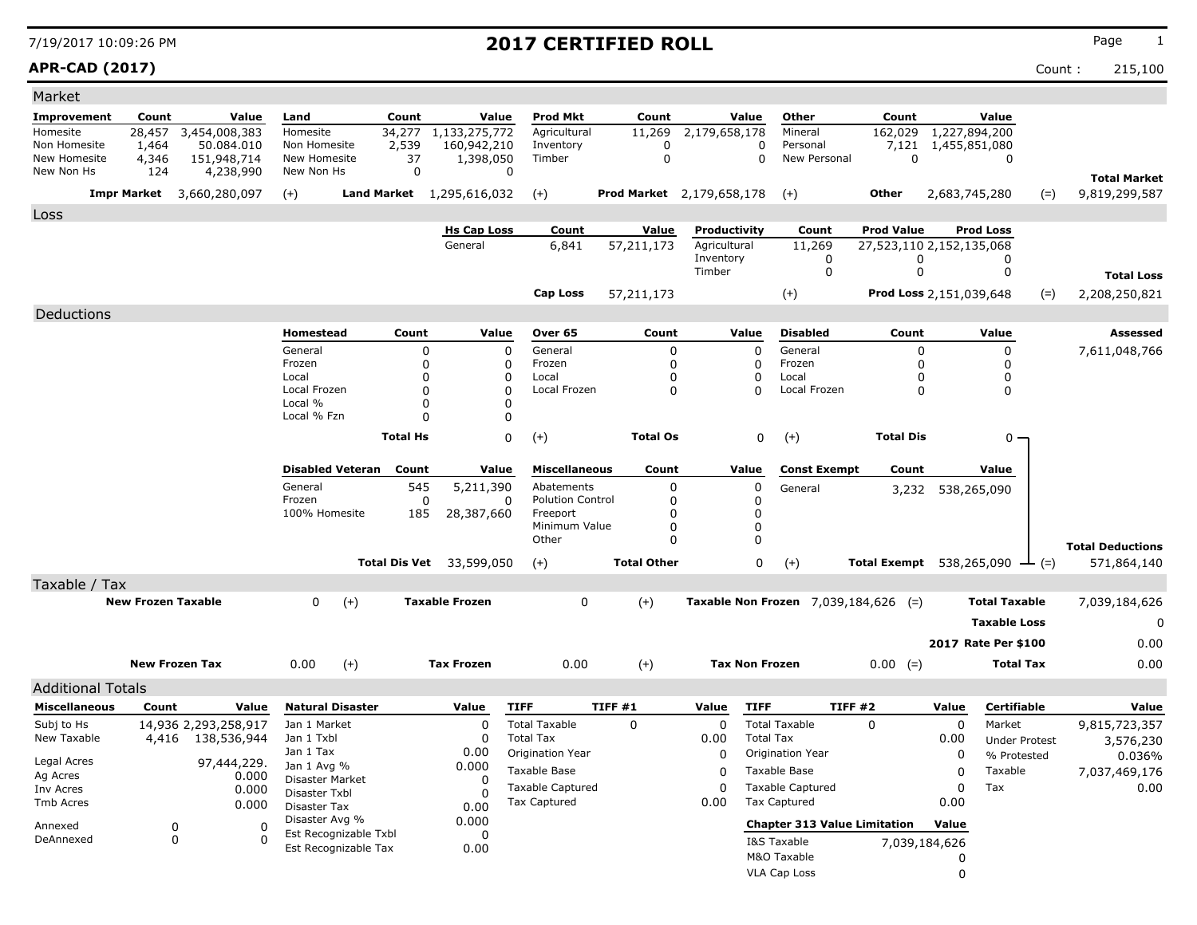7/19/2017 10:09:26 PM

# 2017 CERTIFIED ROLL

**APR-CAD (2017)**

Count : 215,100

## Market

| Improvement | Count | Value | Land | Count | Value | Prod Mkt | Count | Value | Other | Count | Value | | |
|---|---|---|---|---|---|---|---|---|---|---|---|---|---|
| Homesite | 28,457 | 3,454,008,383 | Homesite | 34,277 | 1,133,275,772 | Agricultural | 11,269 | 2,179,658,178 | Mineral | 162,029 | 1,227,894,200 | | |
| Non Homesite | 1,464 | 50.084.010 | Non Homesite | 2,539 | 160,942,210 | Inventory | 0 | 0 | Personal | 7,121 | 1,455,851,080 | | |
| New Homesite | 4,346 | 151,948,714 | New Homesite | 37 | 1,398,050 | Timber | 0 | 0 | New Personal | 0 | 0 | | |
| New Non Hs | 124 | 4,238,990 | New Non Hs | 0 | 0 | | | | | | | | **Total Market** |
| **Impr Market** | | 3,660,280,097 | (+) **Land Market** | | 1,295,616,032 | (+) **Prod Market** | | 2,179,658,178 | (+) **Other** | | 2,683,745,280 | (=) | 9,819,299,587 |

## Loss

| Hs Cap Loss | Count | Value | Productivity | Count | Prod Value | Prod Loss | | |
|---|---|---|---|---|---|---|---|---|
| General | 6,841 | 57,211,173 | Agricultural | 11,269 | 27,523,110 | 2,152,135,068 | | |
| | | | Inventory | 0 | 0 | 0 | | |
| | | | Timber | 0 | 0 | 0 | | **Total Loss** |
| **Cap Loss** | | 57,211,173 | (+) | | **Prod Loss** | 2,151,039,648 | (=) | 2,208,250,821 |

## Deductions

| Homestead | Count | Value | Over 65 | Count | Value | Disabled | Count | Value | Assessed |
|---|---|---|---|---|---|---|---|---|---|
| General | 0 | 0 | General | 0 | 0 | General | 0 | 0 | 7,611,048,766 |
| Frozen | 0 | 0 | Frozen | 0 | 0 | Frozen | 0 | 0 | |
| Local | 0 | 0 | Local | 0 | 0 | Local | 0 | 0 | |
| Local Frozen | 0 | 0 | Local Frozen | 0 | 0 | Local Frozen | 0 | 0 | |
| Local % | 0 | 0 | | | | | | | |
| Local % Fzn | 0 | 0 | | | | | | | |
| | **Total Hs** | 0 | (+) | **Total Os** | 0 | (+) | **Total Dis** | 0 | |

| Disabled Veteran | Count | Value | Miscellaneous | Count | Value | Const Exempt | Count | Value | |
|---|---|---|---|---|---|---|---|---|---|
| General | 545 | 5,211,390 | Abatements | 0 | 0 | General | 3,232 | 538,265,090 | |
| Frozen | 0 | 0 | Polution Control | 0 | 0 | | | | |
| 100% Homesite | 185 | 28,387,660 | Freeport | 0 | 0 | | | | |
| | | | Minimum Value | 0 | 0 | | | | |
| | | | Other | 0 | 0 | | | | **Total Deductions** |
| | **Total Dis Vet** | 33,599,050 | (+) | **Total Other** | 0 | (+) | **Total Exempt** | 538,265,090 | (=) 571,864,140 |

## Taxable / Tax

| | | | | | | | | |
|---|---|---|---|---|---|---|---|---|
| **New Frozen Taxable** | 0 | (+) | **Taxable Frozen** | 0 | (+) | **Taxable Non Frozen** | 7,039,184,626 (=) | **Total Taxable** 7,039,184,626 |
| | | | | | | | | **Taxable Loss** 0 |
| | | | | | | | | **2017 Rate Per $100** 0.00 |
| **New Frozen Tax** | 0.00 | (+) | **Tax Frozen** | 0.00 | (+) | **Tax Non Frozen** | 0.00 (=) | **Total Tax** 0.00 |

## Additional Totals

| Miscellaneous | Count | Value |
|---|---|---|
| Subj to Hs | 14,936 | 2,293,258,917 |
| New Taxable | 4,416 | 138,536,944 |
| Legal Acres | | 97,444,229. |
| Ag Acres | | 0.000 |
| Inv Acres | | 0.000 |
| Tmb Acres | | 0.000 |
| Annexed | 0 | 0 |
| DeAnnexed | 0 | 0 |

| Natural Disaster | Value |
|---|---|
| Jan 1 Market | 0 |
| Jan 1 Txbl | 0 |
| Jan 1 Tax | 0.00 |
| Jan 1 Avg % | 0.000 |
| Disaster Market | 0 |
| Disaster Txbl | 0 |
| Disaster Tax | 0.00 |
| Disaster Avg % | 0.000 |
| Est Recognizable Txbl | 0 |
| Est Recognizable Tax | 0.00 |

| TIFF | TIFF #1 | Value |
|---|---|---|
| Total Taxable | 0 | 0 |
| Total Tax | | 0.00 |
| Origination Year | | 0 |
| Taxable Base | | 0 |
| Taxable Captured | | 0 |
| Tax Captured | | 0.00 |

| TIFF | TIFF #2 | Value |
|---|---|---|
| Total Taxable | 0 | 0 |
| Total Tax | | 0.00 |
| Origination Year | | 0 |
| Taxable Base | | 0 |
| Taxable Captured | | 0 |
| Tax Captured | | 0.00 |

| Chapter 313 Value Limitation | Value |
|---|---|
| I&S Taxable | 7,039,184,626 |
| M&O Taxable | 0 |
| VLA Cap Loss | 0 |

| Certifiable | Value |
|---|---|
| Market | 9,815,723,357 |
| Under Protest | 3,576,230 |
| % Protested | 0.036% |
| Taxable | 7,037,469,176 |
| Tax | 0.00 |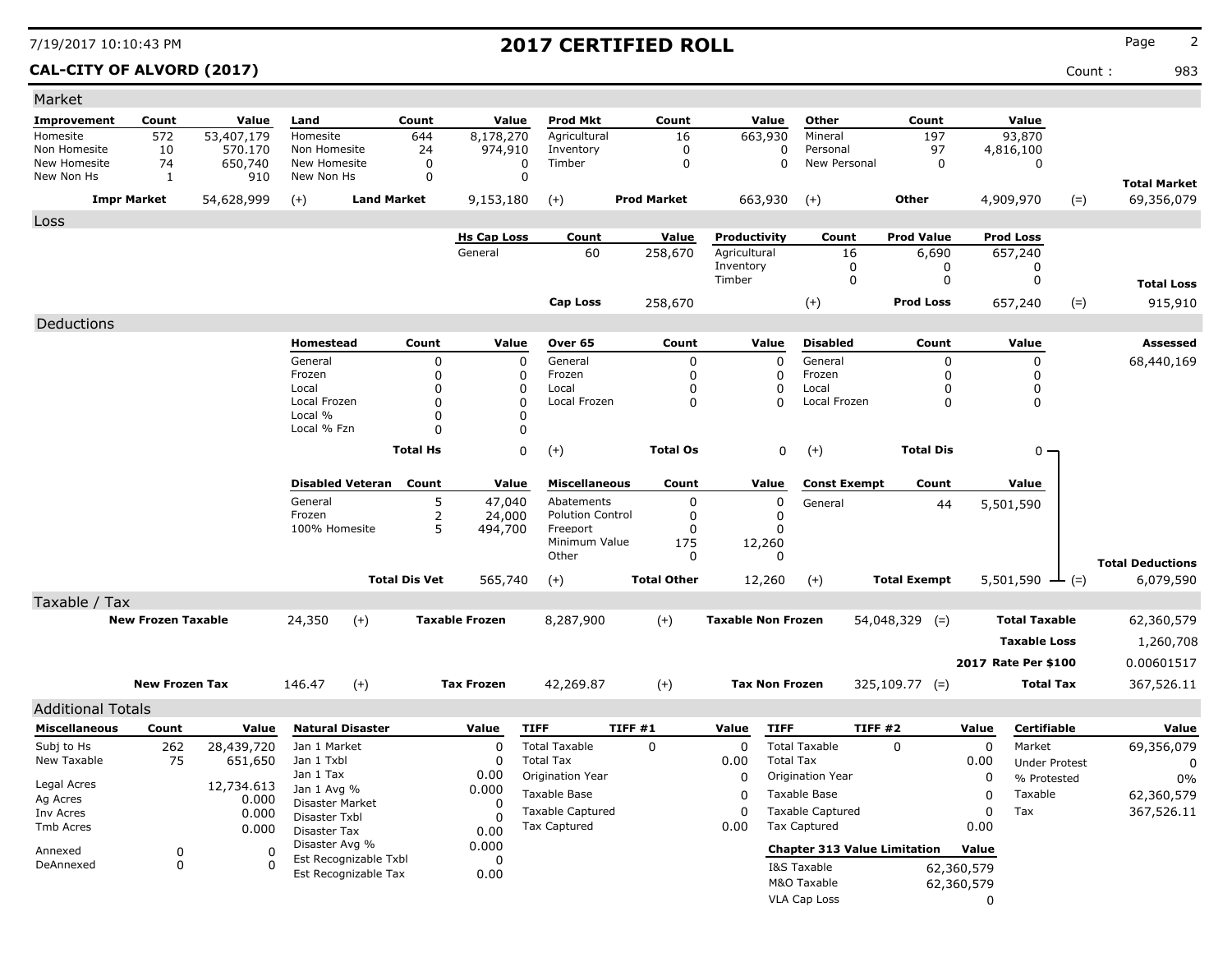7/19/2017 10:10:43 PM

# 2017 CERTIFIED ROLL

**CAL-CITY OF ALVORD (2017)**

Count : 983

## Market

| Improvement | Count | Value | Land | Count | Value | Prod Mkt | Count | Value | Other | Count | Value | | |
|---|---|---|---|---|---|---|---|---|---|---|---|---|---|
| Homesite | 572 | 53,407,179 | Homesite | 644 | 8,178,270 | Agricultural | 16 | 663,930 | Mineral | 197 | 93,870 | | |
| Non Homesite | 10 | 570.170 | Non Homesite | 24 | 974,910 | Inventory | 0 | 0 | Personal | 97 | 4,816,100 | | |
| New Homesite | 74 | 650,740 | New Homesite | 0 | 0 | Timber | 0 | 0 | New Personal | 0 | 0 | | |
| New Non Hs | 1 | 910 | New Non Hs | 0 | 0 | | | | | | | | **Total Market** |
| **Impr Market** | | 54,628,999 | (+) | **Land Market** | 9,153,180 | (+) | **Prod Market** | 663,930 | (+) | **Other** | 4,909,970 | (=) | 69,356,079 |

## Loss

| Hs Cap Loss | Count | Value | Productivity | Count | Prod Value | Prod Loss | | |
|---|---|---|---|---|---|---|---|---|
| General | 60 | 258,670 | Agricultural | 16 | 6,690 | 657,240 | | |
| | | | Inventory | 0 | 0 | 0 | | |
| | | | Timber | 0 | 0 | 0 | | **Total Loss** |
| **Cap Loss** | | 258,670 | (+) | | **Prod Loss** | 657,240 | (=) | 915,910 |

## Deductions

| Homestead | Count | Value | Over 65 | Count | Value | Disabled | Count | Value | | **Assessed** |
|---|---|---|---|---|---|---|---|---|---|---|
| General | 0 | 0 | General | 0 | 0 | General | 0 | 0 | | 68,440,169 |
| Frozen | 0 | 0 | Frozen | 0 | 0 | Frozen | 0 | 0 | | |
| Local | 0 | 0 | Local | 0 | 0 | Local | 0 | 0 | | |
| Local Frozen | 0 | 0 | Local Frozen | 0 | 0 | Local Frozen | 0 | 0 | | |
| Local % | 0 | 0 | | | | | | | | |
| Local % Fzn | 0 | 0 | | | | | | | | |
| | **Total Hs** | 0 | (+) | **Total Os** | 0 | (+) | **Total Dis** | 0 | | |

| Disabled Veteran | Count | Value | Miscellaneous | Count | Value | Const Exempt | Count | Value | | |
|---|---|---|---|---|---|---|---|---|---|---|
| General | 5 | 47,040 | Abatements | 0 | 0 | General | 44 | 5,501,590 | | |
| Frozen | 2 | 24,000 | Polution Control | 0 | 0 | | | | | |
| 100% Homesite | 5 | 494,700 | Freeport | 0 | 0 | | | | | |
| | | | Minimum Value | 175 | 12,260 | | | | | |
| | | | Other | 0 | 0 | | | | | **Total Deductions** |
| | **Total Dis Vet** | 565,740 | (+) | **Total Other** | 12,260 | (+) | **Total Exempt** | 5,501,590 | (=) | 6,079,590 |

## Taxable / Tax

| | | | | | | | | | | |
|---|---|---|---|---|---|---|---|---|---|---|
| **New Frozen Taxable** | 24,350 | (+) | **Taxable Frozen** | 8,287,900 | (+) | **Taxable Non Frozen** | 54,048,329 | (=) | **Total Taxable** | 62,360,579 |
| | | | | | | | | | **Taxable Loss** | 1,260,708 |
| | | | | | | | | | **2017 Rate Per $100** | 0.00601517 |
| **New Frozen Tax** | 146.47 | (+) | **Tax Frozen** | 42,269.87 | (+) | **Tax Non Frozen** | 325,109.77 | (=) | **Total Tax** | 367,526.11 |

## Additional Totals

| Miscellaneous | Count | Value |
|---|---|---|
| Subj to Hs | 262 | 28,439,720 |
| New Taxable | 75 | 651,650 |
| Legal Acres | | 12,734.613 |
| Ag Acres | | 0.000 |
| Inv Acres | | 0.000 |
| Tmb Acres | | 0.000 |
| Annexed | 0 | 0 |
| DeAnnexed | 0 | 0 |

| Natural Disaster | Value |
|---|---|
| Jan 1 Market | 0 |
| Jan 1 Txbl | 0 |
| Jan 1 Tax | 0.00 |
| Jan 1 Avg % | 0.000 |
| Disaster Market | 0 |
| Disaster Txbl | 0 |
| Disaster Tax | 0.00 |
| Disaster Avg % | 0.000 |
| Est Recognizable Txbl | 0 |
| Est Recognizable Tax | 0.00 |

| TIFF | TIFF #1 | Value |
|---|---|---|
| Total Taxable | 0 | 0 |
| Total Tax | | 0.00 |
| Origination Year | | 0 |
| Taxable Base | | 0 |
| Taxable Captured | | 0 |
| Tax Captured | | 0.00 |

| TIFF | TIFF #2 | Value |
|---|---|---|
| Total Taxable | 0 | 0 |
| Total Tax | | 0.00 |
| Origination Year | | 0 |
| Taxable Base | | 0 |
| Taxable Captured | | 0 |
| Tax Captured | | 0.00 |

| Chapter 313 Value Limitation | Value |
|---|---|
| I&S Taxable | 62,360,579 |
| M&O Taxable | 62,360,579 |
| VLA Cap Loss | 0 |

| Certifiable | Value |
|---|---|
| Market | 69,356,079 |
| Under Protest | 0 |
| % Protested | 0% |
| Taxable | 62,360,579 |
| Tax | 367,526.11 |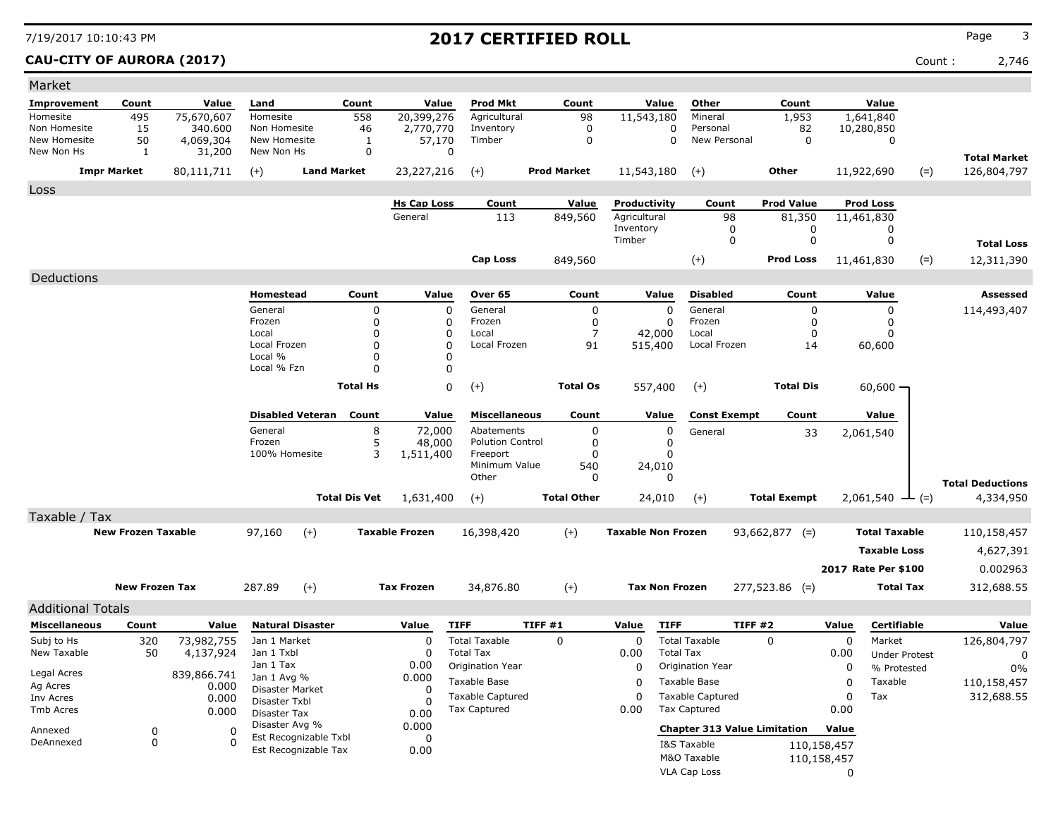# 2017 CERTIFIED ROLL

**CAU-CITY OF AURORA (2017)**

Count : 2,746

## Market

| Improvement | Count | Value | Land | Count | Value | Prod Mkt | Count | Value | Other | Count | Value | | |
|---|---|---|---|---|---|---|---|---|---|---|---|---|---|
| Homesite | 495 | 75,670,607 | Homesite | 558 | 20,399,276 | Agricultural | 98 | 11,543,180 | Mineral | 1,953 | 1,641,840 | | |
| Non Homesite | 15 | 340.600 | Non Homesite | 46 | 2,770,770 | Inventory | 0 | 0 | Personal | 82 | 10,280,850 | | |
| New Homesite | 50 | 4,069,304 | New Homesite | 1 | 57,170 | Timber | 0 | 0 | New Personal | 0 | 0 | | |
| New Non Hs | 1 | 31,200 | New Non Hs | 0 | 0 | | | | | | | | **Total Market** |
| **Impr Market** | | 80,111,711 | (+) **Land Market** | | 23,227,216 | (+) **Prod Market** | | 11,543,180 | (+) **Other** | | 11,922,690 | (=) | 126,804,797 |

## Loss

| Hs Cap Loss | Count | Value | Productivity | Count | Prod Value | Prod Loss | | |
|---|---|---|---|---|---|---|---|---|
| General | 113 | 849,560 | Agricultural | 98 | 81,350 | 11,461,830 | | |
| | | | Inventory | 0 | 0 | 0 | | |
| | | | Timber | 0 | 0 | 0 | | **Total Loss** |
| **Cap Loss** | | 849,560 | (+) | | **Prod Loss** | 11,461,830 | (=) | 12,311,390 |

## Deductions

| Homestead | Count | Value | Over 65 | Count | Value | Disabled | Count | Value | Assessed |
|---|---|---|---|---|---|---|---|---|---|
| General | 0 | 0 | General | 0 | 0 | General | 0 | 0 | 114,493,407 |
| Frozen | 0 | 0 | Frozen | 0 | 0 | Frozen | 0 | 0 | |
| Local | 0 | 0 | Local | 7 | 42,000 | Local | 0 | 0 | |
| Local Frozen | 0 | 0 | Local Frozen | 91 | 515,400 | Local Frozen | 14 | 60,600 | |
| Local % | 0 | 0 | | | | | | | |
| Local % Fzn | 0 | 0 | | | | | | | |
| **Total Hs** | | 0 | (+) **Total Os** | | 557,400 | (+) **Total Dis** | | 60,600 | |

| Disabled Veteran | Count | Value | Miscellaneous | Count | Value | Const Exempt | Count | Value | | |
|---|---|---|---|---|---|---|---|---|---|---|
| General | 8 | 72,000 | Abatements | 0 | 0 | General | 33 | 2,061,540 | | |
| Frozen | 5 | 48,000 | Polution Control | 0 | 0 | | | | | |
| 100% Homesite | 3 | 1,511,400 | Freeport | 0 | 0 | | | | | |
| | | | Minimum Value | 540 | 24,010 | | | | | |
| | | | Other | 0 | 0 | | | | | **Total Deductions** |
| **Total Dis Vet** | | 1,631,400 | (+) **Total Other** | | 24,010 | (+) **Total Exempt** | | 2,061,540 | (=) | 4,334,950 |

## Taxable / Tax

| | | | | | | | | |
|---|---|---|---|---|---|---|---|---|
| **New Frozen Taxable** | 97,160 | (+) | **Taxable Frozen** | 16,398,420 | (+) | **Taxable Non Frozen** | 93,662,877 (=) | **Total Taxable** 110,158,457 |
| | | | | | | | | **Taxable Loss** 4,627,391 |
| | | | | | | | | **2017 Rate Per $100** 0.002963 |
| **New Frozen Tax** | 287.89 | (+) | **Tax Frozen** | 34,876.80 | (+) | **Tax Non Frozen** | 277,523.86 (=) | **Total Tax** 312,688.55 |

## Additional Totals

| Miscellaneous | Count | Value |
|---|---|---|
| Subj to Hs | 320 | 73,982,755 |
| New Taxable | 50 | 4,137,924 |
| Legal Acres | | 839,866.741 |
| Ag Acres | | 0.000 |
| Inv Acres | | 0.000 |
| Tmb Acres | | 0.000 |
| Annexed | 0 | 0 |
| DeAnnexed | 0 | 0 |

| Natural Disaster | Value |
|---|---|
| Jan 1 Market | 0 |
| Jan 1 Txbl | 0 |
| Jan 1 Tax | 0.00 |
| Jan 1 Avg % | 0.000 |
| Disaster Market | 0 |
| Disaster Txbl | 0 |
| Disaster Tax | 0.00 |
| Disaster Avg % | 0.000 |
| Est Recognizable Txbl | 0 |
| Est Recognizable Tax | 0.00 |

| TIFF | TIFF #1 | Value |
|---|---|---|
| Total Taxable | 0 | 0 |
| Total Tax | | 0.00 |
| Origination Year | | 0 |
| Taxable Base | | 0 |
| Taxable Captured | | 0 |
| Tax Captured | | 0.00 |

| TIFF | TIFF #2 | Value |
|---|---|---|
| Total Taxable | 0 | 0 |
| Total Tax | | 0.00 |
| Origination Year | | 0 |
| Taxable Base | | 0 |
| Taxable Captured | | 0 |
| Tax Captured | | 0.00 |

| Chapter 313 Value Limitation | Value |
|---|---|
| I&S Taxable | 110,158,457 |
| M&O Taxable | 110,158,457 |
| VLA Cap Loss | 0 |

| Certifiable | Value |
|---|---|
| Market | 126,804,797 |
| Under Protest | 0 |
| % Protested | 0% |
| Taxable | 110,158,457 |
| Tax | 312,688.55 |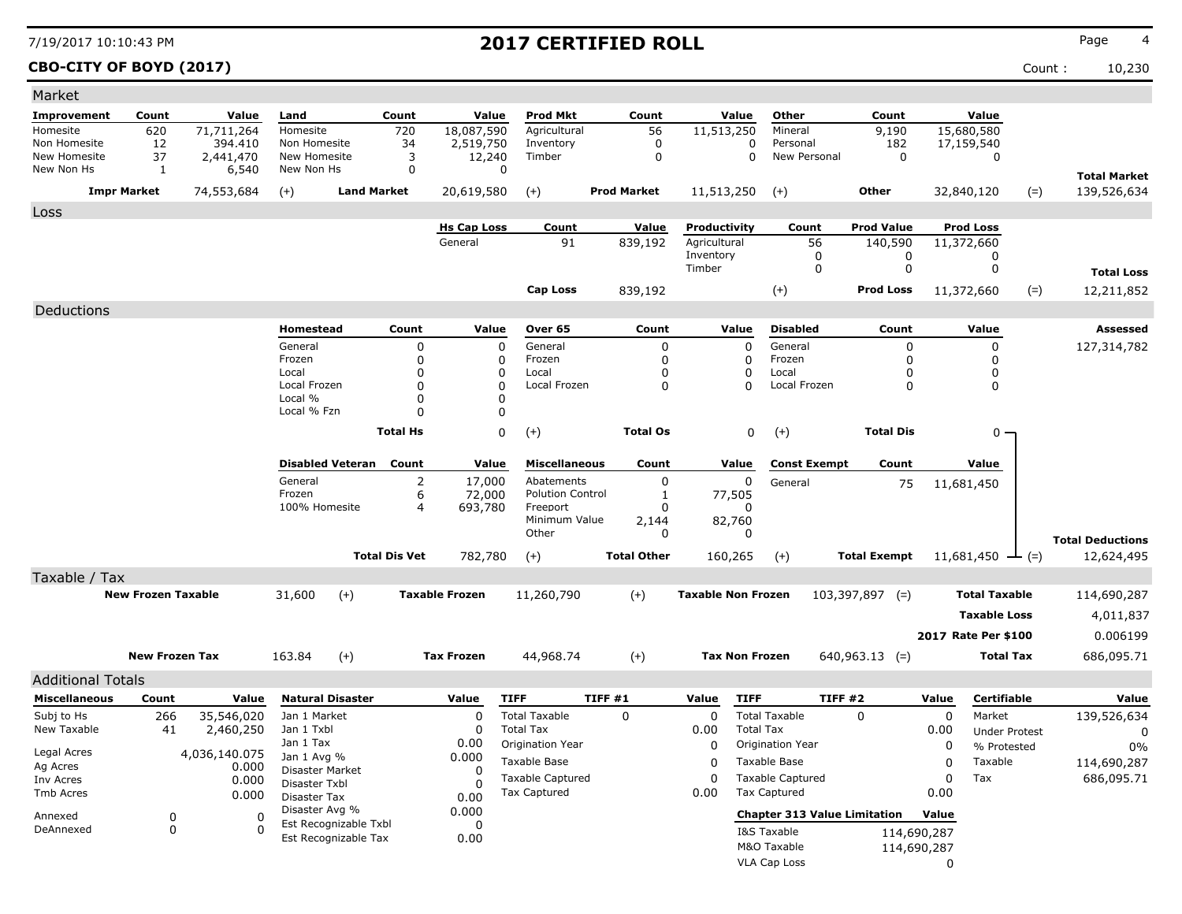# 2017 CERTIFIED ROLL

**CBO-CITY OF BOYD (2017)**

Count : 10,230

## Market

| Improvement | Count | Value | Land | Count | Value | Prod Mkt | Count | Value | Other | Count | Value | | |
|---|---|---|---|---|---|---|---|---|---|---|---|---|---|
| Homesite | 620 | 71,711,264 | Homesite | 720 | 18,087,590 | Agricultural | 56 | 11,513,250 | Mineral | 9,190 | 15,680,580 | | |
| Non Homesite | 12 | 394.410 | Non Homesite | 34 | 2,519,750 | Inventory | 0 | 0 | Personal | 182 | 17,159,540 | | |
| New Homesite | 37 | 2,441,470 | New Homesite | 3 | 12,240 | Timber | 0 | 0 | New Personal | 0 | 0 | | |
| New Non Hs | 1 | 6,540 | New Non Hs | 0 | 0 | | | | | | | | **Total Market** |
| **Impr Market** | | 74,553,684 | (+) | **Land Market** | 20,619,580 | (+) | **Prod Market** | 11,513,250 | (+) | **Other** | 32,840,120 | (=) | 139,526,634 |

## Loss

| Hs Cap Loss | Count | Value | Productivity | Count | Prod Value | Prod Loss | | |
|---|---|---|---|---|---|---|---|---|
| General | 91 | 839,192 | Agricultural | 56 | 140,590 | 11,372,660 | | |
| | | | Inventory | 0 | 0 | 0 | | |
| | | | Timber | 0 | 0 | 0 | | **Total Loss** |
| **Cap Loss** | | 839,192 | (+) | | **Prod Loss** | 11,372,660 | (=) | 12,211,852 |

## Deductions

| Homestead | Count | Value | Over 65 | Count | Value | Disabled | Count | Value | Assessed |
|---|---|---|---|---|---|---|---|---|---|
| General | 0 | 0 | General | 0 | 0 | General | 0 | 0 | 127,314,782 |
| Frozen | 0 | 0 | Frozen | 0 | 0 | Frozen | 0 | 0 | |
| Local | 0 | 0 | Local | 0 | 0 | Local | 0 | 0 | |
| Local Frozen | 0 | 0 | Local Frozen | 0 | 0 | Local Frozen | 0 | 0 | |
| Local % | 0 | 0 | | | | | | | |
| Local % Fzn | 0 | 0 | | | | | | | |
| | **Total Hs** | 0 | (+) | **Total Os** | 0 | (+) | **Total Dis** | 0 | |

| Disabled Veteran | Count | Value | Miscellaneous | Count | Value | Const Exempt | Count | Value | | |
|---|---|---|---|---|---|---|---|---|---|---|
| General | 2 | 17,000 | Abatements | 0 | 0 | General | 75 | 11,681,450 | | |
| Frozen | 6 | 72,000 | Polution Control | 1 | 77,505 | | | | | |
| 100% Homesite | 4 | 693,780 | Freeport | 0 | 0 | | | | | |
| | | | Minimum Value | 2,144 | 82,760 | | | | | |
| | | | Other | 0 | 0 | | | | | **Total Deductions** |
| | **Total Dis Vet** | 782,780 | (+) | **Total Other** | 160,265 | (+) | **Total Exempt** | 11,681,450 | (=) | 12,624,495 |

## Taxable / Tax

| | | | | | | | | |
|---|---|---|---|---|---|---|---|---|
| **New Frozen Taxable** | 31,600 | (+) | **Taxable Frozen** | 11,260,790 | (+) | **Taxable Non Frozen** | 103,397,897 (=) | **Total Taxable** 114,690,287 |
| | | | | | | | | **Taxable Loss** 4,011,837 |
| | | | | | | | | **2017 Rate Per $100** 0.006199 |
| **New Frozen Tax** | 163.84 | (+) | **Tax Frozen** | 44,968.74 | (+) | **Tax Non Frozen** | 640,963.13 (=) | **Total Tax** 686,095.71 |

## Additional Totals

| Miscellaneous | Count | Value |
|---|---|---|
| Subj to Hs | 266 | 35,546,020 |
| New Taxable | 41 | 2,460,250 |
| Legal Acres | | 4,036,140.075 |
| Ag Acres | | 0.000 |
| Inv Acres | | 0.000 |
| Tmb Acres | | 0.000 |
| Annexed | 0 | 0 |
| DeAnnexed | 0 | 0 |

| Natural Disaster | Value |
|---|---|
| Jan 1 Market | 0 |
| Jan 1 Txbl | 0 |
| Jan 1 Tax | 0.00 |
| Jan 1 Avg % | 0.000 |
| Disaster Market | 0 |
| Disaster Txbl | 0 |
| Disaster Tax | 0.00 |
| Disaster Avg % | 0.000 |
| Est Recognizable Txbl | 0 |
| Est Recognizable Tax | 0.00 |

| TIFF | TIFF #1 | Value |
|---|---|---|
| Total Taxable | 0 | 0 |
| Total Tax | | 0.00 |
| Origination Year | | 0 |
| Taxable Base | | 0 |
| Taxable Captured | | 0 |
| Tax Captured | | 0.00 |

| TIFF | TIFF #2 | Value |
|---|---|---|
| Total Taxable | 0 | 0 |
| Total Tax | | 0.00 |
| Origination Year | | 0 |
| Taxable Base | | 0 |
| Taxable Captured | | 0 |
| Tax Captured | | 0.00 |

| Chapter 313 Value Limitation | Value |
|---|---|
| I&S Taxable | 114,690,287 |
| M&O Taxable | 114,690,287 |
| VLA Cap Loss | 0 |

| Certifiable | Value |
|---|---|
| Market | 139,526,634 |
| Under Protest | 0 |
| % Protested | 0% |
| Taxable | 114,690,287 |
| Tax | 686,095.71 |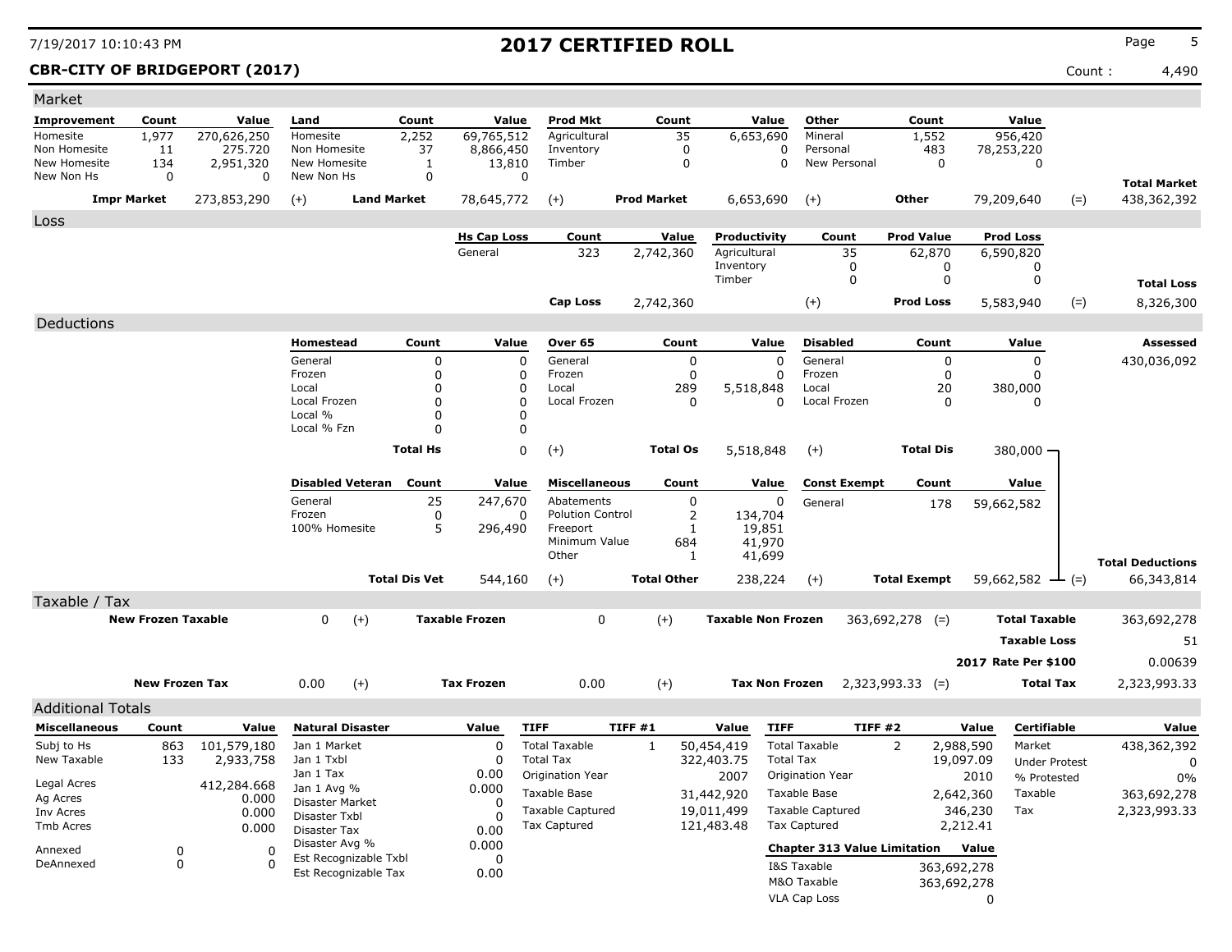# 2017 CERTIFIED ROLL

7/19/2017 10:10:43 PM

**CBR-CITY OF BRIDGEPORT (2017)** Count : 4,490

## Market

| Improvement | Count | Value | Land | Count | Value | Prod Mkt | Count | Value | Other | Count | Value | | |
|---|---|---|---|---|---|---|---|---|---|---|---|---|---|
| Homesite | 1,977 | 270,626,250 | Homesite | 2,252 | 69,765,512 | Agricultural | 35 | 6,653,690 | Mineral | 1,552 | 956,420 | | |
| Non Homesite | 11 | 275.720 | Non Homesite | 37 | 8,866,450 | Inventory | 0 | 0 | Personal | 483 | 78,253,220 | | |
| New Homesite | 134 | 2,951,320 | New Homesite | 1 | 13,810 | Timber | 0 | 0 | New Personal | 0 | 0 | | |
| New Non Hs | 0 | 0 | New Non Hs | 0 | 0 | | | | | | | | **Total Market** |
| **Impr Market** | | 273,853,290 | (+) | **Land Market** | 78,645,772 | (+) | **Prod Market** | 6,653,690 | (+) | **Other** | 79,209,640 | (=) | 438,362,392 |

## Loss

| Hs Cap Loss | Count | Value | Productivity | Count | Prod Value | Prod Loss | | |
|---|---|---|---|---|---|---|---|---|
| General | 323 | 2,742,360 | Agricultural | 35 | 62,870 | 6,590,820 | | |
| | | | Inventory | 0 | 0 | 0 | | |
| | | | Timber | 0 | 0 | 0 | | **Total Loss** |
| **Cap Loss** | | 2,742,360 | (+) | | **Prod Loss** | 5,583,940 | (=) | 8,326,300 |

## Deductions

| Homestead | Count | Value | Over 65 | Count | Value | Disabled | Count | Value | Assessed |
|---|---|---|---|---|---|---|---|---|---|
| General | 0 | 0 | General | 0 | 0 | General | 0 | 0 | 430,036,092 |
| Frozen | 0 | 0 | Frozen | 0 | 0 | Frozen | 0 | 0 | |
| Local | 0 | 0 | Local | 289 | 5,518,848 | Local | 20 | 380,000 | |
| Local Frozen | 0 | 0 | Local Frozen | 0 | 0 | Local Frozen | 0 | 0 | |
| Local % | 0 | 0 | | | | | | | |
| Local % Fzn | 0 | 0 | | | | | | | |
| **Total Hs** | | 0 | (+) | **Total Os** | 5,518,848 | (+) | **Total Dis** | 380,000 | |

| Disabled Veteran | Count | Value | Miscellaneous | Count | Value | Const Exempt | Count | Value | | |
|---|---|---|---|---|---|---|---|---|---|---|
| General | 25 | 247,670 | Abatements | 0 | 0 | General | 178 | 59,662,582 | | |
| Frozen | 0 | 0 | Polution Control | 2 | 134,704 | | | | | |
| 100% Homesite | 5 | 296,490 | Freeport | 1 | 19,851 | | | | | |
| | | | Minimum Value | 684 | 41,970 | | | | | |
| | | | Other | 1 | 41,699 | | | | | **Total Deductions** |
| **Total Dis Vet** | | 544,160 | (+) | **Total Other** | 238,224 | (+) | **Total Exempt** | 59,662,582 | (=) | 66,343,814 |

## Taxable / Tax

| | | | | | | | | | |
|---|---|---|---|---|---|---|---|---|---|
| **New Frozen Taxable** | 0 | (+) | **Taxable Frozen** | 0 | (+) | **Taxable Non Frozen** | 363,692,278 (=) | **Total Taxable** | 363,692,278 |
| | | | | | | | | **Taxable Loss** | 51 |
| | | | | | | | | **2017 Rate Per $100** | 0.00639 |
| **New Frozen Tax** | 0.00 | (+) | **Tax Frozen** | 0.00 | (+) | **Tax Non Frozen** | 2,323,993.33 (=) | **Total Tax** | 2,323,993.33 |

## Additional Totals

| Miscellaneous | Count | Value |
|---|---|---|
| Subj to Hs | 863 | 101,579,180 |
| New Taxable | 133 | 2,933,758 |
| Legal Acres | | 412,284.668 |
| Ag Acres | | 0.000 |
| Inv Acres | | 0.000 |
| Tmb Acres | | 0.000 |
| Annexed | 0 | 0 |
| DeAnnexed | 0 | 0 |

| Natural Disaster | Value |
|---|---|
| Jan 1 Market | 0 |
| Jan 1 Txbl | 0 |
| Jan 1 Tax | 0.00 |
| Jan 1 Avg % | 0.000 |
| Disaster Market | 0 |
| Disaster Txbl | 0 |
| Disaster Tax | 0.00 |
| Disaster Avg % | 0.000 |
| Est Recognizable Txbl | 0 |
| Est Recognizable Tax | 0.00 |

| TIFF | TIFF #1 | Value |
|---|---|---|
| Total Taxable | 1 | 50,454,419 |
| Total Tax | | 322,403.75 |
| Origination Year | | 2007 |
| Taxable Base | | 31,442,920 |
| Taxable Captured | | 19,011,499 |
| Tax Captured | | 121,483.48 |

| TIFF | TIFF #2 | Value |
|---|---|---|
| Total Taxable | 2 | 2,988,590 |
| Total Tax | | 19,097.09 |
| Origination Year | | 2010 |
| Taxable Base | | 2,642,360 |
| Taxable Captured | | 346,230 |
| Tax Captured | | 2,212.41 |

| Chapter 313 Value Limitation | Value |
|---|---|
| I&S Taxable | 363,692,278 |
| M&O Taxable | 363,692,278 |
| VLA Cap Loss | 0 |

| Certifiable | Value |
|---|---|
| Market | 438,362,392 |
| Under Protest | 0 |
| % Protested | 0% |
| Taxable | 363,692,278 |
| Tax | 2,323,993.33 |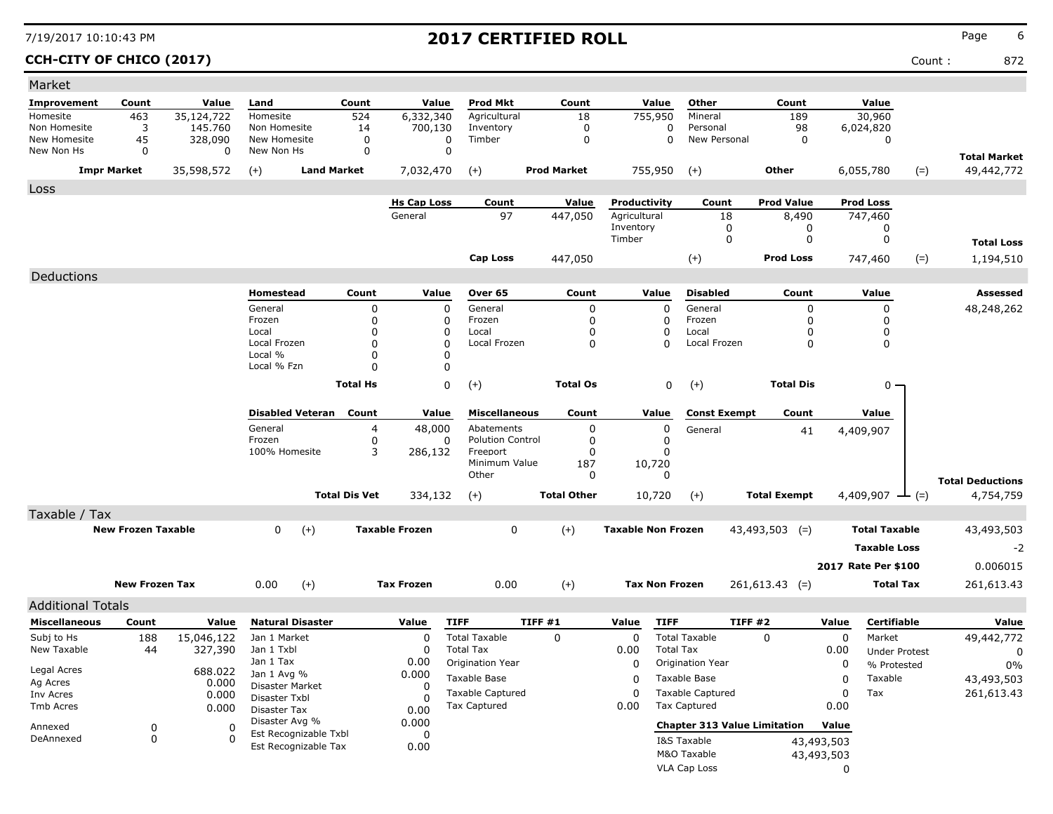7/19/2017 10:10:43 PM

# 2017 CERTIFIED ROLL

**CCH-CITY OF CHICO (2017)**

Count : 872

## Market

| Improvement | Count | Value | Land | Count | Value | Prod Mkt | Count | Value | Other | Count | Value | | Total Market |
|---|---|---|---|---|---|---|---|---|---|---|---|---|---|
| Homesite | 463 | 35,124,722 | Homesite | 524 | 6,332,340 | Agricultural | 18 | 755,950 | Mineral | 189 | 30,960 | | |
| Non Homesite | 3 | 145.760 | Non Homesite | 14 | 700,130 | Inventory | 0 | 0 | Personal | 98 | 6,024,820 | | |
| New Homesite | 45 | 328,090 | New Homesite | 0 | 0 | Timber | 0 | 0 | New Personal | 0 | 0 | | |
| New Non Hs | 0 | 0 | New Non Hs | 0 | 0 | | | | | | | | |
| **Impr Market** | | 35,598,572 | (+) **Land Market** | | 7,032,470 | (+) **Prod Market** | | 755,950 | (+) **Other** | | 6,055,780 | (=) | 49,442,772 |

## Loss

| Hs Cap Loss | Count | Value | Productivity | Count | Prod Value | Prod Loss | | Total Loss |
|---|---|---|---|---|---|---|---|---|
| General | 97 | 447,050 | Agricultural | 18 | 8,490 | 747,460 | | |
| | | | Inventory | 0 | 0 | 0 | | |
| | | | Timber | 0 | 0 | 0 | | |
| **Cap Loss** | | 447,050 | (+) | | **Prod Loss** | 747,460 | (=) | 1,194,510 |

## Deductions

**Assessed:** 48,248,262

| Homestead | Count | Value | Over 65 | Count | Value | Disabled | Count | Value |
|---|---|---|---|---|---|---|---|---|
| General | 0 | 0 | General | 0 | 0 | General | 0 | 0 |
| Frozen | 0 | 0 | Frozen | 0 | 0 | Frozen | 0 | 0 |
| Local | 0 | 0 | Local | 0 | 0 | Local | 0 | 0 |
| Local Frozen | 0 | 0 | Local Frozen | 0 | 0 | Local Frozen | 0 | 0 |
| Local % | 0 | 0 | | | | | | |
| Local % Fzn | 0 | 0 | | | | | | |
| **Total Hs** | | 0 | (+) **Total Os** | | 0 | (+) **Total Dis** | | 0 |

| Disabled Veteran | Count | Value | Miscellaneous | Count | Value | Const Exempt | Count | Value | | Total Deductions |
|---|---|---|---|---|---|---|---|---|---|---|
| General | 4 | 48,000 | Abatements | 0 | 0 | General | 41 | 4,409,907 | | |
| Frozen | 0 | 0 | Polution Control | 0 | 0 | | | | | |
| 100% Homesite | 3 | 286,132 | Freeport | 0 | 0 | | | | | |
| | | | Minimum Value | 187 | 10,720 | | | | | |
| | | | Other | 0 | 0 | | | | | |
| **Total Dis Vet** | | 334,132 | (+) **Total Other** | | 10,720 | (+) **Total Exempt** | | 4,409,907 | (=) | 4,754,759 |

## Taxable / Tax

| | | | | | | | |
|---|---|---|---|---|---|---|---|
| **New Frozen Taxable** | 0 | (+) **Taxable Frozen** | 0 | (+) **Taxable Non Frozen** | 43,493,503 | (=) **Total Taxable** | 43,493,503 |
| | | | | | | **Taxable Loss** | -2 |
| | | | | | | **2017 Rate Per $100** | 0.006015 |
| **New Frozen Tax** | 0.00 | (+) **Tax Frozen** | 0.00 | (+) **Tax Non Frozen** | 261,613.43 | (=) **Total Tax** | 261,613.43 |

## Additional Totals

| Miscellaneous | Count | Value |
|---|---|---|
| Subj to Hs | 188 | 15,046,122 |
| New Taxable | 44 | 327,390 |
| Legal Acres | | 688.022 |
| Ag Acres | | 0.000 |
| Inv Acres | | 0.000 |
| Tmb Acres | | 0.000 |
| Annexed | 0 | 0 |
| DeAnnexed | 0 | 0 |

| Natural Disaster | Value |
|---|---|
| Jan 1 Market | 0 |
| Jan 1 Txbl | 0 |
| Jan 1 Tax | 0.00 |
| Jan 1 Avg % | 0.000 |
| Disaster Market | 0 |
| Disaster Txbl | 0 |
| Disaster Tax | 0.00 |
| Disaster Avg % | 0.000 |
| Est Recognizable Txbl | 0 |
| Est Recognizable Tax | 0.00 |

| TIFF | TIFF #1 | Value |
|---|---|---|
| Total Taxable | 0 | 0 |
| Total Tax | | 0.00 |
| Origination Year | | 0 |
| Taxable Base | | 0 |
| Taxable Captured | | 0 |
| Tax Captured | | 0.00 |

| TIFF | TIFF #2 | Value |
|---|---|---|
| Total Taxable | 0 | 0 |
| Total Tax | | 0.00 |
| Origination Year | | 0 |
| Taxable Base | | 0 |
| Taxable Captured | | 0 |
| Tax Captured | | 0.00 |

| Chapter 313 Value Limitation | Value |
|---|---|
| I&S Taxable | 43,493,503 |
| M&O Taxable | 43,493,503 |
| VLA Cap Loss | 0 |

| Certifiable | Value |
|---|---|
| Market | 49,442,772 |
| Under Protest | 0 |
| % Protested | 0% |
| Taxable | 43,493,503 |
| Tax | 261,613.43 |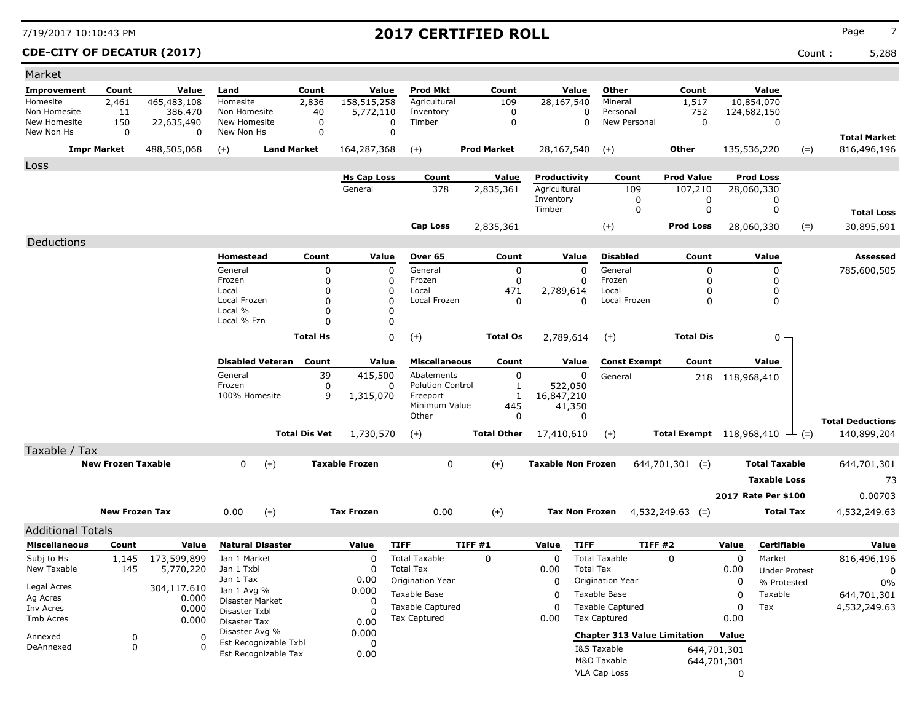# 2017 CERTIFIED ROLL

7/19/2017 10:10:43 PM

**CDE-CITY OF DECATUR (2017)** Count : 5,288

## Market

| Improvement | Count | Value | Land | Count | Value | Prod Mkt | Count | Value | Other | Count | Value | | |
|---|---|---|---|---|---|---|---|---|---|---|---|---|---|
| Homesite | 2,461 | 465,483,108 | Homesite | 2,836 | 158,515,258 | Agricultural | 109 | 28,167,540 | Mineral | 1,517 | 10,854,070 | | |
| Non Homesite | 11 | 386.470 | Non Homesite | 40 | 5,772,110 | Inventory | 0 | 0 | Personal | 752 | 124,682,150 | | |
| New Homesite | 150 | 22,635,490 | New Homesite | 0 | 0 | Timber | 0 | 0 | New Personal | 0 | 0 | | |
| New Non Hs | 0 | 0 | New Non Hs | 0 | 0 | | | | | | | | **Total Market** |
| **Impr Market** | | 488,505,068 | (+) **Land Market** | | 164,287,368 | (+) **Prod Market** | | 28,167,540 | (+) **Other** | | 135,536,220 | (=) | 816,496,196 |

## Loss

| Hs Cap Loss | Count | Value | Productivity | Count | Prod Value | Prod Loss | | |
|---|---|---|---|---|---|---|---|---|
| General | 378 | 2,835,361 | Agricultural | 109 | 107,210 | 28,060,330 | | |
| | | | Inventory | 0 | 0 | 0 | | |
| | | | Timber | 0 | 0 | 0 | | **Total Loss** |
| **Cap Loss** | | 2,835,361 | (+) | | **Prod Loss** | 28,060,330 | (=) | 30,895,691 |

## Deductions

| Homestead | Count | Value | Over 65 | Count | Value | Disabled | Count | Value | Assessed |
|---|---|---|---|---|---|---|---|---|---|
| General | 0 | 0 | General | 0 | 0 | General | 0 | 0 | 785,600,505 |
| Frozen | 0 | 0 | Frozen | 0 | 0 | Frozen | 0 | 0 | |
| Local | 0 | 0 | Local | 471 | 2,789,614 | Local | 0 | 0 | |
| Local Frozen | 0 | 0 | Local Frozen | 0 | 0 | Local Frozen | 0 | 0 | |
| Local % | 0 | 0 | | | | | | | |
| Local % Fzn | 0 | 0 | | | | | | | |
| **Total Hs** | | 0 | (+) **Total Os** | | 2,789,614 | (+) **Total Dis** | | 0 | |

| Disabled Veteran | Count | Value | Miscellaneous | Count | Value | Const Exempt | Count | Value | | |
|---|---|---|---|---|---|---|---|---|---|---|
| General | 39 | 415,500 | Abatements | 0 | 0 | General | 218 | 118,968,410 | | |
| Frozen | 0 | 0 | Polution Control | 1 | 522,050 | | | | | |
| 100% Homesite | 9 | 1,315,070 | Freeport | 1 | 16,847,210 | | | | | |
| | | | Minimum Value | 445 | 41,350 | | | | | |
| | | | Other | 0 | 0 | | | | | **Total Deductions** |
| **Total Dis Vet** | | 1,730,570 | (+) **Total Other** | | 17,410,610 | (+) **Total Exempt** | | 118,968,410 | (=) | 140,899,204 |

## Taxable / Tax

| | | | | | | | | |
|---|---|---|---|---|---|---|---|---|
| **New Frozen Taxable** | 0 | (+) | **Taxable Frozen** | 0 | (+) | **Taxable Non Frozen** | 644,701,301 (=) | **Total Taxable** 644,701,301 |
| | | | | | | | | **Taxable Loss** 73 |
| | | | | | | | | **2017 Rate Per $100** 0.00703 |
| **New Frozen Tax** | 0.00 | (+) | **Tax Frozen** | 0.00 | (+) | **Tax Non Frozen** | 4,532,249.63 (=) | **Total Tax** 4,532,249.63 |

## Additional Totals

| Miscellaneous | Count | Value |
|---|---|---|
| Subj to Hs | 1,145 | 173,599,899 |
| New Taxable | 145 | 5,770,220 |
| Legal Acres | | 304,117.610 |
| Ag Acres | | 0.000 |
| Inv Acres | | 0.000 |
| Tmb Acres | | 0.000 |
| Annexed | 0 | 0 |
| DeAnnexed | 0 | 0 |

| Natural Disaster | Value |
|---|---|
| Jan 1 Market | 0 |
| Jan 1 Txbl | 0 |
| Jan 1 Tax | 0.00 |
| Jan 1 Avg % | 0.000 |
| Disaster Market | 0 |
| Disaster Txbl | 0 |
| Disaster Tax | 0.00 |
| Disaster Avg % | 0.000 |
| Est Recognizable Txbl | 0 |
| Est Recognizable Tax | 0.00 |

| TIFF | TIFF #1 | Value |
|---|---|---|
| Total Taxable | 0 | 0 |
| Total Tax | | 0.00 |
| Origination Year | | 0 |
| Taxable Base | | 0 |
| Taxable Captured | | 0 |
| Tax Captured | | 0.00 |

| TIFF | TIFF #2 | Value |
|---|---|---|
| Total Taxable | 0 | 0 |
| Total Tax | | 0.00 |
| Origination Year | | 0 |
| Taxable Base | | 0 |
| Taxable Captured | | 0 |
| Tax Captured | | 0.00 |

| Chapter 313 Value Limitation | Value |
|---|---|
| I&S Taxable | 644,701,301 |
| M&O Taxable | 644,701,301 |
| VLA Cap Loss | 0 |

| Certifiable | Value |
|---|---|
| Market | 816,496,196 |
| Under Protest | 0 |
| % Protested | 0% |
| Taxable | 644,701,301 |
| Tax | 4,532,249.63 |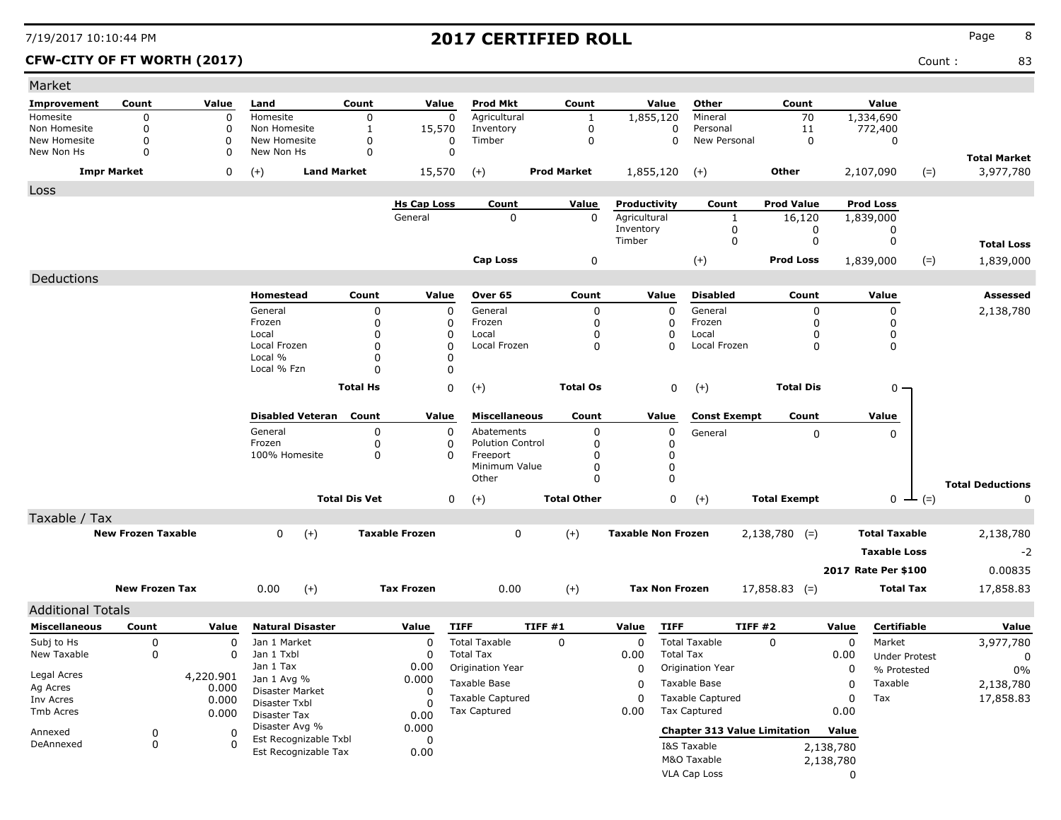# 2017 CERTIFIED ROLL

**CFW-CITY OF FT WORTH (2017)** Count : 83

## Market

| Improvement | Count | Value | Land | Count | Value | Prod Mkt | Count | Value | Other | Count | Value | | |
|---|---|---|---|---|---|---|---|---|---|---|---|---|---|
| Homesite | 0 | 0 | Homesite | 0 | 0 | Agricultural | 1 | 1,855,120 | Mineral | 70 | 1,334,690 | | |
| Non Homesite | 0 | 0 | Non Homesite | 1 | 15,570 | Inventory | 0 | 0 | Personal | 11 | 772,400 | | |
| New Homesite | 0 | 0 | New Homesite | 0 | 0 | Timber | 0 | 0 | New Personal | 0 | 0 | | |
| New Non Hs | 0 | 0 | New Non Hs | 0 | 0 | | | | | | | | **Total Market** |
| **Impr Market** | | 0 | (+) **Land Market** | | 15,570 | (+) **Prod Market** | | 1,855,120 | (+) **Other** | | 2,107,090 | (=) | 3,977,780 |

## Loss

| Hs Cap Loss | Count | Value | Productivity | Count | Prod Value | Prod Loss | | |
|---|---|---|---|---|---|---|---|---|
| General | 0 | 0 | Agricultural | 1 | 16,120 | 1,839,000 | | |
| | | | Inventory | 0 | 0 | 0 | | |
| | | | Timber | 0 | 0 | 0 | | **Total Loss** |
| **Cap Loss** | | 0 | (+) | | **Prod Loss** | 1,839,000 | (=) | 1,839,000 |

## Deductions

| Homestead | Count | Value | Over 65 | Count | Value | Disabled | Count | Value | Assessed |
|---|---|---|---|---|---|---|---|---|---|
| General | 0 | 0 | General | 0 | 0 | General | 0 | 0 | 2,138,780 |
| Frozen | 0 | 0 | Frozen | 0 | 0 | Frozen | 0 | 0 | |
| Local | 0 | 0 | Local | 0 | 0 | Local | 0 | 0 | |
| Local Frozen | 0 | 0 | Local Frozen | 0 | 0 | Local Frozen | 0 | 0 | |
| Local % | 0 | 0 | | | | | | | |
| Local % Fzn | 0 | 0 | | | | | | | |
| **Total Hs** | | 0 | (+) **Total Os** | | 0 | (+) **Total Dis** | | 0 | |

| Disabled Veteran | Count | Value | Miscellaneous | Count | Value | Const Exempt | Count | Value | | |
|---|---|---|---|---|---|---|---|---|---|---|
| General | 0 | 0 | Abatements | 0 | 0 | General | 0 | 0 | | |
| Frozen | 0 | 0 | Polution Control | 0 | 0 | | | | | |
| 100% Homesite | 0 | 0 | Freeport | 0 | 0 | | | | | |
| | | | Minimum Value | 0 | 0 | | | | | |
| | | | Other | 0 | 0 | | | | | **Total Deductions** |
| **Total Dis Vet** | | 0 | (+) **Total Other** | | 0 | (+) **Total Exempt** | | 0 | (=) | 0 |

## Taxable / Tax

| | | | | | | | |
|---|---|---|---|---|---|---|---|
| **New Frozen Taxable** | 0 | (+) **Taxable Frozen** | 0 | (+) **Taxable Non Frozen** | 2,138,780 | (=) **Total Taxable** | 2,138,780 |
| | | | | | | **Taxable Loss** | -2 |
| | | | | | | **2017 Rate Per $100** | 0.00835 |
| **New Frozen Tax** | 0.00 | (+) **Tax Frozen** | 0.00 | (+) **Tax Non Frozen** | 17,858.83 | (=) **Total Tax** | 17,858.83 |

## Additional Totals

| Miscellaneous | Count | Value |
|---|---|---|
| Subj to Hs | 0 | 0 |
| New Taxable | 0 | 0 |
| Legal Acres | | 4,220.901 |
| Ag Acres | | 0.000 |
| Inv Acres | | 0.000 |
| Tmb Acres | | 0.000 |
| Annexed | 0 | 0 |
| DeAnnexed | 0 | 0 |

| Natural Disaster | Value |
|---|---|
| Jan 1 Market | 0 |
| Jan 1 Txbl | 0 |
| Jan 1 Tax | 0.00 |
| Jan 1 Avg % | 0.000 |
| Disaster Market | 0 |
| Disaster Txbl | 0 |
| Disaster Tax | 0.00 |
| Disaster Avg % | 0.000 |
| Est Recognizable Txbl | 0 |
| Est Recognizable Tax | 0.00 |

| TIFF | TIFF #1 | Value |
|---|---|---|
| Total Taxable | 0 | 0 |
| Total Tax | | 0.00 |
| Origination Year | | 0 |
| Taxable Base | | 0 |
| Taxable Captured | | 0 |
| Tax Captured | | 0.00 |

| TIFF | TIFF #2 | Value |
|---|---|---|
| Total Taxable | 0 | 0 |
| Total Tax | | 0.00 |
| Origination Year | | 0 |
| Taxable Base | | 0 |
| Taxable Captured | | 0 |
| Tax Captured | | 0.00 |

| Chapter 313 Value Limitation | Value |
|---|---|
| I&S Taxable | 2,138,780 |
| M&O Taxable | 2,138,780 |
| VLA Cap Loss | 0 |

| Certifiable | Value |
|---|---|
| Market | 3,977,780 |
| Under Protest | 0 |
| % Protested | 0% |
| Taxable | 2,138,780 |
| Tax | 17,858.83 |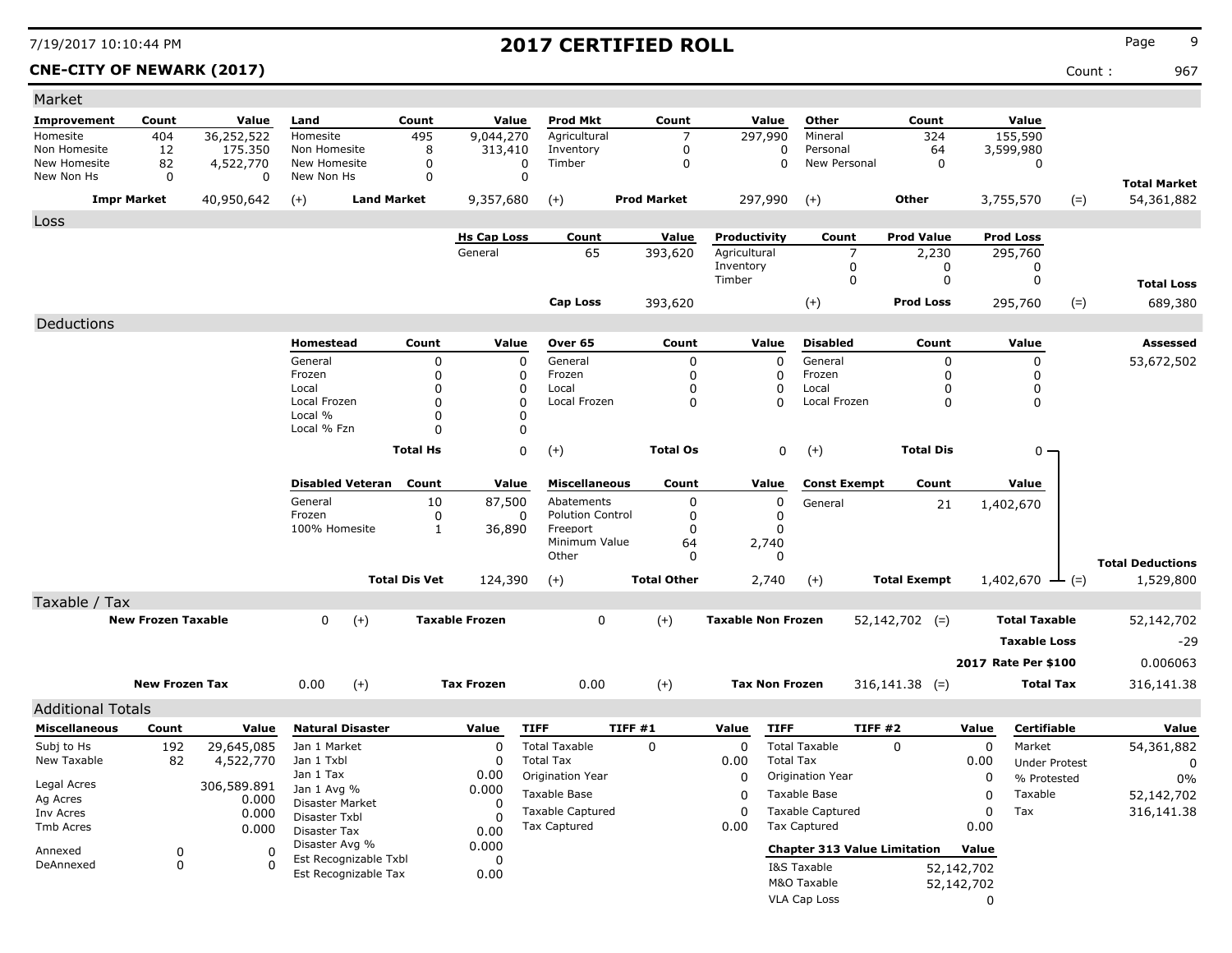7/19/2017 10:10:44 PM

# 2017 CERTIFIED ROLL

**CNE-CITY OF NEWARK (2017)**

Count : 967

## Market

| Improvement | Count | Value | Land | Count | Value | Prod Mkt | Count | Value | Other | Count | Value | | Total Market |
|---|---|---|---|---|---|---|---|---|---|---|---|---|---|
| Homesite | 404 | 36,252,522 | Homesite | 495 | 9,044,270 | Agricultural | 7 | 297,990 | Mineral | 324 | 155,590 | | |
| Non Homesite | 12 | 175.350 | Non Homesite | 8 | 313,410 | Inventory | 0 | 0 | Personal | 64 | 3,599,980 | | |
| New Homesite | 82 | 4,522,770 | New Homesite | 0 | 0 | Timber | 0 | 0 | New Personal | 0 | 0 | | |
| New Non Hs | 0 | 0 | New Non Hs | 0 | 0 | | | | | | | | |
| **Impr Market** | | 40,950,642 | (+) **Land Market** | | 9,357,680 | (+) **Prod Market** | | 297,990 | (+) **Other** | | 3,755,570 | (=) | 54,361,882 |

## Loss

| Hs Cap Loss | Count | Value | Productivity | Count | Prod Value | Prod Loss | | Total Loss |
|---|---|---|---|---|---|---|---|---|
| General | 65 | 393,620 | Agricultural | 7 | 2,230 | 295,760 | | |
| | | | Inventory | 0 | 0 | 0 | | |
| | | | Timber | 0 | 0 | 0 | | |
| **Cap Loss** | | 393,620 | (+) | | **Prod Loss** | 295,760 | (=) | 689,380 |

## Deductions

| Homestead | Count | Value | Over 65 | Count | Value | Disabled | Count | Value | Assessed |
|---|---|---|---|---|---|---|---|---|---|
| General | 0 | 0 | General | 0 | 0 | General | 0 | 0 | 53,672,502 |
| Frozen | 0 | 0 | Frozen | 0 | 0 | Frozen | 0 | 0 | |
| Local | 0 | 0 | Local | 0 | 0 | Local | 0 | 0 | |
| Local Frozen | 0 | 0 | Local Frozen | 0 | 0 | Local Frozen | 0 | 0 | |
| Local % | 0 | 0 | | | | | | | |
| Local % Fzn | 0 | 0 | | | | | | | |
| **Total Hs** | | 0 | (+) **Total Os** | | 0 | (+) **Total Dis** | | 0 | |

| Disabled Veteran | Count | Value | Miscellaneous | Count | Value | Const Exempt | Count | Value | | Total Deductions |
|---|---|---|---|---|---|---|---|---|---|---|
| General | 10 | 87,500 | Abatements | 0 | 0 | General | 21 | 1,402,670 | | |
| Frozen | 0 | 0 | Polution Control | 0 | 0 | | | | | |
| 100% Homesite | 1 | 36,890 | Freeport | 0 | 0 | | | | | |
| | | | Minimum Value | 64 | 2,740 | | | | | |
| | | | Other | 0 | 0 | | | | | |
| **Total Dis Vet** | | 124,390 | (+) **Total Other** | | 2,740 | (+) **Total Exempt** | | 1,402,670 | (=) | 1,529,800 |

## Taxable / Tax

| | | | | | | | | |
|---|---|---|---|---|---|---|---|---|
| **New Frozen Taxable** | 0 | (+) | **Taxable Frozen** | 0 | (+) | **Taxable Non Frozen** | 52,142,702 (=) | **Total Taxable** 52,142,702 |
| | | | | | | | | **Taxable Loss** -29 |
| | | | | | | | | **2017 Rate Per $100** 0.006063 |
| **New Frozen Tax** | 0.00 | (+) | **Tax Frozen** | 0.00 | (+) | **Tax Non Frozen** | 316,141.38 (=) | **Total Tax** 316,141.38 |

## Additional Totals

| Miscellaneous | Count | Value |
|---|---|---|
| Subj to Hs | 192 | 29,645,085 |
| New Taxable | 82 | 4,522,770 |
| Legal Acres | | 306,589.891 |
| Ag Acres | | 0.000 |
| Inv Acres | | 0.000 |
| Tmb Acres | | 0.000 |
| Annexed | 0 | 0 |
| DeAnnexed | 0 | 0 |

| Natural Disaster | Value |
|---|---|
| Jan 1 Market | 0 |
| Jan 1 Txbl | 0 |
| Jan 1 Tax | 0.00 |
| Jan 1 Avg % | 0.000 |
| Disaster Market | 0 |
| Disaster Txbl | 0 |
| Disaster Tax | 0.00 |
| Disaster Avg % | 0.000 |
| Est Recognizable Txbl | 0 |
| Est Recognizable Tax | 0.00 |

| TIFF | TIFF #1 | Value |
|---|---|---|
| Total Taxable | 0 | 0 |
| Total Tax | | 0.00 |
| Origination Year | | 0 |
| Taxable Base | | 0 |
| Taxable Captured | | 0 |
| Tax Captured | | 0.00 |

| TIFF | TIFF #2 | Value |
|---|---|---|
| Total Taxable | 0 | 0 |
| Total Tax | | 0.00 |
| Origination Year | | 0 |
| Taxable Base | | 0 |
| Taxable Captured | | 0 |
| Tax Captured | | 0.00 |

| Chapter 313 Value Limitation | Value |
|---|---|
| I&S Taxable | 52,142,702 |
| M&O Taxable | 52,142,702 |
| VLA Cap Loss | 0 |

| Certifiable | Value |
|---|---|
| Market | 54,361,882 |
| Under Protest | 0 |
| % Protested | 0% |
| Taxable | 52,142,702 |
| Tax | 316,141.38 |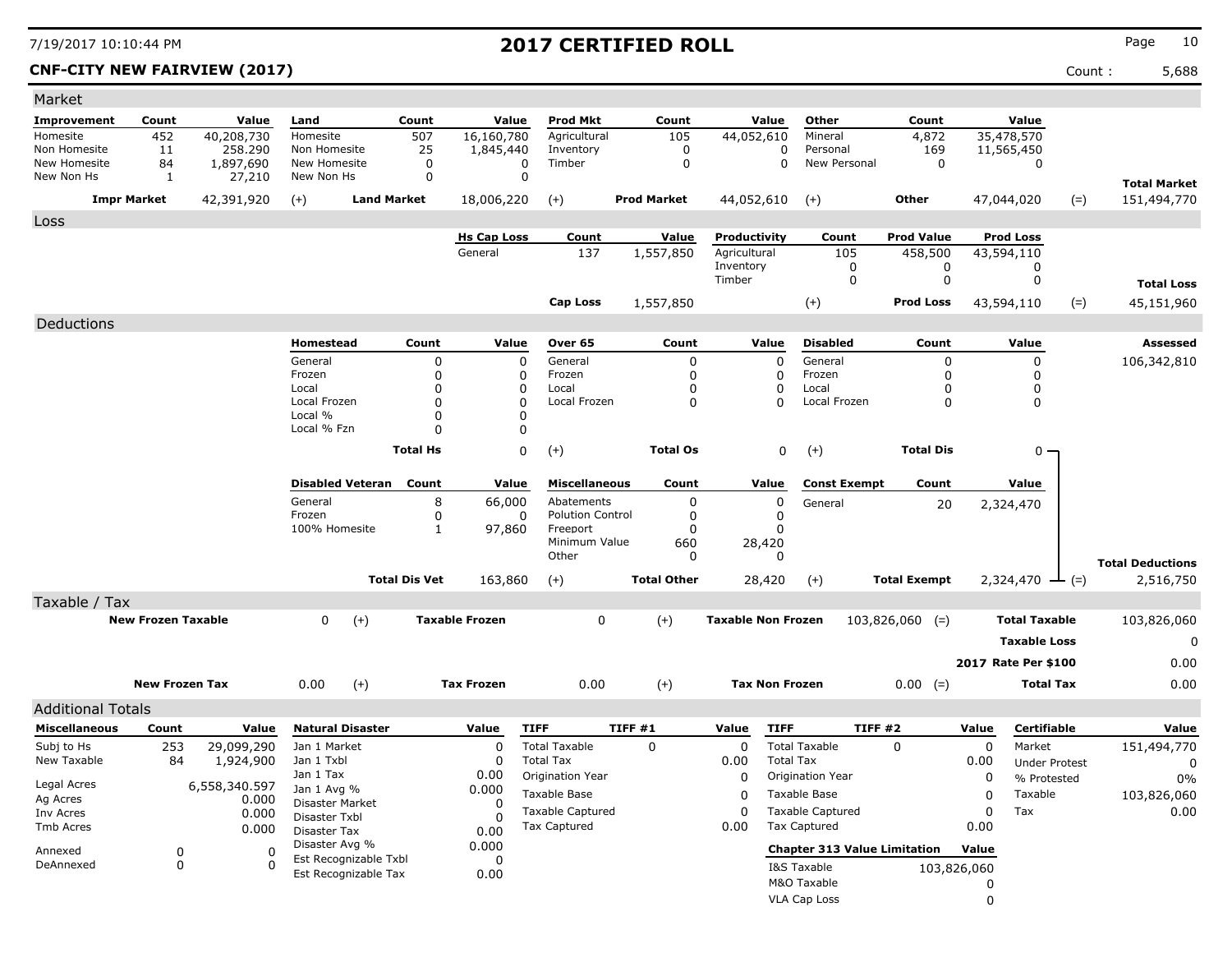# 2017 CERTIFIED ROLL

7/19/2017 10:10:44 PM

**CNF-CITY NEW FAIRVIEW (2017)** Count : 5,688

## Market

| Improvement | Count | Value | Land | Count | Value | Prod Mkt | Count | Value | Other | Count | Value | | |
|---|---|---|---|---|---|---|---|---|---|---|---|---|---|
| Homesite | 452 | 40,208,730 | Homesite | 507 | 16,160,780 | Agricultural | 105 | 44,052,610 | Mineral | 4,872 | 35,478,570 | | |
| Non Homesite | 11 | 258.290 | Non Homesite | 25 | 1,845,440 | Inventory | 0 | 0 | Personal | 169 | 11,565,450 | | |
| New Homesite | 84 | 1,897,690 | New Homesite | 0 | 0 | Timber | 0 | 0 | New Personal | 0 | 0 | | |
| New Non Hs | 1 | 27,210 | New Non Hs | 0 | 0 | | | | | | | | **Total Market** |
| **Impr Market** | | 42,391,920 | (+) **Land Market** | | 18,006,220 | (+) **Prod Market** | | 44,052,610 | (+) **Other** | | 47,044,020 | (=) | 151,494,770 |

## Loss

| Hs Cap Loss | Count | Value | Productivity | Count | Prod Value | Prod Loss | | |
|---|---|---|---|---|---|---|---|---|
| General | 137 | 1,557,850 | Agricultural | 105 | 458,500 | 43,594,110 | | |
| | | | Inventory | 0 | 0 | 0 | | |
| | | | Timber | 0 | 0 | 0 | | **Total Loss** |
| **Cap Loss** | | 1,557,850 | (+) | | **Prod Loss** | 43,594,110 | (=) | 45,151,960 |

## Deductions

| Homestead | Count | Value | Over 65 | Count | Value | Disabled | Count | Value | Assessed |
|---|---|---|---|---|---|---|---|---|---|
| General | 0 | 0 | General | 0 | 0 | General | 0 | 0 | 106,342,810 |
| Frozen | 0 | 0 | Frozen | 0 | 0 | Frozen | 0 | 0 | |
| Local | 0 | 0 | Local | 0 | 0 | Local | 0 | 0 | |
| Local Frozen | 0 | 0 | Local Frozen | 0 | 0 | Local Frozen | 0 | 0 | |
| Local % | 0 | 0 | | | | | | | |
| Local % Fzn | 0 | 0 | | | | | | | |
| **Total Hs** | | 0 | (+) **Total Os** | | 0 | (+) **Total Dis** | | 0 | |

| Disabled Veteran | Count | Value | Miscellaneous | Count | Value | Const Exempt | Count | Value | | |
|---|---|---|---|---|---|---|---|---|---|---|
| General | 8 | 66,000 | Abatements | 0 | 0 | General | 20 | 2,324,470 | | |
| Frozen | 0 | 0 | Polution Control | 0 | 0 | | | | | |
| 100% Homesite | 1 | 97,860 | Freeport | 0 | 0 | | | | | |
| | | | Minimum Value | 660 | 28,420 | | | | | |
| | | | Other | 0 | 0 | | | | | **Total Deductions** |
| **Total Dis Vet** | | 163,860 | (+) **Total Other** | | 28,420 | (+) **Total Exempt** | | 2,324,470 | (=) | 2,516,750 |

## Taxable / Tax

| New Frozen Taxable | | Taxable Frozen | | Taxable Non Frozen | | | |
|---|---|---|---|---|---|---|---|
| 0 | (+) | 0 | (+) | 103,826,060 | (=) | **Total Taxable** | 103,826,060 |
| | | | | | | **Taxable Loss** | 0 |
| | | | | | | **2017 Rate Per $100** | 0.00 |
| **New Frozen Tax** 0.00 | (+) | **Tax Frozen** 0.00 | (+) | **Tax Non Frozen** 0.00 | (=) | **Total Tax** | 0.00 |

## Additional Totals

| Miscellaneous | Count | Value |
|---|---|---|
| Subj to Hs | 253 | 29,099,290 |
| New Taxable | 84 | 1,924,900 |
| Legal Acres | | 6,558,340.597 |
| Ag Acres | | 0.000 |
| Inv Acres | | 0.000 |
| Tmb Acres | | 0.000 |
| Annexed | 0 | 0 |
| DeAnnexed | 0 | 0 |

| Natural Disaster | Value |
|---|---|
| Jan 1 Market | 0 |
| Jan 1 Txbl | 0 |
| Jan 1 Tax | 0.00 |
| Jan 1 Avg % | 0.000 |
| Disaster Market | 0 |
| Disaster Txbl | 0 |
| Disaster Tax | 0.00 |
| Disaster Avg % | 0.000 |
| Est Recognizable Txbl | 0 |
| Est Recognizable Tax | 0.00 |

| TIFF | TIFF #1 | Value |
|---|---|---|
| Total Taxable | 0 | 0 |
| Total Tax | | 0.00 |
| Origination Year | | 0 |
| Taxable Base | | 0 |
| Taxable Captured | | 0 |
| Tax Captured | | 0.00 |

| TIFF | TIFF #2 | Value |
|---|---|---|
| Total Taxable | 0 | 0 |
| Total Tax | | 0.00 |
| Origination Year | | 0 |
| Taxable Base | | 0 |
| Taxable Captured | | 0 |
| Tax Captured | | 0.00 |

| Chapter 313 Value Limitation | Value |
|---|---|
| I&S Taxable | 103,826,060 |
| M&O Taxable | 0 |
| VLA Cap Loss | 0 |

| Certifiable | Value |
|---|---|
| Market | 151,494,770 |
| Under Protest | 0 |
| % Protested | 0% |
| Taxable | 103,826,060 |
| Tax | 0.00 |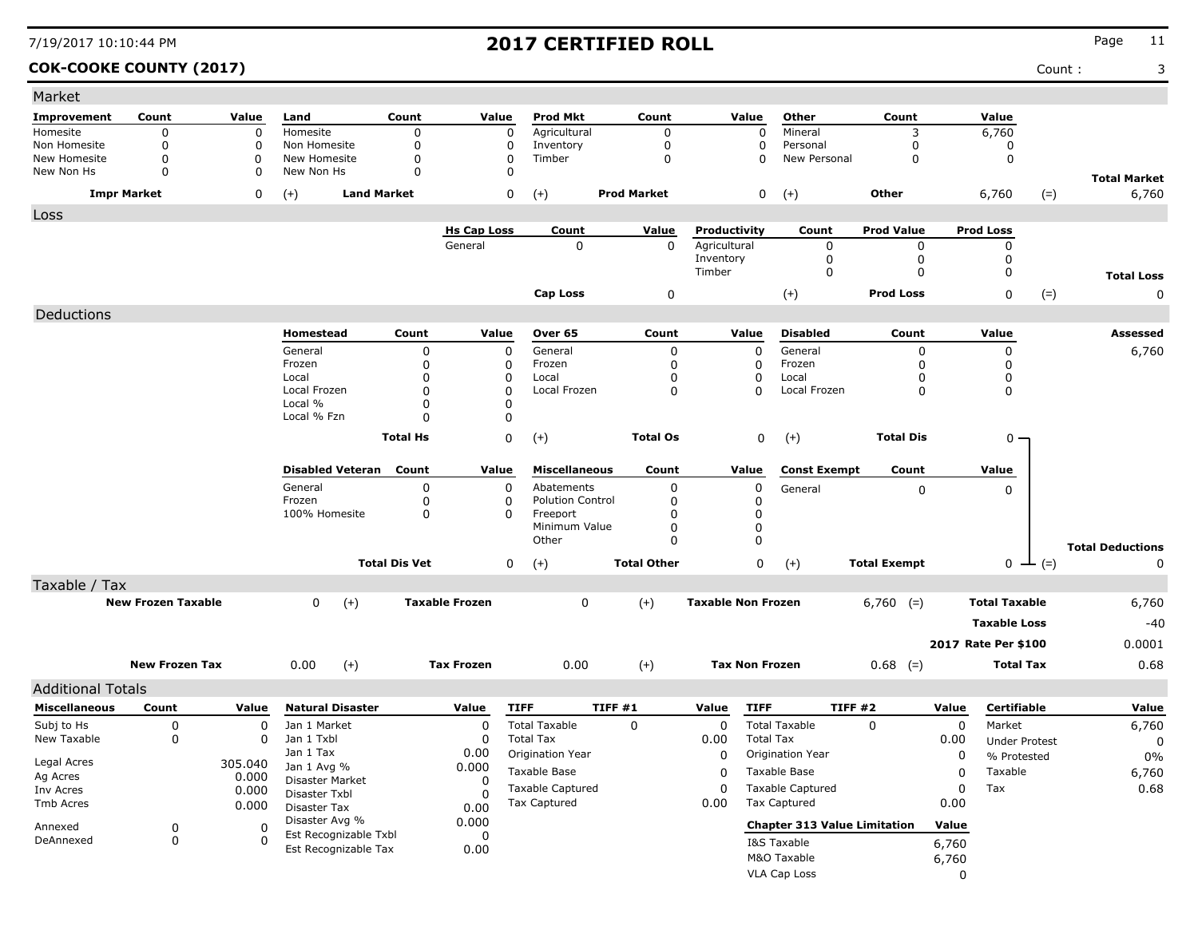# 2017 CERTIFIED ROLL

7/19/2017 10:10:44 PM

**COK-COOKE COUNTY (2017)**

Count : 3

## Market

| Improvement | Count | Value | Land | Count | Value | Prod Mkt | Count | Value | Other | Count | Value | | |
|---|---|---|---|---|---|---|---|---|---|---|---|---|---|
| Homesite | 0 | 0 | Homesite | 0 | 0 | Agricultural | 0 | 0 | Mineral | 3 | 6,760 | | |
| Non Homesite | 0 | 0 | Non Homesite | 0 | 0 | Inventory | 0 | 0 | Personal | 0 | 0 | | |
| New Homesite | 0 | 0 | New Homesite | 0 | 0 | Timber | 0 | 0 | New Personal | 0 | 0 | | |
| New Non Hs | 0 | 0 | New Non Hs | 0 | 0 | | | | | | | | **Total Market** |
| **Impr Market** | | 0 | (+) **Land Market** | | 0 | (+) **Prod Market** | | 0 | (+) **Other** | | 6,760 | (=) | 6,760 |

## Loss

| Hs Cap Loss | Count | Value | Productivity | Count | Prod Value | Prod Loss | | |
|---|---|---|---|---|---|---|---|---|
| General | 0 | 0 | Agricultural | 0 | 0 | 0 | | |
| | | | Inventory | 0 | 0 | 0 | | |
| | | | Timber | 0 | 0 | 0 | | **Total Loss** |
| **Cap Loss** | | 0 | (+) **Prod Loss** | | | 0 | (=) | 0 |

## Deductions

| Homestead | Count | Value | Over 65 | Count | Value | Disabled | Count | Value | Assessed |
|---|---|---|---|---|---|---|---|---|---|
| General | 0 | 0 | General | 0 | 0 | General | 0 | 0 | 6,760 |
| Frozen | 0 | 0 | Frozen | 0 | 0 | Frozen | 0 | 0 | |
| Local | 0 | 0 | Local | 0 | 0 | Local | 0 | 0 | |
| Local Frozen | 0 | 0 | Local Frozen | 0 | 0 | Local Frozen | 0 | 0 | |
| Local % | 0 | 0 | | | | | | | |
| Local % Fzn | 0 | 0 | | | | | | | |
| **Total Hs** | | 0 | (+) **Total Os** | | 0 | (+) **Total Dis** | | 0 | |

| Disabled Veteran | Count | Value | Miscellaneous | Count | Value | Const Exempt | Count | Value | |
|---|---|---|---|---|---|---|---|---|---|
| General | 0 | 0 | Abatements | 0 | 0 | General | 0 | 0 | |
| Frozen | 0 | 0 | Polution Control | 0 | 0 | | | | |
| 100% Homesite | 0 | 0 | Freeport | 0 | 0 | | | | |
| | | | Minimum Value | 0 | 0 | | | | |
| | | | Other | 0 | 0 | | | | **Total Deductions** |
| **Total Dis Vet** | | 0 | (+) **Total Other** | | 0 | (+) **Total Exempt** | | 0 (=) | 0 |

## Taxable / Tax

| New Frozen Taxable | | Taxable Frozen | | Taxable Non Frozen | | | |
|---|---|---|---|---|---|---|---|
| 0 | (+) | 0 | (+) | 6,760 | (=) | **Total Taxable** | 6,760 |
| | | | | | | **Taxable Loss** | -40 |
| | | | | | | **2017 Rate Per $100** | 0.0001 |
| **New Frozen Tax** 0.00 | (+) | **Tax Frozen** 0.00 | (+) | **Tax Non Frozen** 0.68 | (=) | **Total Tax** | 0.68 |

## Additional Totals

| Miscellaneous | Count | Value | Natural Disaster | Value | TIFF | TIFF #1 | Value | TIFF | TIFF #2 | Value | Certifiable | Value |
|---|---|---|---|---|---|---|---|---|---|---|---|---|
| Subj to Hs | 0 | 0 | Jan 1 Market | 0 | Total Taxable | 0 | 0 | Total Taxable | 0 | 0 | Market | 6,760 |
| New Taxable | 0 | 0 | Jan 1 Txbl | 0 | Total Tax | | 0.00 | Total Tax | | 0.00 | Under Protest | 0 |
| | | | Jan 1 Tax | 0.00 | Origination Year | | 0 | Origination Year | | 0 | % Protested | 0% |
| Legal Acres | | 305.040 | Jan 1 Avg % | 0.000 | Taxable Base | | 0 | Taxable Base | | 0 | Taxable | 6,760 |
| Ag Acres | | 0.000 | Disaster Market | 0 | Taxable Captured | | 0 | Taxable Captured | | 0 | Tax | 0.68 |
| Inv Acres | | 0.000 | Disaster Txbl | 0 | Tax Captured | | 0.00 | Tax Captured | | 0.00 | | |
| Tmb Acres | | 0.000 | Disaster Tax | 0.00 | | | | | | | | |
| Annexed | 0 | 0 | Disaster Avg % | 0.000 | | | | **Chapter 313 Value Limitation** | | **Value** | | |
| DeAnnexed | 0 | 0 | Est Recognizable Txbl | 0 | | | | I&S Taxable | | 6,760 | | |
| | | | Est Recognizable Tax | 0.00 | | | | M&O Taxable | | 6,760 | | |
| | | | | | | | | VLA Cap Loss | | 0 | | |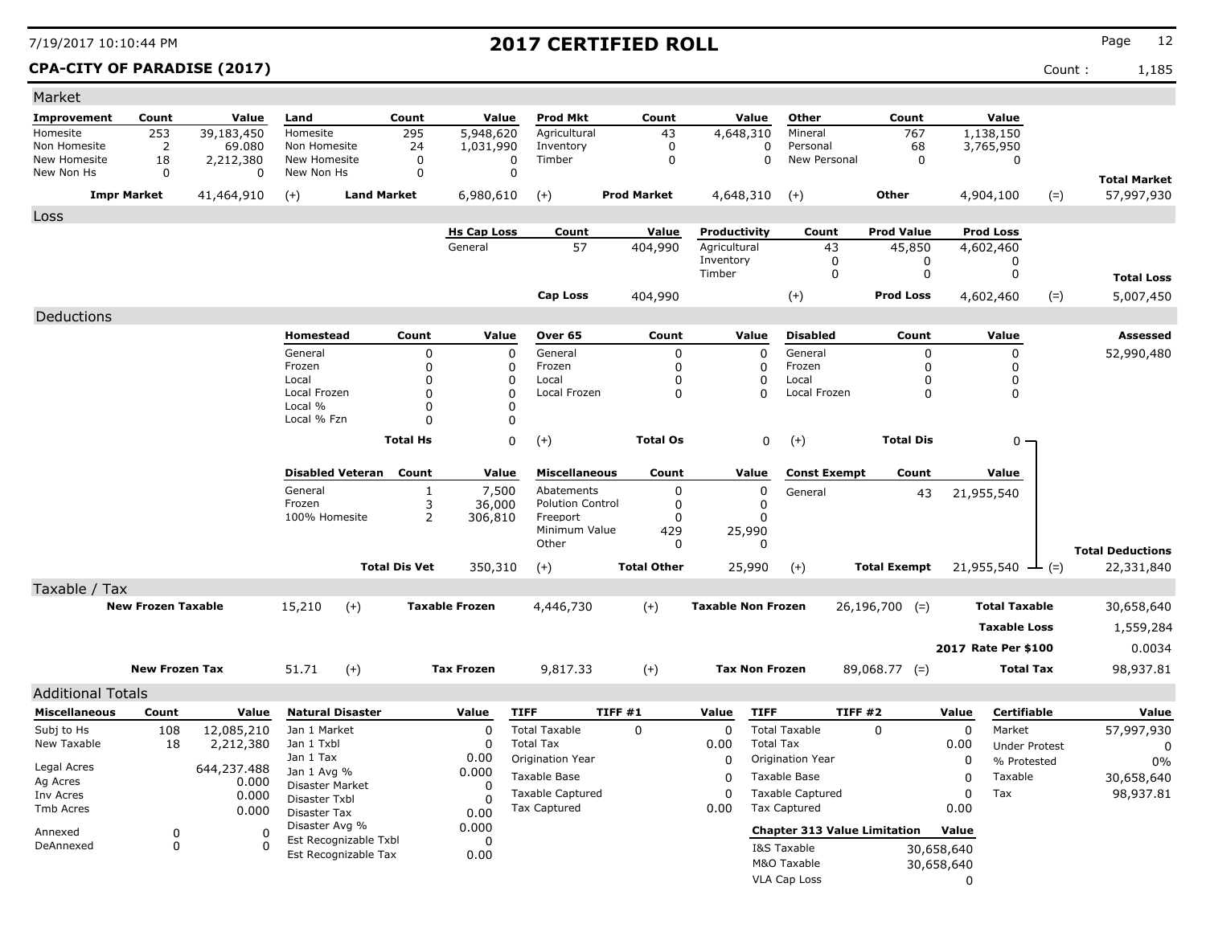# 2017 CERTIFIED ROLL

7/19/2017 10:10:44 PM

**CPA-CITY OF PARADISE (2017)** Count : 1,185

## Market

| Improvement | Count | Value | Land | Count | Value | Prod Mkt | Count | Value | Other | Count | Value | | |
|---|---|---|---|---|---|---|---|---|---|---|---|---|---|
| Homesite | 253 | 39,183,450 | Homesite | 295 | 5,948,620 | Agricultural | 43 | 4,648,310 | Mineral | 767 | 1,138,150 | | |
| Non Homesite | 2 | 69.080 | Non Homesite | 24 | 1,031,990 | Inventory | 0 | 0 | Personal | 68 | 3,765,950 | | |
| New Homesite | 18 | 2,212,380 | New Homesite | 0 | 0 | Timber | 0 | 0 | New Personal | 0 | 0 | | |
| New Non Hs | 0 | 0 | New Non Hs | 0 | 0 | | | | | | | | **Total Market** |
| **Impr Market** | | 41,464,910 | (+) **Land Market** | | 6,980,610 | (+) **Prod Market** | | 4,648,310 | (+) **Other** | | 4,904,100 | (=) | 57,997,930 |

## Loss

| Hs Cap Loss | Count | Value | Productivity | Count | Prod Value | Prod Loss | | |
|---|---|---|---|---|---|---|---|---|
| General | 57 | 404,990 | Agricultural | 43 | 45,850 | 4,602,460 | | |
| | | | Inventory | 0 | 0 | 0 | | |
| | | | Timber | 0 | 0 | 0 | | **Total Loss** |
| **Cap Loss** | | 404,990 | (+) | | **Prod Loss** | 4,602,460 | (=) | 5,007,450 |

## Deductions

| Homestead | Count | Value | Over 65 | Count | Value | Disabled | Count | Value | Assessed |
|---|---|---|---|---|---|---|---|---|---|
| General | 0 | 0 | General | 0 | 0 | General | 0 | 0 | 52,990,480 |
| Frozen | 0 | 0 | Frozen | 0 | 0 | Frozen | 0 | 0 | |
| Local | 0 | 0 | Local | 0 | 0 | Local | 0 | 0 | |
| Local Frozen | 0 | 0 | Local Frozen | 0 | 0 | Local Frozen | 0 | 0 | |
| Local % | 0 | 0 | | | | | | | |
| Local % Fzn | 0 | 0 | | | | | | | |
| **Total Hs** | | 0 | (+) **Total Os** | | 0 | (+) **Total Dis** | | 0 | |

| Disabled Veteran | Count | Value | Miscellaneous | Count | Value | Const Exempt | Count | Value | | |
|---|---|---|---|---|---|---|---|---|---|---|
| General | 1 | 7,500 | Abatements | 0 | 0 | General | 43 | 21,955,540 | | |
| Frozen | 3 | 36,000 | Polution Control | 0 | 0 | | | | | |
| 100% Homesite | 2 | 306,810 | Freeport | 0 | 0 | | | | | |
| | | | Minimum Value | 429 | 25,990 | | | | | |
| | | | Other | 0 | 0 | | | | | **Total Deductions** |
| **Total Dis Vet** | | 350,310 | (+) **Total Other** | | 25,990 | (+) **Total Exempt** | | 21,955,540 | (=) | 22,331,840 |

## Taxable / Tax

| New Frozen Taxable | | Taxable Frozen | | Taxable Non Frozen | | | |
|---|---|---|---|---|---|---|---|
| 15,210 | (+) | 4,446,730 | (+) | 26,196,700 | (=) | **Total Taxable** | 30,658,640 |
| | | | | | | **Taxable Loss** | 1,559,284 |
| | | | | | | **2017 Rate Per $100** | 0.0034 |
| **New Frozen Tax** 51.71 | (+) | **Tax Frozen** 9,817.33 | (+) | **Tax Non Frozen** 89,068.77 | (=) | **Total Tax** | 98,937.81 |

## Additional Totals

| Miscellaneous | Count | Value |
|---|---|---|
| Subj to Hs | 108 | 12,085,210 |
| New Taxable | 18 | 2,212,380 |
| Legal Acres | | 644,237.488 |
| Ag Acres | | 0.000 |
| Inv Acres | | 0.000 |
| Tmb Acres | | 0.000 |
| Annexed | 0 | 0 |
| DeAnnexed | 0 | 0 |

| Natural Disaster | Value |
|---|---|
| Jan 1 Market | 0 |
| Jan 1 Txbl | 0 |
| Jan 1 Tax | 0.00 |
| Jan 1 Avg % | 0.000 |
| Disaster Market | 0 |
| Disaster Txbl | 0 |
| Disaster Tax | 0.00 |
| Disaster Avg % | 0.000 |
| Est Recognizable Txbl | 0 |
| Est Recognizable Tax | 0.00 |

| TIFF | TIFF #1 | Value |
|---|---|---|
| Total Taxable | 0 | 0 |
| Total Tax | | 0.00 |
| Origination Year | | 0 |
| Taxable Base | | 0 |
| Taxable Captured | | 0 |
| Tax Captured | | 0.00 |

| TIFF | TIFF #2 | Value |
|---|---|---|
| Total Taxable | 0 | 0 |
| Total Tax | | 0.00 |
| Origination Year | | 0 |
| Taxable Base | | 0 |
| Taxable Captured | | 0 |
| Tax Captured | | 0.00 |

| Chapter 313 Value Limitation | Value |
|---|---|
| I&S Taxable | 30,658,640 |
| M&O Taxable | 30,658,640 |
| VLA Cap Loss | 0 |

| Certifiable | Value |
|---|---|
| Market | 57,997,930 |
| Under Protest | 0 |
| % Protested | 0% |
| Taxable | 30,658,640 |
| Tax | 98,937.81 |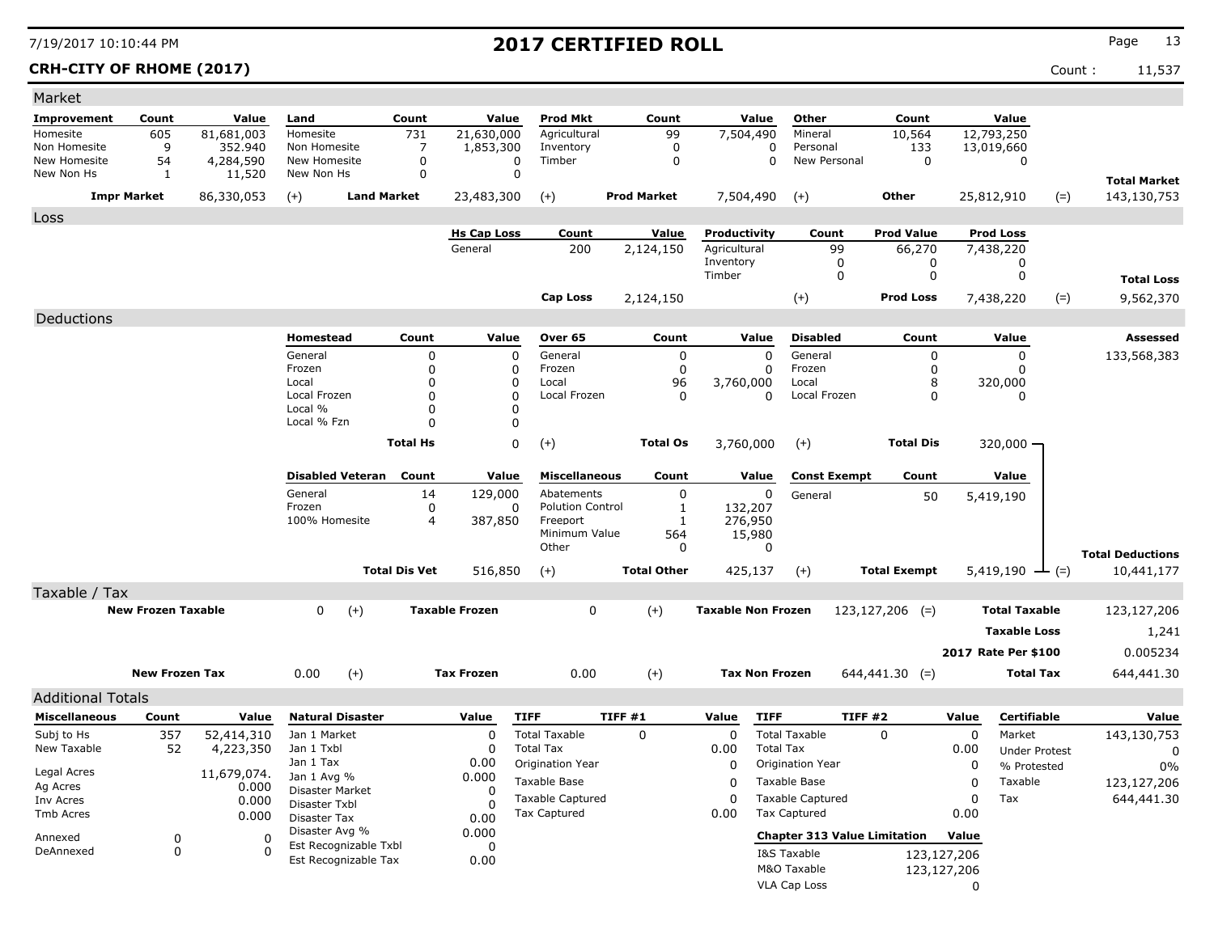7/19/2017 10:10:44 PM

# 2017 CERTIFIED ROLL

**CRH-CITY OF RHOME (2017)** Count : 11,537

## Market

| Improvement | Count | Value | Land | Count | Value | Prod Mkt | Count | Value | Other | Count | Value | | |
|---|---|---|---|---|---|---|---|---|---|---|---|---|---|
| Homesite | 605 | 81,681,003 | Homesite | 731 | 21,630,000 | Agricultural | 99 | 7,504,490 | Mineral | 10,564 | 12,793,250 | | |
| Non Homesite | 9 | 352.940 | Non Homesite | 7 | 1,853,300 | Inventory | 0 | 0 | Personal | 133 | 13,019,660 | | |
| New Homesite | 54 | 4,284,590 | New Homesite | 0 | 0 | Timber | 0 | 0 | New Personal | 0 | 0 | | |
| New Non Hs | 1 | 11,520 | New Non Hs | 0 | 0 | | | | | | | | **Total Market** |
| **Impr Market** | | 86,330,053 | (+) | **Land Market** | 23,483,300 | (+) | **Prod Market** | 7,504,490 | (+) | **Other** | 25,812,910 | (=) | 143,130,753 |

## Loss

| Hs Cap Loss | Count | Value | Productivity | Count | Prod Value | Prod Loss | | |
|---|---|---|---|---|---|---|---|---|
| General | 200 | 2,124,150 | Agricultural | 99 | 66,270 | 7,438,220 | | |
| | | | Inventory | 0 | 0 | 0 | | |
| | | | Timber | 0 | 0 | 0 | | **Total Loss** |
| **Cap Loss** | | 2,124,150 | (+) | **Prod Loss** | | 7,438,220 | (=) | 9,562,370 |

## Deductions

| Homestead | Count | Value | Over 65 | Count | Value | Disabled | Count | Value | Assessed |
|---|---|---|---|---|---|---|---|---|---|
| General | 0 | 0 | General | 0 | 0 | General | 0 | 0 | 133,568,383 |
| Frozen | 0 | 0 | Frozen | 0 | 0 | Frozen | 0 | 0 | |
| Local | 0 | 0 | Local | 96 | 3,760,000 | Local | 8 | 320,000 | |
| Local Frozen | 0 | 0 | Local Frozen | 0 | 0 | Local Frozen | 0 | 0 | |
| Local % | 0 | 0 | | | | | | | |
| Local % Fzn | 0 | 0 | | | | | | | |
| **Total Hs** | | 0 | (+) **Total Os** | | 3,760,000 | (+) **Total Dis** | | 320,000 | |

| Disabled Veteran | Count | Value | Miscellaneous | Count | Value | Const Exempt | Count | Value | |
|---|---|---|---|---|---|---|---|---|---|
| General | 14 | 129,000 | Abatements | 0 | 0 | General | 50 | 5,419,190 | |
| Frozen | 0 | 0 | Polution Control | 1 | 132,207 | | | | |
| 100% Homesite | 4 | 387,850 | Freeport | 1 | 276,950 | | | | |
| | | | Minimum Value | 564 | 15,980 | | | | |
| | | | Other | 0 | 0 | | | | **Total Deductions** |
| **Total Dis Vet** | | 516,850 | (+) **Total Other** | | 425,137 | (+) **Total Exempt** | | 5,419,190 | (=) 10,441,177 |

## Taxable / Tax

| | | | | | | | | |
|---|---|---|---|---|---|---|---|---|
| **New Frozen Taxable** | 0 | (+) | **Taxable Frozen** | 0 | (+) | **Taxable Non Frozen** | 123,127,206 (=) | **Total Taxable** 123,127,206 |
| | | | | | | | | **Taxable Loss** 1,241 |
| | | | | | | | | **2017 Rate Per $100** 0.005234 |
| **New Frozen Tax** | 0.00 | (+) | **Tax Frozen** | 0.00 | (+) | **Tax Non Frozen** | 644,441.30 (=) | **Total Tax** 644,441.30 |

## Additional Totals

| Miscellaneous | Count | Value | Natural Disaster | Value | TIFF | TIFF #1 | Value | TIFF | TIFF #2 | Value | Certifiable | Value |
|---|---|---|---|---|---|---|---|---|---|---|---|---|
| Subj to Hs | 357 | 52,414,310 | Jan 1 Market | 0 | Total Taxable | 0 | 0 | Total Taxable | 0 | 0 | Market | 143,130,753 |
| New Taxable | 52 | 4,223,350 | Jan 1 Txbl | 0 | Total Tax | | 0.00 | Total Tax | | 0.00 | Under Protest | 0 |
| | | | Jan 1 Tax | 0.00 | Origination Year | | 0 | Origination Year | | 0 | % Protested | 0% |
| Legal Acres | | 11,679,074. | Jan 1 Avg % | 0.000 | Taxable Base | | 0 | Taxable Base | | 0 | Taxable | 123,127,206 |
| Ag Acres | | 0.000 | Disaster Market | 0 | Taxable Captured | | 0 | Taxable Captured | | 0 | Tax | 644,441.30 |
| Inv Acres | | 0.000 | Disaster Txbl | 0 | Tax Captured | | 0.00 | Tax Captured | | 0.00 | | |
| Tmb Acres | | 0.000 | Disaster Tax | 0.00 | | | | | | | | |
| Annexed | 0 | 0 | Disaster Avg % | 0.000 | | | | **Chapter 313 Value Limitation** | | **Value** | | |
| DeAnnexed | 0 | 0 | Est Recognizable Txbl | 0 | | | | I&S Taxable | | 123,127,206 | | |
| | | | Est Recognizable Tax | 0.00 | | | | M&O Taxable | | 123,127,206 | | |
| | | | | | | | | VLA Cap Loss | | 0 | | |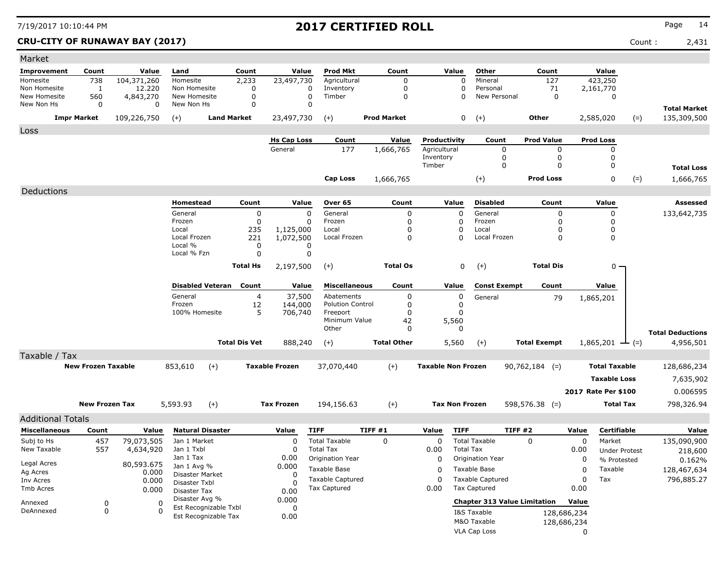# 2017 CERTIFIED ROLL

7/19/2017 10:10:44 PM

**CRU-CITY OF RUNAWAY BAY (2017)** Count : 2,431

## Market

| Improvement | Count | Value | Land | Count | Value | Prod Mkt | Count | Value | Other | Count | Value | | |
|---|---|---|---|---|---|---|---|---|---|---|---|---|---|
| Homesite | 738 | 104,371,260 | Homesite | 2,233 | 23,497,730 | Agricultural | 0 | 0 | Mineral | 127 | 423,250 | | |
| Non Homesite | 1 | 12.220 | Non Homesite | 0 | 0 | Inventory | 0 | 0 | Personal | 71 | 2,161,770 | | |
| New Homesite | 560 | 4,843,270 | New Homesite | 0 | 0 | Timber | 0 | 0 | New Personal | 0 | 0 | | |
| New Non Hs | 0 | 0 | New Non Hs | 0 | 0 | | | | | | | | **Total Market** |
| **Impr Market** | | 109,226,750 | (+) | **Land Market** | 23,497,730 | (+) | **Prod Market** | 0 | (+) | **Other** | 2,585,020 | (=) | 135,309,500 |

## Loss

| Hs Cap Loss | Count | Value | Productivity | Count | Prod Value | Prod Loss | | |
|---|---|---|---|---|---|---|---|---|
| General | 177 | 1,666,765 | Agricultural | 0 | 0 | 0 | | |
| | | | Inventory | 0 | 0 | 0 | | |
| | | | Timber | 0 | 0 | 0 | | **Total Loss** |
| **Cap Loss** | | 1,666,765 | (+) | | **Prod Loss** | 0 | (=) | 1,666,765 |

## Deductions

| Homestead | Count | Value | Over 65 | Count | Value | Disabled | Count | Value | Assessed |
|---|---|---|---|---|---|---|---|---|---|
| General | 0 | 0 | General | 0 | 0 | General | 0 | 0 | 133,642,735 |
| Frozen | 0 | 0 | Frozen | 0 | 0 | Frozen | 0 | 0 | |
| Local | 235 | 1,125,000 | Local | 0 | 0 | Local | 0 | 0 | |
| Local Frozen | 221 | 1,072,500 | Local Frozen | 0 | 0 | Local Frozen | 0 | 0 | |
| Local % | 0 | 0 | | | | | | | |
| Local % Fzn | 0 | 0 | | | | | | | |
| | **Total Hs** | 2,197,500 | (+) | **Total Os** | 0 | (+) | **Total Dis** | 0 | |

| Disabled Veteran | Count | Value | Miscellaneous | Count | Value | Const Exempt | Count | Value | | |
|---|---|---|---|---|---|---|---|---|---|---|
| General | 4 | 37,500 | Abatements | 0 | 0 | General | 79 | 1,865,201 | | |
| Frozen | 12 | 144,000 | Polution Control | 0 | 0 | | | | | |
| 100% Homesite | 5 | 706,740 | Freeport | 0 | 0 | | | | | |
| | | | Minimum Value | 42 | 5,560 | | | | | |
| | | | Other | 0 | 0 | | | | | **Total Deductions** |
| | **Total Dis Vet** | 888,240 | (+) | **Total Other** | 5,560 | (+) | **Total Exempt** | 1,865,201 | (=) | 4,956,501 |

## Taxable / Tax

| New Frozen Taxable | | Taxable Frozen | | Taxable Non Frozen | | | |
|---|---|---|---|---|---|---|---|
| 853,610 | (+) | 37,070,440 | (+) | 90,762,184 | (=) | **Total Taxable** | 128,686,234 |
| | | | | | | **Taxable Loss** | 7,635,902 |
| | | | | | | **2017 Rate Per $100** | 0.006595 |
| **New Frozen Tax** 5,593.93 | (+) | **Tax Frozen** 194,156.63 | (+) | **Tax Non Frozen** 598,576.38 | (=) | **Total Tax** | 798,326.94 |

## Additional Totals

| Miscellaneous | Count | Value |
|---|---|---|
| Subj to Hs | 457 | 79,073,505 |
| New Taxable | 557 | 4,634,920 |
| Legal Acres | | 80,593.675 |
| Ag Acres | | 0.000 |
| Inv Acres | | 0.000 |
| Tmb Acres | | 0.000 |
| Annexed | 0 | 0 |
| DeAnnexed | 0 | 0 |

| Natural Disaster | Value |
|---|---|
| Jan 1 Market | 0 |
| Jan 1 Txbl | 0 |
| Jan 1 Tax | 0.00 |
| Jan 1 Avg % | 0.000 |
| Disaster Market | 0 |
| Disaster Txbl | 0 |
| Disaster Tax | 0.00 |
| Disaster Avg % | 0.000 |
| Est Recognizable Txbl | 0 |
| Est Recognizable Tax | 0.00 |

| TIFF | TIFF #1 | Value |
|---|---|---|
| Total Taxable | 0 | 0 |
| Total Tax | | 0.00 |
| Origination Year | | 0 |
| Taxable Base | | 0 |
| Taxable Captured | | 0 |
| Tax Captured | | 0.00 |

| TIFF | TIFF #2 | Value |
|---|---|---|
| Total Taxable | 0 | 0 |
| Total Tax | | 0.00 |
| Origination Year | | 0 |
| Taxable Base | | 0 |
| Taxable Captured | | 0 |
| Tax Captured | | 0.00 |

| Chapter 313 Value Limitation | Value |
|---|---|
| I&S Taxable | 128,686,234 |
| M&O Taxable | 128,686,234 |
| VLA Cap Loss | 0 |

| Certifiable | Value |
|---|---|
| Market | 135,090,900 |
| Under Protest | 218,600 |
| % Protested | 0.162% |
| Taxable | 128,467,634 |
| Tax | 796,885.27 |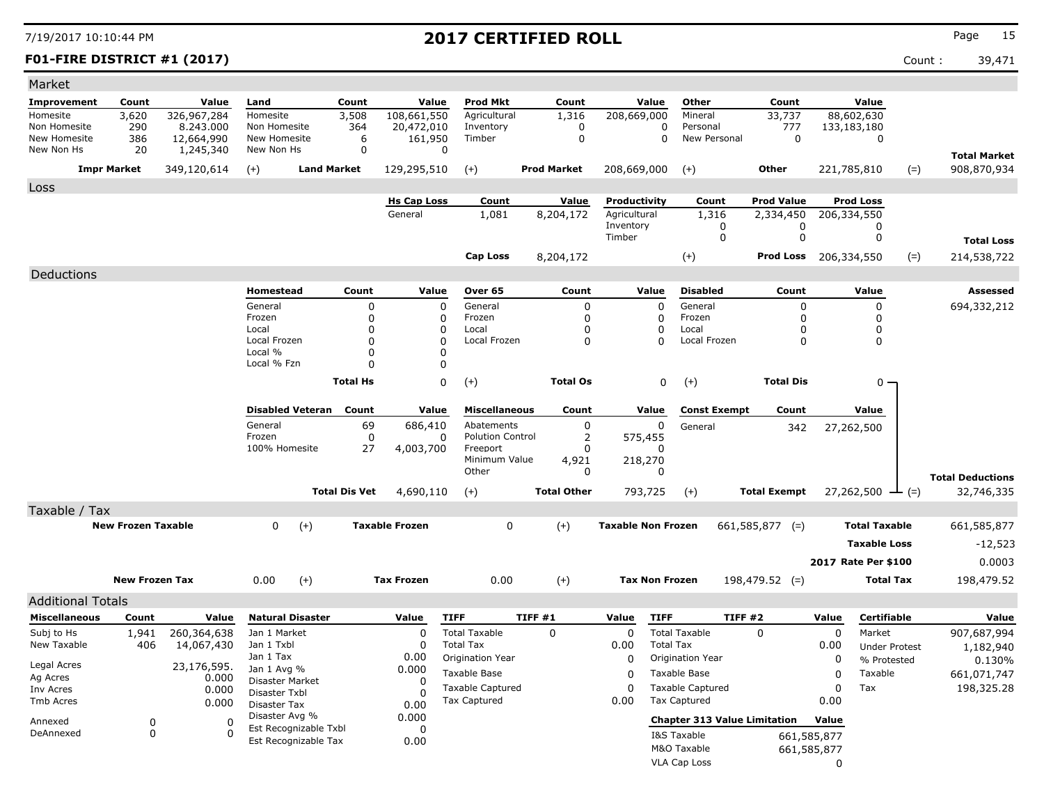# 2017 CERTIFIED ROLL

7/19/2017 10:10:44 PM

**F01-FIRE DISTRICT #1 (2017)** Count : 39,471

## Market

| Improvement | Count | Value | Land | Count | Value | Prod Mkt | Count | Value | Other | Count | Value | | |
|---|---|---|---|---|---|---|---|---|---|---|---|---|---|
| Homesite | 3,620 | 326,967,284 | Homesite | 3,508 | 108,661,550 | Agricultural | 1,316 | 208,669,000 | Mineral | 33,737 | 88,602,630 | | |
| Non Homesite | 290 | 8.243.000 | Non Homesite | 364 | 20,472,010 | Inventory | 0 | 0 | Personal | 777 | 133,183,180 | | |
| New Homesite | 386 | 12,664,990 | New Homesite | 6 | 161,950 | Timber | 0 | 0 | New Personal | 0 | 0 | | |
| New Non Hs | 20 | 1,245,340 | New Non Hs | 0 | 0 | | | | | | | | **Total Market** |
| **Impr Market** | | 349,120,614 | (+) **Land Market** | | 129,295,510 | (+) | **Prod Market** | 208,669,000 | (+) | **Other** | 221,785,810 | (=) | 908,870,934 |

## Loss

| Hs Cap Loss | Count | Value | Productivity | Count | Prod Value | Prod Loss | | |
|---|---|---|---|---|---|---|---|---|
| General | 1,081 | 8,204,172 | Agricultural | 1,316 | 2,334,450 | 206,334,550 | | |
| | | | Inventory | 0 | 0 | 0 | | |
| | | | Timber | 0 | 0 | 0 | | **Total Loss** |
| **Cap Loss** | | 8,204,172 | (+) | | **Prod Loss** | 206,334,550 | (=) | 214,538,722 |

## Deductions

| Homestead | Count | Value | Over 65 | Count | Value | Disabled | Count | Value | Assessed |
|---|---|---|---|---|---|---|---|---|---|
| General | 0 | 0 | General | 0 | 0 | General | 0 | 0 | 694,332,212 |
| Frozen | 0 | 0 | Frozen | 0 | 0 | Frozen | 0 | 0 | |
| Local | 0 | 0 | Local | 0 | 0 | Local | 0 | 0 | |
| Local Frozen | 0 | 0 | Local Frozen | 0 | 0 | Local Frozen | 0 | 0 | |
| Local % | 0 | 0 | | | | | | | |
| Local % Fzn | 0 | 0 | | | | | | | |
| **Total Hs** | | 0 | (+) **Total Os** | | 0 | (+) **Total Dis** | | 0 | |

| Disabled Veteran | Count | Value | Miscellaneous | Count | Value | Const Exempt | Count | Value | |
|---|---|---|---|---|---|---|---|---|---|
| General | 69 | 686,410 | Abatements | 0 | 0 | General | 342 | 27,262,500 | |
| Frozen | 0 | 0 | Polution Control | 2 | 575,455 | | | | |
| 100% Homesite | 27 | 4,003,700 | Freeport | 0 | 0 | | | | |
| | | | Minimum Value | 4,921 | 218,270 | | | | |
| | | | Other | 0 | 0 | | | | **Total Deductions** |
| **Total Dis Vet** | | 4,690,110 | (+) **Total Other** | | 793,725 | (+) **Total Exempt** | | 27,262,500 | (=) 32,746,335 |

## Taxable / Tax

| | | | | | | |
|---|---|---|---|---|---|---|
| **New Frozen Taxable** | 0 (+) | **Taxable Frozen** | 0 (+) | **Taxable Non Frozen** | 661,585,877 (=) | **Total Taxable** 661,585,877 |
| | | | | | | **Taxable Loss** -12,523 |
| | | | | | | **2017 Rate Per $100** 0.0003 |
| **New Frozen Tax** | 0.00 (+) | **Tax Frozen** | 0.00 (+) | **Tax Non Frozen** | 198,479.52 (=) | **Total Tax** 198,479.52 |

## Additional Totals

| Miscellaneous | Count | Value |
|---|---|---|
| Subj to Hs | 1,941 | 260,364,638 |
| New Taxable | 406 | 14,067,430 |
| Legal Acres | | 23,176,595. |
| Ag Acres | | 0.000 |
| Inv Acres | | 0.000 |
| Tmb Acres | | 0.000 |
| Annexed | 0 | 0 |
| DeAnnexed | 0 | 0 |

| Natural Disaster | Value |
|---|---|
| Jan 1 Market | 0 |
| Jan 1 Txbl | 0 |
| Jan 1 Tax | 0.00 |
| Jan 1 Avg % | 0.000 |
| Disaster Market | 0 |
| Disaster Txbl | 0 |
| Disaster Tax | 0.00 |
| Disaster Avg % | 0.000 |
| Est Recognizable Txbl | 0 |
| Est Recognizable Tax | 0.00 |

| TIFF | TIFF #1 | Value |
|---|---|---|
| Total Taxable | 0 | 0 |
| Total Tax | | 0.00 |
| Origination Year | | 0 |
| Taxable Base | | 0 |
| Taxable Captured | | 0 |
| Tax Captured | | 0.00 |

| TIFF | TIFF #2 | Value |
|---|---|---|
| Total Taxable | 0 | 0 |
| Total Tax | | 0.00 |
| Origination Year | | 0 |
| Taxable Base | | 0 |
| Taxable Captured | | 0 |
| Tax Captured | | 0.00 |

| Chapter 313 Value Limitation | Value |
|---|---|
| I&S Taxable | 661,585,877 |
| M&O Taxable | 661,585,877 |
| VLA Cap Loss | 0 |

| Certifiable | Value |
|---|---|
| Market | 907,687,994 |
| Under Protest | 1,182,940 |
| % Protested | 0.130% |
| Taxable | 661,071,747 |
| Tax | 198,325.28 |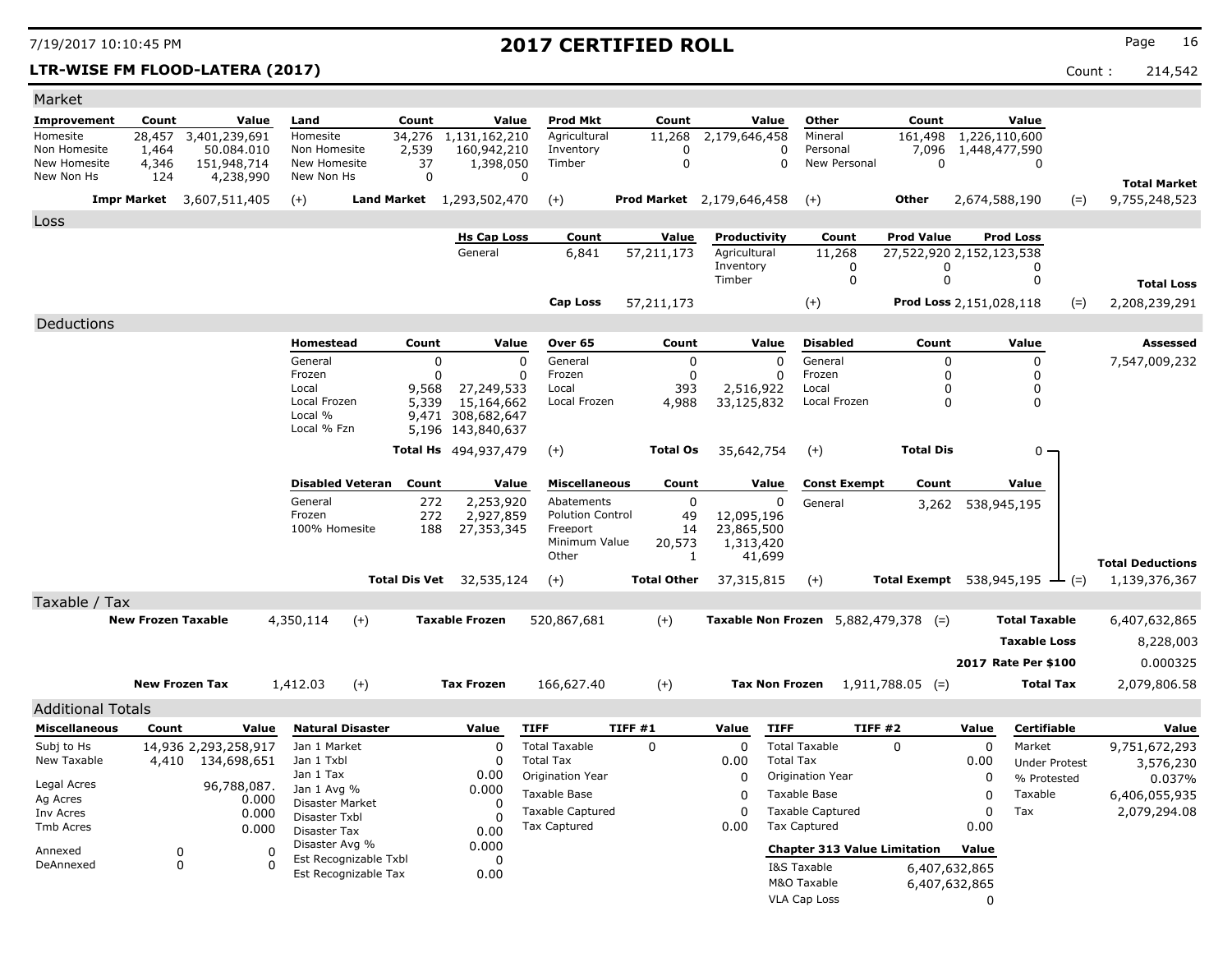# 2017 CERTIFIED ROLL

7/19/2017 10:10:45 PM

**LTR-WISE FM FLOOD-LATERA (2017)** Count : 214,542

## Market

| Improvement | Count | Value | Land | Count | Value | Prod Mkt | Count | Value | Other | Count | Value | | |
|---|---|---|---|---|---|---|---|---|---|---|---|---|---|
| Homesite | 28,457 | 3,401,239,691 | Homesite | 34,276 | 1,131,162,210 | Agricultural | 11,268 | 2,179,646,458 | Mineral | 161,498 | 1,226,110,600 | | |
| Non Homesite | 1,464 | 50.084.010 | Non Homesite | 2,539 | 160,942,210 | Inventory | 0 | 0 | Personal | 7,096 | 1,448,477,590 | | |
| New Homesite | 4,346 | 151,948,714 | New Homesite | 37 | 1,398,050 | Timber | 0 | 0 | New Personal | 0 | 0 | | |
| New Non Hs | 124 | 4,238,990 | New Non Hs | 0 | 0 | | | | | | | | **Total Market** |
| **Impr Market** | | 3,607,511,405 | (+) **Land Market** | | 1,293,502,470 | (+) **Prod Market** | | 2,179,646,458 | (+) **Other** | | 2,674,588,190 | (=) | 9,755,248,523 |

## Loss

| Hs Cap Loss | Count | Value | Productivity | Count | Prod Value | Prod Loss | | |
|---|---|---|---|---|---|---|---|---|
| General | 6,841 | 57,211,173 | Agricultural | 11,268 | 27,522,920 | 2,152,123,538 | | |
| | | | Inventory | 0 | 0 | 0 | | |
| | | | Timber | 0 | 0 | 0 | | **Total Loss** |
| **Cap Loss** | | 57,211,173 | (+) | | **Prod Loss** | 2,151,028,118 | (=) | 2,208,239,291 |

## Deductions

| Homestead | Count | Value | Over 65 | Count | Value | Disabled | Count | Value | Assessed |
|---|---|---|---|---|---|---|---|---|---|
| General | 0 | 0 | General | 0 | 0 | General | 0 | 0 | 7,547,009,232 |
| Frozen | 0 | 0 | Frozen | 0 | 0 | Frozen | 0 | 0 | |
| Local | 9,568 | 27,249,533 | Local | 393 | 2,516,922 | Local | 0 | 0 | |
| Local Frozen | 5,339 | 15,164,662 | Local Frozen | 4,988 | 33,125,832 | Local Frozen | 0 | 0 | |
| Local % | 9,471 | 308,682,647 | | | | | | | |
| Local % Fzn | 5,196 | 143,840,637 | | | | | | | |
| **Total Hs** | | 494,937,479 | (+) **Total Os** | | 35,642,754 | (+) **Total Dis** | | 0 | |

| Disabled Veteran | Count | Value | Miscellaneous | Count | Value | Const Exempt | Count | Value | | |
|---|---|---|---|---|---|---|---|---|---|---|
| General | 272 | 2,253,920 | Abatements | 0 | 0 | General | 3,262 | 538,945,195 | | |
| Frozen | 272 | 2,927,859 | Polution Control | 49 | 12,095,196 | | | | | |
| 100% Homesite | 188 | 27,353,345 | Freeport | 14 | 23,865,500 | | | | | |
| | | | Minimum Value | 20,573 | 1,313,420 | | | | | |
| | | | Other | 1 | 41,699 | | | | | **Total Deductions** |
| **Total Dis Vet** | | 32,535,124 | (+) **Total Other** | | 37,315,815 | (+) **Total Exempt** | | 538,945,195 | (=) | 1,139,376,367 |

## Taxable / Tax

| | | | | | | | | |
|---|---|---|---|---|---|---|---|---|
| **New Frozen Taxable** | 4,350,114 | (+) | **Taxable Frozen** | 520,867,681 | (+) | **Taxable Non Frozen** | 5,882,479,378 (=) | **Total Taxable** 6,407,632,865 |
| | | | | | | | | **Taxable Loss** 8,228,003 |
| | | | | | | | | **2017 Rate Per $100** 0.000325 |
| **New Frozen Tax** | 1,412.03 | (+) | **Tax Frozen** | 166,627.40 | (+) | **Tax Non Frozen** | 1,911,788.05 (=) | **Total Tax** 2,079,806.58 |

## Additional Totals

| Miscellaneous | Count | Value |
|---|---|---|
| Subj to Hs | 14,936 | 2,293,258,917 |
| New Taxable | 4,410 | 134,698,651 |
| Legal Acres | | 96,788,087. |
| Ag Acres | | 0.000 |
| Inv Acres | | 0.000 |
| Tmb Acres | | 0.000 |
| Annexed | 0 | 0 |
| DeAnnexed | 0 | 0 |

| Natural Disaster | Value |
|---|---|
| Jan 1 Market | 0 |
| Jan 1 Txbl | 0 |
| Jan 1 Tax | 0.00 |
| Jan 1 Avg % | 0.000 |
| Disaster Market | 0 |
| Disaster Txbl | 0 |
| Disaster Tax | 0.00 |
| Disaster Avg % | 0.000 |
| Est Recognizable Txbl | 0 |
| Est Recognizable Tax | 0.00 |

| TIFF | TIFF #1 | Value |
|---|---|---|
| Total Taxable | 0 | 0 |
| Total Tax | | 0.00 |
| Origination Year | | 0 |
| Taxable Base | | 0 |
| Taxable Captured | | 0 |
| Tax Captured | | 0.00 |

| TIFF | TIFF #2 | Value |
|---|---|---|
| Total Taxable | 0 | 0 |
| Total Tax | | 0.00 |
| Origination Year | | 0 |
| Taxable Base | | 0 |
| Taxable Captured | | 0 |
| Tax Captured | | 0.00 |

| Chapter 313 Value Limitation | Value |
|---|---|
| I&S Taxable | 6,407,632,865 |
| M&O Taxable | 6,407,632,865 |
| VLA Cap Loss | 0 |

| Certifiable | Value |
|---|---|
| Market | 9,751,672,293 |
| Under Protest | 3,576,230 |
| % Protested | 0.037% |
| Taxable | 6,406,055,935 |
| Tax | 2,079,294.08 |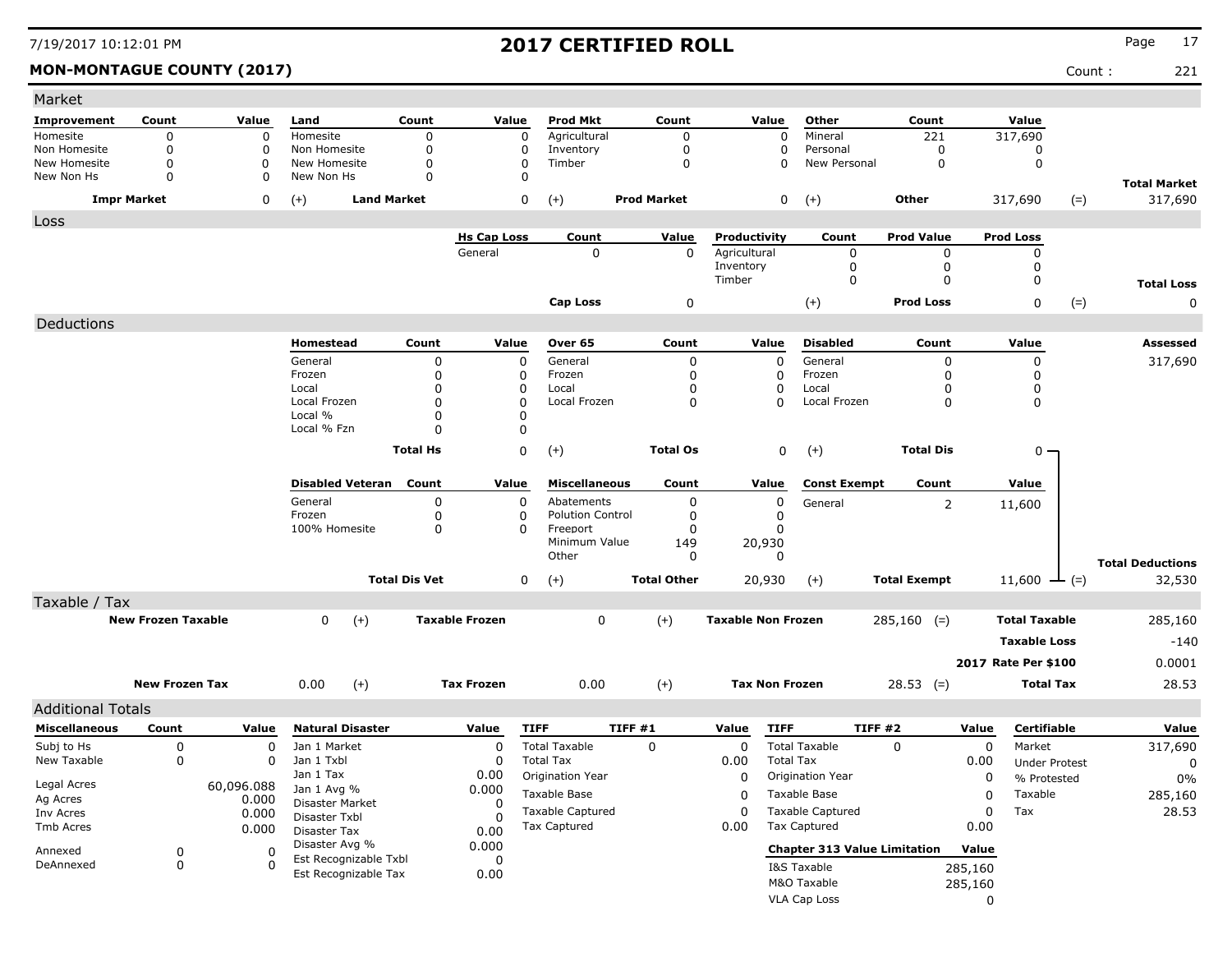# 2017 CERTIFIED ROLL

**MON-MONTAGUE COUNTY (2017)** Count : 221

## Market

| Improvement | Count | Value | Land | Count | Value | Prod Mkt | Count | Value | Other | Count | Value | | |
|---|---|---|---|---|---|---|---|---|---|---|---|---|---|
| Homesite | 0 | 0 | Homesite | 0 | 0 | Agricultural | 0 | 0 | Mineral | 221 | 317,690 | | |
| Non Homesite | 0 | 0 | Non Homesite | 0 | 0 | Inventory | 0 | 0 | Personal | 0 | 0 | | |
| New Homesite | 0 | 0 | New Homesite | 0 | 0 | Timber | 0 | 0 | New Personal | 0 | 0 | | |
| New Non Hs | 0 | 0 | New Non Hs | 0 | 0 | | | | | | | | **Total Market** |
| **Impr Market** | | 0 | (+) **Land Market** | | 0 | (+) **Prod Market** | | 0 | (+) **Other** | | 317,690 | (=) | 317,690 |

## Loss

| Hs Cap Loss | Count | Value | Productivity | Count | Prod Value | Prod Loss | | |
|---|---|---|---|---|---|---|---|---|
| General | 0 | 0 | Agricultural | 0 | 0 | 0 | | |
| | | | Inventory | 0 | 0 | 0 | | |
| | | | Timber | 0 | 0 | 0 | | **Total Loss** |
| **Cap Loss** | | 0 | (+) | | **Prod Loss** | 0 | (=) | 0 |

## Deductions

| Homestead | Count | Value | Over 65 | Count | Value | Disabled | Count | Value | | Assessed |
|---|---|---|---|---|---|---|---|---|---|---|
| General | 0 | 0 | General | 0 | 0 | General | 0 | 0 | | 317,690 |
| Frozen | 0 | 0 | Frozen | 0 | 0 | Frozen | 0 | 0 | | |
| Local | 0 | 0 | Local | 0 | 0 | Local | 0 | 0 | | |
| Local Frozen | 0 | 0 | Local Frozen | 0 | 0 | Local Frozen | 0 | 0 | | |
| Local % | 0 | 0 | | | | | | | | |
| Local % Fzn | 0 | 0 | | | | | | | | |
| **Total Hs** | | 0 | (+) **Total Os** | | 0 | (+) **Total Dis** | | 0 | | |

| Disabled Veteran | Count | Value | Miscellaneous | Count | Value | Const Exempt | Count | Value | | |
|---|---|---|---|---|---|---|---|---|---|---|
| General | 0 | 0 | Abatements | 0 | 0 | General | 2 | 11,600 | | |
| Frozen | 0 | 0 | Polution Control | 0 | 0 | | | | | |
| 100% Homesite | 0 | 0 | Freeport | 0 | 0 | | | | | |
| | | | Minimum Value | 149 | 20,930 | | | | | |
| | | | Other | 0 | 0 | | | | | **Total Deductions** |
| **Total Dis Vet** | | 0 | (+) **Total Other** | | 20,930 | (+) **Total Exempt** | | 11,600 | (=) | 32,530 |

## Taxable / Tax

| | | | | | | | | |
|---|---|---|---|---|---|---|---|---|
| **New Frozen Taxable** | 0 | (+) | **Taxable Frozen** | 0 | (+) | **Taxable Non Frozen** | 285,160 (=) | **Total Taxable** 285,160 |
| | | | | | | | | **Taxable Loss** -140 |
| | | | | | | | | **2017 Rate Per $100** 0.0001 |
| **New Frozen Tax** | 0.00 | (+) | **Tax Frozen** | 0.00 | (+) | **Tax Non Frozen** | 28.53 (=) | **Total Tax** 28.53 |

## Additional Totals

| Miscellaneous | Count | Value | Natural Disaster | Value | TIFF | TIFF #1 | Value | TIFF | TIFF #2 | Value | Certifiable | Value |
|---|---|---|---|---|---|---|---|---|---|---|---|---|
| Subj to Hs | 0 | 0 | Jan 1 Market | 0 | Total Taxable | 0 | 0 | Total Taxable | 0 | 0 | Market | 317,690 |
| New Taxable | 0 | 0 | Jan 1 Txbl | 0 | Total Tax | | 0.00 | Total Tax | | 0.00 | Under Protest | 0 |
| | | | Jan 1 Tax | 0.00 | Origination Year | | 0 | Origination Year | | 0 | % Protested | 0% |
| Legal Acres | | 60,096.088 | Jan 1 Avg % | 0.000 | Taxable Base | | 0 | Taxable Base | | 0 | Taxable | 285,160 |
| Ag Acres | | 0.000 | Disaster Market | 0 | Taxable Captured | | 0 | Taxable Captured | | 0 | Tax | 28.53 |
| Inv Acres | | 0.000 | Disaster Txbl | 0 | Tax Captured | | 0.00 | Tax Captured | | 0.00 | | |
| Tmb Acres | | 0.000 | Disaster Tax | 0.00 | | | | | | | | |
| Annexed | 0 | 0 | Disaster Avg % | 0.000 | | | | **Chapter 313 Value Limitation** | | **Value** | | |
| DeAnnexed | 0 | 0 | Est Recognizable Txbl | 0 | | | | I&S Taxable | | 285,160 | | |
| | | | Est Recognizable Tax | 0.00 | | | | M&O Taxable | | 285,160 | | |
| | | | | | | | | VLA Cap Loss | | 0 | | |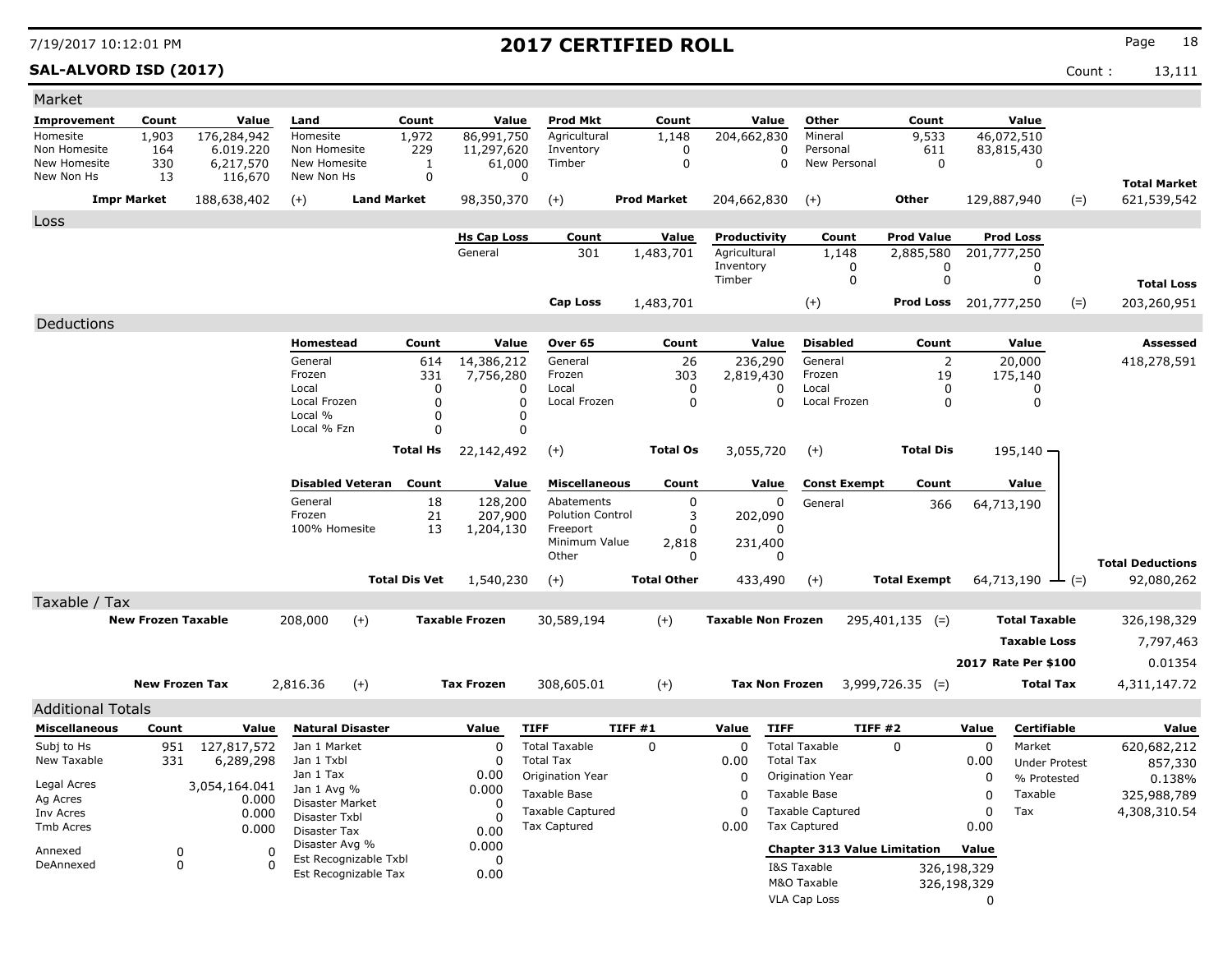7/19/2017 10:12:01 PM

# 2017 CERTIFIED ROLL

**SAL-ALVORD ISD (2017)**

Count : 13,111

## Market

| Improvement | Count | Value | Land | Count | Value | Prod Mkt | Count | Value | Other | Count | Value | | |
|---|---|---|---|---|---|---|---|---|---|---|---|---|---|
| Homesite | 1,903 | 176,284,942 | Homesite | 1,972 | 86,991,750 | Agricultural | 1,148 | 204,662,830 | Mineral | 9,533 | 46,072,510 | | |
| Non Homesite | 164 | 6.019.220 | Non Homesite | 229 | 11,297,620 | Inventory | 0 | 0 | Personal | 611 | 83,815,430 | | |
| New Homesite | 330 | 6,217,570 | New Homesite | 1 | 61,000 | Timber | 0 | 0 | New Personal | 0 | 0 | | |
| New Non Hs | 13 | 116,670 | New Non Hs | 0 | 0 | | | | | | | | **Total Market** |
| **Impr Market** | | 188,638,402 | (+) | **Land Market** | 98,350,370 | (+) | **Prod Market** | 204,662,830 | (+) | **Other** | 129,887,940 | (=) | 621,539,542 |

## Loss

| Hs Cap Loss | Count | Value | Productivity | Count | Prod Value | Prod Loss | | |
|---|---|---|---|---|---|---|---|---|
| General | 301 | 1,483,701 | Agricultural | 1,148 | 2,885,580 | 201,777,250 | | |
| | | | Inventory | 0 | 0 | 0 | | |
| | | | Timber | 0 | 0 | 0 | | **Total Loss** |
| **Cap Loss** | | 1,483,701 | (+) | | **Prod Loss** | 201,777,250 | (=) | 203,260,951 |

## Deductions

| Homestead | Count | Value | Over 65 | Count | Value | Disabled | Count | Value | Assessed |
|---|---|---|---|---|---|---|---|---|---|
| General | 614 | 14,386,212 | General | 26 | 236,290 | General | 2 | 20,000 | 418,278,591 |
| Frozen | 331 | 7,756,280 | Frozen | 303 | 2,819,430 | Frozen | 19 | 175,140 | |
| Local | 0 | 0 | Local | 0 | 0 | Local | 0 | 0 | |
| Local Frozen | 0 | 0 | Local Frozen | 0 | 0 | Local Frozen | 0 | 0 | |
| Local % | 0 | 0 | | | | | | | |
| Local % Fzn | 0 | 0 | | | | | | | |
| **Total Hs** | | 22,142,492 | (+) **Total Os** | | 3,055,720 | (+) **Total Dis** | | 195,140 | |

| Disabled Veteran | Count | Value | Miscellaneous | Count | Value | Const Exempt | Count | Value | |
|---|---|---|---|---|---|---|---|---|---|
| General | 18 | 128,200 | Abatements | 0 | 0 | General | 366 | 64,713,190 | |
| Frozen | 21 | 207,900 | Polution Control | 3 | 202,090 | | | | |
| 100% Homesite | 13 | 1,204,130 | Freeport | 0 | 0 | | | | |
| | | | Minimum Value | 2,818 | 231,400 | | | | |
| | | | Other | 0 | 0 | | | | **Total Deductions** |
| **Total Dis Vet** | | 1,540,230 | (+) **Total Other** | | 433,490 | (+) **Total Exempt** | | 64,713,190 | (=) 92,080,262 |

## Taxable / Tax

| | | | | | | | | |
|---|---|---|---|---|---|---|---|---|
| **New Frozen Taxable** | 208,000 | (+) | **Taxable Frozen** | 30,589,194 | (+) | **Taxable Non Frozen** | 295,401,135 (=) | **Total Taxable** 326,198,329 |
| | | | | | | | | **Taxable Loss** 7,797,463 |
| | | | | | | | | **2017 Rate Per $100** 0.01354 |
| **New Frozen Tax** | 2,816.36 | (+) | **Tax Frozen** | 308,605.01 | (+) | **Tax Non Frozen** | 3,999,726.35 (=) | **Total Tax** 4,311,147.72 |

## Additional Totals

| Miscellaneous | Count | Value |
|---|---|---|
| Subj to Hs | 951 | 127,817,572 |
| New Taxable | 331 | 6,289,298 |
| Legal Acres | | 3,054,164.041 |
| Ag Acres | | 0.000 |
| Inv Acres | | 0.000 |
| Tmb Acres | | 0.000 |
| Annexed | 0 | 0 |
| DeAnnexed | 0 | 0 |

| Natural Disaster | Value |
|---|---|
| Jan 1 Market | 0 |
| Jan 1 Txbl | 0 |
| Jan 1 Tax | 0.00 |
| Jan 1 Avg % | 0.000 |
| Disaster Market | 0 |
| Disaster Txbl | 0 |
| Disaster Tax | 0.00 |
| Disaster Avg % | 0.000 |
| Est Recognizable Txbl | 0 |
| Est Recognizable Tax | 0.00 |

| TIFF | TIFF #1 | Value |
|---|---|---|
| Total Taxable | 0 | 0 |
| Total Tax | | 0.00 |
| Origination Year | | 0 |
| Taxable Base | | 0 |
| Taxable Captured | | 0 |
| Tax Captured | | 0.00 |

| TIFF | TIFF #2 | Value |
|---|---|---|
| Total Taxable | 0 | 0 |
| Total Tax | | 0.00 |
| Origination Year | | 0 |
| Taxable Base | | 0 |
| Taxable Captured | | 0 |
| Tax Captured | | 0.00 |

| Chapter 313 Value Limitation | Value |
|---|---|
| I&S Taxable | 326,198,329 |
| M&O Taxable | 326,198,329 |
| VLA Cap Loss | 0 |

| Certifiable | Value |
|---|---|
| Market | 620,682,212 |
| Under Protest | 857,330 |
| % Protested | 0.138% |
| Taxable | 325,988,789 |
| Tax | 4,308,310.54 |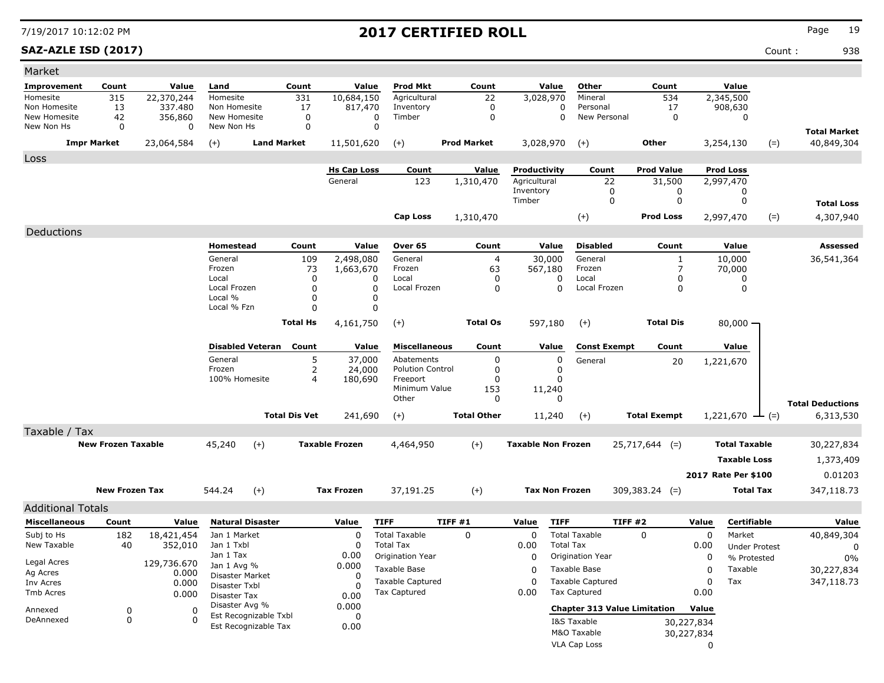# 2017 CERTIFIED ROLL

**SAZ-AZLE ISD (2017)**

Count : 938

## Market

| Improvement | Count | Value | Land | Count | Value | Prod Mkt | Count | Value | Other | Count | Value | | |
|---|---|---|---|---|---|---|---|---|---|---|---|---|---|
| Homesite | 315 | 22,370,244 | Homesite | 331 | 10,684,150 | Agricultural | 22 | 3,028,970 | Mineral | 534 | 2,345,500 | | |
| Non Homesite | 13 | 337.480 | Non Homesite | 17 | 817,470 | Inventory | 0 | 0 | Personal | 17 | 908,630 | | |
| New Homesite | 42 | 356,860 | New Homesite | 0 | 0 | Timber | 0 | 0 | New Personal | 0 | 0 | | |
| New Non Hs | 0 | 0 | New Non Hs | 0 | 0 | | | | | | | | **Total Market** |
| **Impr Market** | | 23,064,584 | (+) **Land Market** | | 11,501,620 | (+) **Prod Market** | | 3,028,970 | (+) **Other** | | 3,254,130 | (=) | 40,849,304 |

## Loss

| Hs Cap Loss | Count | Value | Productivity | Count | Prod Value | Prod Loss | | |
|---|---|---|---|---|---|---|---|---|
| General | 123 | 1,310,470 | Agricultural | 22 | 31,500 | 2,997,470 | | |
| | | | Inventory | 0 | 0 | 0 | | |
| | | | Timber | 0 | 0 | 0 | | **Total Loss** |
| **Cap Loss** | | 1,310,470 | (+) | | **Prod Loss** | 2,997,470 | (=) | 4,307,940 |

## Deductions

| Homestead | Count | Value | Over 65 | Count | Value | Disabled | Count | Value | Assessed |
|---|---|---|---|---|---|---|---|---|---|
| General | 109 | 2,498,080 | General | 4 | 30,000 | General | 1 | 10,000 | 36,541,364 |
| Frozen | 73 | 1,663,670 | Frozen | 63 | 567,180 | Frozen | 7 | 70,000 | |
| Local | 0 | 0 | Local | 0 | 0 | Local | 0 | 0 | |
| Local Frozen | 0 | 0 | Local Frozen | 0 | 0 | Local Frozen | 0 | 0 | |
| Local % | 0 | 0 | | | | | | | |
| Local % Fzn | 0 | 0 | | | | | | | |
| **Total Hs** | | 4,161,750 | (+) **Total Os** | | 597,180 | (+) **Total Dis** | | 80,000 | |

| Disabled Veteran | Count | Value | Miscellaneous | Count | Value | Const Exempt | Count | Value | | |
|---|---|---|---|---|---|---|---|---|---|---|
| General | 5 | 37,000 | Abatements | 0 | 0 | General | 20 | 1,221,670 | | |
| Frozen | 2 | 24,000 | Polution Control | 0 | 0 | | | | | |
| 100% Homesite | 4 | 180,690 | Freeport | 0 | 0 | | | | | |
| | | | Minimum Value | 153 | 11,240 | | | | | |
| | | | Other | 0 | 0 | | | | | **Total Deductions** |
| **Total Dis Vet** | | 241,690 | (+) **Total Other** | | 11,240 | (+) **Total Exempt** | | 1,221,670 | (=) | 6,313,530 |

## Taxable / Tax

| New Frozen Taxable | | | Taxable Frozen | | | Taxable Non Frozen | | | | |
|---|---|---|---|---|---|---|---|---|---|---|
| **New Frozen Taxable** | 45,240 | (+) | **Taxable Frozen** | 4,464,950 | (+) | **Taxable Non Frozen** | 25,717,644 | (=) | **Total Taxable** | 30,227,834 |
| | | | | | | | | | **Taxable Loss** | 1,373,409 |
| | | | | | | | | | **2017 Rate Per $100** | 0.01203 |
| **New Frozen Tax** | 544.24 | (+) | **Tax Frozen** | 37,191.25 | (+) | **Tax Non Frozen** | 309,383.24 | (=) | **Total Tax** | 347,118.73 |

## Additional Totals

| Miscellaneous | Count | Value |
|---|---|---|
| Subj to Hs | 182 | 18,421,454 |
| New Taxable | 40 | 352,010 |
| Legal Acres | | 129,736.670 |
| Ag Acres | | 0.000 |
| Inv Acres | | 0.000 |
| Tmb Acres | | 0.000 |
| Annexed | 0 | 0 |
| DeAnnexed | 0 | 0 |

| Natural Disaster | Value |
|---|---|
| Jan 1 Market | 0 |
| Jan 1 Txbl | 0 |
| Jan 1 Tax | 0.00 |
| Jan 1 Avg % | 0.000 |
| Disaster Market | 0 |
| Disaster Txbl | 0 |
| Disaster Tax | 0.00 |
| Disaster Avg % | 0.000 |
| Est Recognizable Txbl | 0 |
| Est Recognizable Tax | 0.00 |

| TIFF | TIFF #1 | Value |
|---|---|---|
| Total Taxable | 0 | 0 |
| Total Tax | | 0.00 |
| Origination Year | | 0 |
| Taxable Base | | 0 |
| Taxable Captured | | 0 |
| Tax Captured | | 0.00 |

| TIFF | TIFF #2 | Value |
|---|---|---|
| Total Taxable | 0 | 0 |
| Total Tax | | 0.00 |
| Origination Year | | 0 |
| Taxable Base | | 0 |
| Taxable Captured | | 0 |
| Tax Captured | | 0.00 |

| Chapter 313 Value Limitation | Value |
|---|---|
| I&S Taxable | 30,227,834 |
| M&O Taxable | 30,227,834 |
| VLA Cap Loss | 0 |

| Certifiable | Value |
|---|---|
| Market | 40,849,304 |
| Under Protest | 0 |
| % Protested | 0% |
| Taxable | 30,227,834 |
| Tax | 347,118.73 |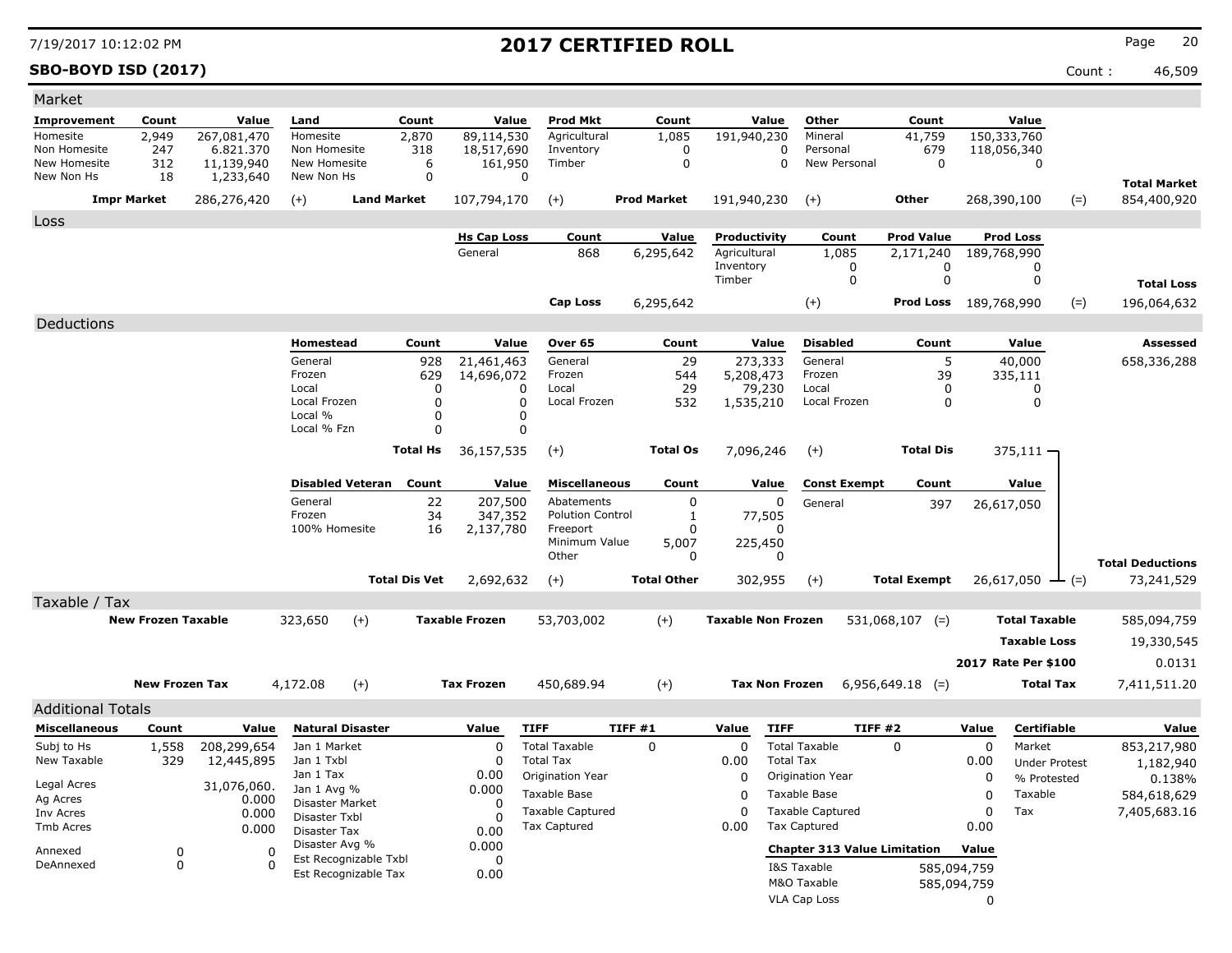# 2017 CERTIFIED ROLL

**SBO-BOYD ISD (2017)** Count : 46,509

## Market

| Improvement | Count | Value | Land | Count | Value | Prod Mkt | Count | Value | Other | Count | Value | | |
|---|---|---|---|---|---|---|---|---|---|---|---|---|---|
| Homesite | 2,949 | 267,081,470 | Homesite | 2,870 | 89,114,530 | Agricultural | 1,085 | 191,940,230 | Mineral | 41,759 | 150,333,760 | | |
| Non Homesite | 247 | 6.821.370 | Non Homesite | 318 | 18,517,690 | Inventory | 0 | 0 | Personal | 679 | 118,056,340 | | |
| New Homesite | 312 | 11,139,940 | New Homesite | 6 | 161,950 | Timber | 0 | 0 | New Personal | 0 | 0 | | |
| New Non Hs | 18 | 1,233,640 | New Non Hs | 0 | 0 | | | | | | | | **Total Market** |
| **Impr Market** | | 286,276,420 | (+) **Land Market** | | 107,794,170 | (+) **Prod Market** | | 191,940,230 | (+) **Other** | | 268,390,100 | (=) | 854,400,920 |

## Loss

| Hs Cap Loss | Count | Value | Productivity | Count | Prod Value | Prod Loss | | |
|---|---|---|---|---|---|---|---|---|
| General | 868 | 6,295,642 | Agricultural | 1,085 | 2,171,240 | 189,768,990 | | |
| | | | Inventory | 0 | 0 | 0 | | |
| | | | Timber | 0 | 0 | 0 | | **Total Loss** |
| **Cap Loss** | | 6,295,642 | (+) | | **Prod Loss** | 189,768,990 | (=) | 196,064,632 |

## Deductions

| Homestead | Count | Value | Over 65 | Count | Value | Disabled | Count | Value | Assessed |
|---|---|---|---|---|---|---|---|---|---|
| General | 928 | 21,461,463 | General | 29 | 273,333 | General | 5 | 40,000 | 658,336,288 |
| Frozen | 629 | 14,696,072 | Frozen | 544 | 5,208,473 | Frozen | 39 | 335,111 | |
| Local | 0 | 0 | Local | 29 | 79,230 | Local | 0 | 0 | |
| Local Frozen | 0 | 0 | Local Frozen | 532 | 1,535,210 | Local Frozen | 0 | 0 | |
| Local % | 0 | 0 | | | | | | | |
| Local % Fzn | 0 | 0 | | | | | | | |
| **Total Hs** | | 36,157,535 | (+) **Total Os** | | 7,096,246 | (+) **Total Dis** | | 375,111 | |

| Disabled Veteran | Count | Value | Miscellaneous | Count | Value | Const Exempt | Count | Value | | |
|---|---|---|---|---|---|---|---|---|---|---|
| General | 22 | 207,500 | Abatements | 0 | 0 | General | 397 | 26,617,050 | | |
| Frozen | 34 | 347,352 | Polution Control | 1 | 77,505 | | | | | |
| 100% Homesite | 16 | 2,137,780 | Freeport | 0 | 0 | | | | | |
| | | | Minimum Value | 5,007 | 225,450 | | | | | |
| | | | Other | 0 | 0 | | | | | **Total Deductions** |
| **Total Dis Vet** | | 2,692,632 | (+) **Total Other** | | 302,955 | (+) **Total Exempt** | | 26,617,050 | (=) | 73,241,529 |

## Taxable / Tax

| | | | | | | | | |
|---|---|---|---|---|---|---|---|---|
| **New Frozen Taxable** | 323,650 | (+) | **Taxable Frozen** | 53,703,002 | (+) | **Taxable Non Frozen** | 531,068,107 (=) | **Total Taxable** 585,094,759 |
| | | | | | | | | **Taxable Loss** 19,330,545 |
| | | | | | | | | **2017 Rate Per $100** 0.0131 |
| **New Frozen Tax** | 4,172.08 | (+) | **Tax Frozen** | 450,689.94 | (+) | **Tax Non Frozen** | 6,956,649.18 (=) | **Total Tax** 7,411,511.20 |

## Additional Totals

| Miscellaneous | Count | Value |
|---|---|---|
| Subj to Hs | 1,558 | 208,299,654 |
| New Taxable | 329 | 12,445,895 |
| Legal Acres | | 31,076,060. |
| Ag Acres | | 0.000 |
| Inv Acres | | 0.000 |
| Tmb Acres | | 0.000 |
| Annexed | 0 | 0 |
| DeAnnexed | 0 | 0 |

| Natural Disaster | Value |
|---|---|
| Jan 1 Market | 0 |
| Jan 1 Txbl | 0 |
| Jan 1 Tax | 0.00 |
| Jan 1 Avg % | 0.000 |
| Disaster Market | 0 |
| Disaster Txbl | 0 |
| Disaster Tax | 0.00 |
| Disaster Avg % | 0.000 |
| Est Recognizable Txbl | 0 |
| Est Recognizable Tax | 0.00 |

| TIFF | TIFF #1 | Value |
|---|---|---|
| Total Taxable | 0 | 0 |
| Total Tax | | 0.00 |
| Origination Year | | 0 |
| Taxable Base | | 0 |
| Taxable Captured | | 0 |
| Tax Captured | | 0.00 |

| TIFF | TIFF #2 | Value |
|---|---|---|
| Total Taxable | 0 | 0 |
| Total Tax | | 0.00 |
| Origination Year | | 0 |
| Taxable Base | | 0 |
| Taxable Captured | | 0 |
| Tax Captured | | 0.00 |

| Chapter 313 Value Limitation | Value |
|---|---|
| I&S Taxable | 585,094,759 |
| M&O Taxable | 585,094,759 |
| VLA Cap Loss | 0 |

| Certifiable | Value |
|---|---|
| Market | 853,217,980 |
| Under Protest | 1,182,940 |
| % Protested | 0.138% |
| Taxable | 584,618,629 |
| Tax | 7,405,683.16 |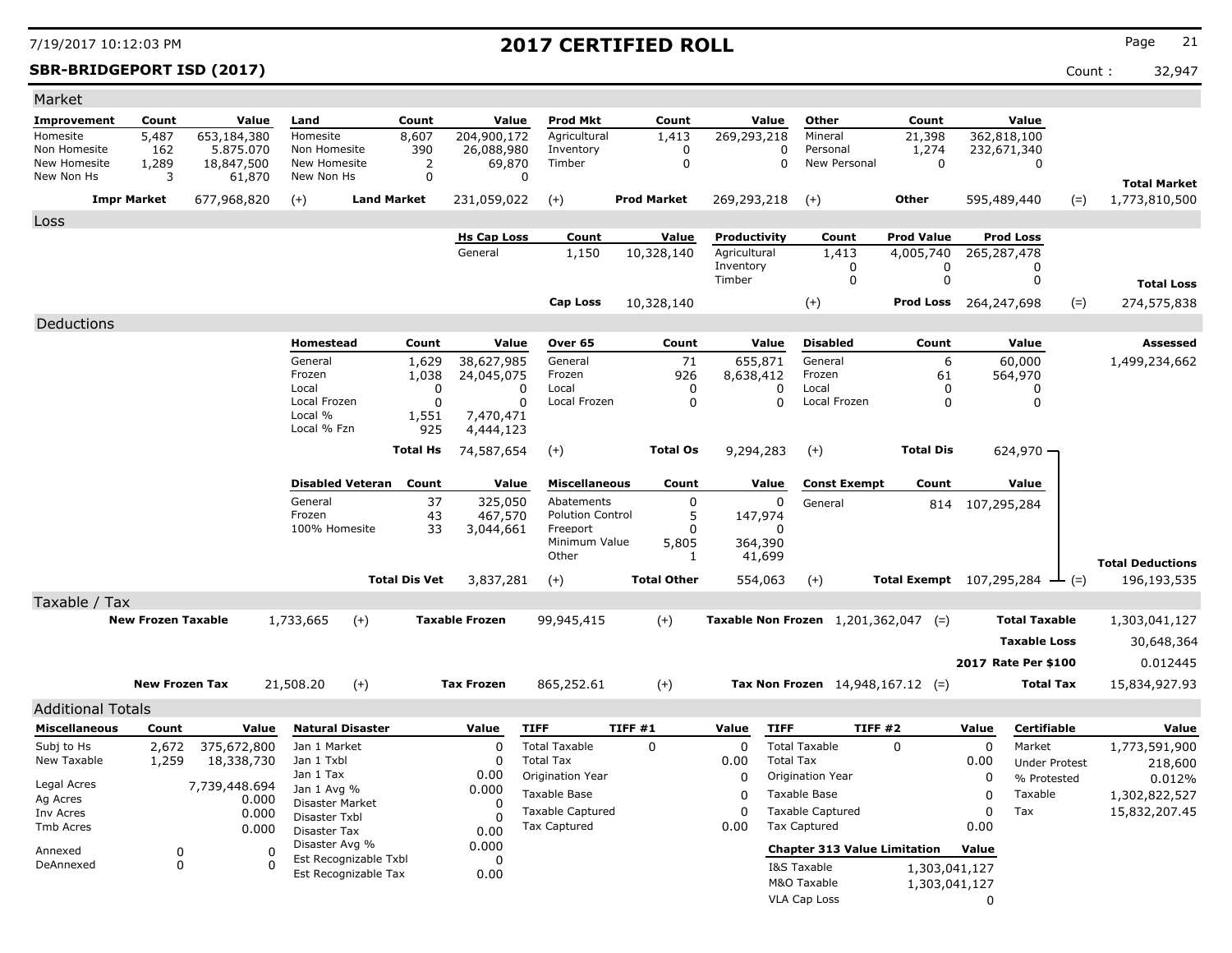# 2017 CERTIFIED ROLL

7/19/2017 10:12:03 PM

**SBR-BRIDGEPORT ISD (2017)** — Count : 32,947

## Market

| Improvement | Count | Value | Land | Count | Value | Prod Mkt | Count | Value | Other | Count | Value | | |
|---|---|---|---|---|---|---|---|---|---|---|---|---|---|
| Homesite | 5,487 | 653,184,380 | Homesite | 8,607 | 204,900,172 | Agricultural | 1,413 | 269,293,218 | Mineral | 21,398 | 362,818,100 | | |
| Non Homesite | 162 | 5.875.070 | Non Homesite | 390 | 26,088,980 | Inventory | 0 | 0 | Personal | 1,274 | 232,671,340 | | |
| New Homesite | 1,289 | 18,847,500 | New Homesite | 2 | 69,870 | Timber | 0 | 0 | New Personal | 0 | 0 | | |
| New Non Hs | 3 | 61,870 | New Non Hs | 0 | 0 | | | | | | | | **Total Market** |
| **Impr Market** | | 677,968,820 | (+) **Land Market** | | 231,059,022 | (+) **Prod Market** | | 269,293,218 | (+) **Other** | | 595,489,440 | (=) | 1,773,810,500 |

## Loss

| Hs Cap Loss | Count | Value | Productivity | Count | Prod Value | Prod Loss | | |
|---|---|---|---|---|---|---|---|---|
| General | 1,150 | 10,328,140 | Agricultural | 1,413 | 4,005,740 | 265,287,478 | | |
| | | | Inventory | 0 | 0 | 0 | | |
| | | | Timber | 0 | 0 | 0 | | **Total Loss** |
| **Cap Loss** | | 10,328,140 | (+) | | **Prod Loss** | 264,247,698 | (=) | 274,575,838 |

## Deductions

| Homestead | Count | Value | Over 65 | Count | Value | Disabled | Count | Value | Assessed |
|---|---|---|---|---|---|---|---|---|---|
| General | 1,629 | 38,627,985 | General | 71 | 655,871 | General | 6 | 60,000 | 1,499,234,662 |
| Frozen | 1,038 | 24,045,075 | Frozen | 926 | 8,638,412 | Frozen | 61 | 564,970 | |
| Local | 0 | 0 | Local | 0 | 0 | Local | 0 | 0 | |
| Local Frozen | 0 | 0 | Local Frozen | 0 | 0 | Local Frozen | 0 | 0 | |
| Local % | 1,551 | 7,470,471 | | | | | | | |
| Local % Fzn | 925 | 4,444,123 | | | | | | | |
| **Total Hs** | | 74,587,654 | (+) **Total Os** | | 9,294,283 | (+) **Total Dis** | | 624,970 | |

| Disabled Veteran | Count | Value | Miscellaneous | Count | Value | Const Exempt | Count | Value | | |
|---|---|---|---|---|---|---|---|---|---|---|
| General | 37 | 325,050 | Abatements | 0 | 0 | General | 814 | 107,295,284 | | |
| Frozen | 43 | 467,570 | Polution Control | 5 | 147,974 | | | | | |
| 100% Homesite | 33 | 3,044,661 | Freeport | 0 | 0 | | | | | |
| | | | Minimum Value | 5,805 | 364,390 | | | | | |
| | | | Other | 1 | 41,699 | | | | | **Total Deductions** |
| **Total Dis Vet** | | 3,837,281 | (+) **Total Other** | | 554,063 | (+) **Total Exempt** | | 107,295,284 | (=) | 196,193,535 |

## Taxable / Tax

| | | | | | | | | |
|---|---|---|---|---|---|---|---|---|
| **New Frozen Taxable** | 1,733,665 | (+) | **Taxable Frozen** | 99,945,415 | (+) | **Taxable Non Frozen** 1,201,362,047 | (=) **Total Taxable** | 1,303,041,127 |
| | | | | | | | **Taxable Loss** | 30,648,364 |
| | | | | | | | **2017 Rate Per $100** | 0.012445 |
| **New Frozen Tax** | 21,508.20 | (+) | **Tax Frozen** | 865,252.61 | (+) | **Tax Non Frozen** 14,948,167.12 | (=) **Total Tax** | 15,834,927.93 |

## Additional Totals

| Miscellaneous | Count | Value |
|---|---|---|
| Subj to Hs | 2,672 | 375,672,800 |
| New Taxable | 1,259 | 18,338,730 |
| Legal Acres | | 7,739,448.694 |
| Ag Acres | | 0.000 |
| Inv Acres | | 0.000 |
| Tmb Acres | | 0.000 |
| Annexed | 0 | 0 |
| DeAnnexed | 0 | 0 |

| Natural Disaster | Value |
|---|---|
| Jan 1 Market | 0 |
| Jan 1 Txbl | 0 |
| Jan 1 Tax | 0.00 |
| Jan 1 Avg % | 0.000 |
| Disaster Market | 0 |
| Disaster Txbl | 0 |
| Disaster Tax | 0.00 |
| Disaster Avg % | 0.000 |
| Est Recognizable Txbl | 0 |
| Est Recognizable Tax | 0.00 |

| TIFF | TIFF #1 | Value |
|---|---|---|
| Total Taxable | 0 | 0 |
| Total Tax | | 0.00 |
| Origination Year | | 0 |
| Taxable Base | | 0 |
| Taxable Captured | | 0 |
| Tax Captured | | 0.00 |

| TIFF | TIFF #2 | Value |
|---|---|---|
| Total Taxable | 0 | 0 |
| Total Tax | | 0.00 |
| Origination Year | | 0 |
| Taxable Base | | 0 |
| Taxable Captured | | 0 |
| Tax Captured | | 0.00 |

| Chapter 313 Value Limitation | Value |
|---|---|
| I&S Taxable | 1,303,041,127 |
| M&O Taxable | 1,303,041,127 |
| VLA Cap Loss | 0 |

| Certifiable | Value |
|---|---|
| Market | 1,773,591,900 |
| Under Protest | 218,600 |
| % Protested | 0.012% |
| Taxable | 1,302,822,527 |
| Tax | 15,832,207.45 |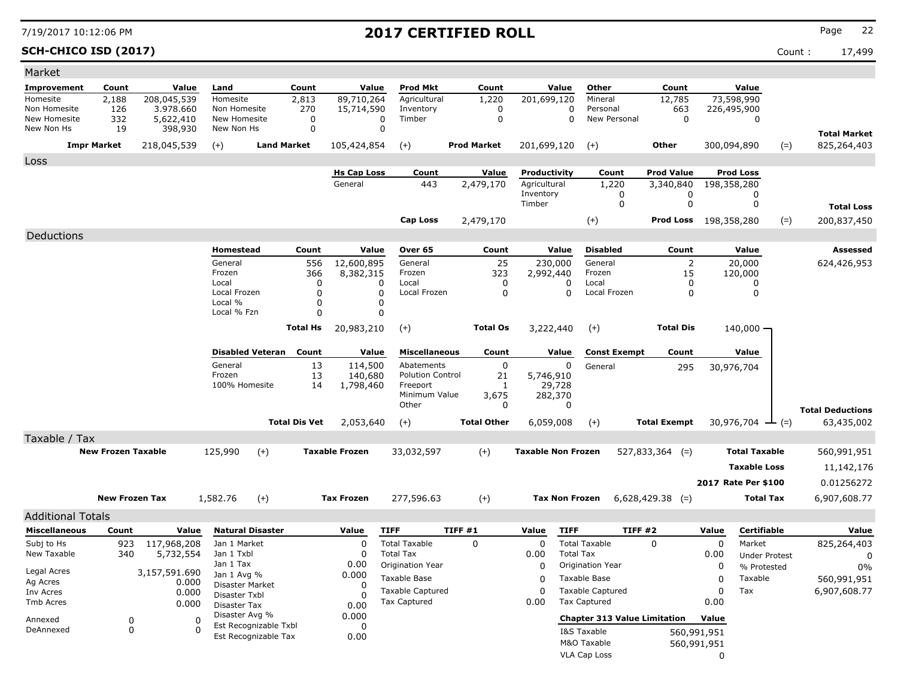# 2017 CERTIFIED ROLL

**SCH-CHICO ISD (2017)**

Count : 17,499

## Market

| Improvement | Count | Value | Land | Count | Value | Prod Mkt | Count | Value | Other | Count | Value | | |
|---|---|---|---|---|---|---|---|---|---|---|---|---|---|
| Homesite | 2,188 | 208,045,539 | Homesite | 2,813 | 89,710,264 | Agricultural | 1,220 | 201,699,120 | Mineral | 12,785 | 73,598,990 | | |
| Non Homesite | 126 | 3.978.660 | Non Homesite | 270 | 15,714,590 | Inventory | 0 | 0 | Personal | 663 | 226,495,900 | | |
| New Homesite | 332 | 5,622,410 | New Homesite | 0 | 0 | Timber | 0 | 0 | New Personal | 0 | 0 | | |
| New Non Hs | 19 | 398,930 | New Non Hs | 0 | 0 | | | | | | | | **Total Market** |
| **Impr Market** | | 218,045,539 | (+) | **Land Market** | 105,424,854 | (+) | **Prod Market** | 201,699,120 | (+) | **Other** | 300,094,890 | (=) | 825,264,403 |

## Loss

| Hs Cap Loss | Count | Value | Productivity | Count | Prod Value | Prod Loss | | |
|---|---|---|---|---|---|---|---|---|
| General | 443 | 2,479,170 | Agricultural | 1,220 | 3,340,840 | 198,358,280 | | |
| | | | Inventory | 0 | 0 | 0 | | |
| | | | Timber | 0 | 0 | 0 | | **Total Loss** |
| **Cap Loss** | | 2,479,170 | (+) | | **Prod Loss** | 198,358,280 | (=) | 200,837,450 |

## Deductions

| Homestead | Count | Value | Over 65 | Count | Value | Disabled | Count | Value | Assessed |
|---|---|---|---|---|---|---|---|---|---|
| General | 556 | 12,600,895 | General | 25 | 230,000 | General | 2 | 20,000 | 624,426,953 |
| Frozen | 366 | 8,382,315 | Frozen | 323 | 2,992,440 | Frozen | 15 | 120,000 | |
| Local | 0 | 0 | Local | 0 | 0 | Local | 0 | 0 | |
| Local Frozen | 0 | 0 | Local Frozen | 0 | 0 | Local Frozen | 0 | 0 | |
| Local % | 0 | 0 | | | | | | | |
| Local % Fzn | 0 | 0 | | | | | | | |
| **Total Hs** | | 20,983,210 | (+) | **Total Os** | 3,222,440 | (+) | **Total Dis** | 140,000 | |

| Disabled Veteran | Count | Value | Miscellaneous | Count | Value | Const Exempt | Count | Value | | |
|---|---|---|---|---|---|---|---|---|---|---|
| General | 13 | 114,500 | Abatements | 0 | 0 | General | 295 | 30,976,704 | | |
| Frozen | 13 | 140,680 | Polution Control | 21 | 5,746,910 | | | | | |
| 100% Homesite | 14 | 1,798,460 | Freeport | 1 | 29,728 | | | | | |
| | | | Minimum Value | 3,675 | 282,370 | | | | | |
| | | | Other | 0 | 0 | | | | | **Total Deductions** |
| **Total Dis Vet** | | 2,053,640 | (+) | **Total Other** | 6,059,008 | (+) | **Total Exempt** | 30,976,704 | (=) | 63,435,002 |

## Taxable / Tax

| | | | | | | | | | |
|---|---|---|---|---|---|---|---|---|---|
| **New Frozen Taxable** | 125,990 | (+) | **Taxable Frozen** | 33,032,597 | (+) | **Taxable Non Frozen** | 527,833,364 | (=) | **Total Taxable** 560,991,951 |
| | | | | | | | | | **Taxable Loss** 11,142,176 |
| | | | | | | | | | **2017 Rate Per $100** 0.01256272 |
| **New Frozen Tax** | 1,582.76 | (+) | **Tax Frozen** | 277,596.63 | (+) | **Tax Non Frozen** | 6,628,429.38 | (=) | **Total Tax** 6,907,608.77 |

## Additional Totals

| Miscellaneous | Count | Value |
|---|---|---|
| Subj to Hs | 923 | 117,968,208 |
| New Taxable | 340 | 5,732,554 |
| Legal Acres | | 3,157,591.690 |
| Ag Acres | | 0.000 |
| Inv Acres | | 0.000 |
| Tmb Acres | | 0.000 |
| Annexed | 0 | 0 |
| DeAnnexed | 0 | 0 |

| Natural Disaster | Value |
|---|---|
| Jan 1 Market | 0 |
| Jan 1 Txbl | 0 |
| Jan 1 Tax | 0.00 |
| Jan 1 Avg % | 0.000 |
| Disaster Market | 0 |
| Disaster Txbl | 0 |
| Disaster Tax | 0.00 |
| Disaster Avg % | 0.000 |
| Est Recognizable Txbl | 0 |
| Est Recognizable Tax | 0.00 |

| TIFF | TIFF #1 | Value |
|---|---|---|
| Total Taxable | 0 | 0 |
| Total Tax | | 0.00 |
| Origination Year | | 0 |
| Taxable Base | | 0 |
| Taxable Captured | | 0 |
| Tax Captured | | 0.00 |

| TIFF | TIFF #2 | Value |
|---|---|---|
| Total Taxable | 0 | 0 |
| Total Tax | | 0.00 |
| Origination Year | | 0 |
| Taxable Base | | 0 |
| Taxable Captured | | 0 |
| Tax Captured | | 0.00 |

| Chapter 313 Value Limitation | Value |
|---|---|
| I&S Taxable | 560,991,951 |
| M&O Taxable | 560,991,951 |
| VLA Cap Loss | 0 |

| Certifiable | Value |
|---|---|
| Market | 825,264,403 |
| Under Protest | 0 |
| % Protested | 0% |
| Taxable | 560,991,951 |
| Tax | 6,907,608.77 |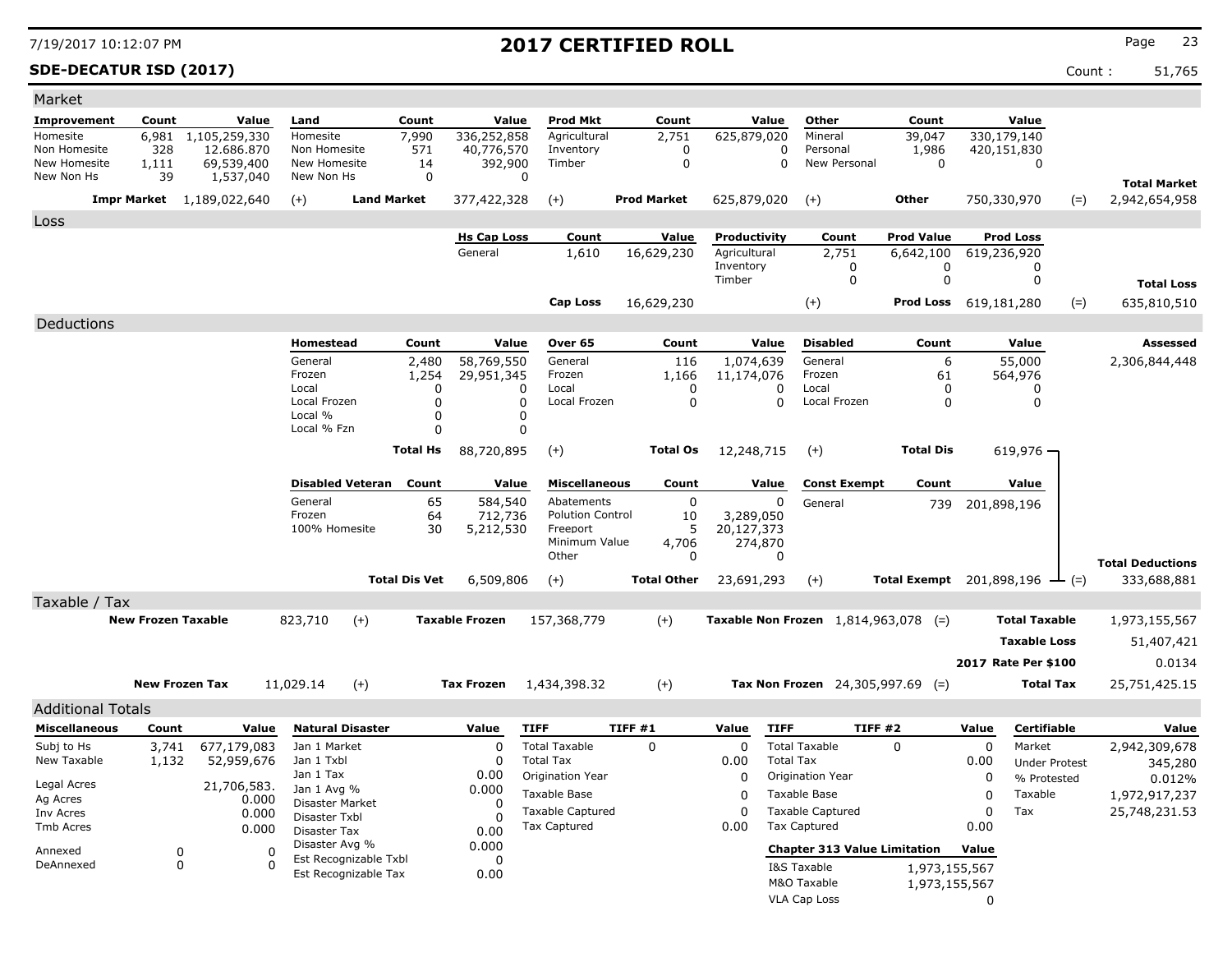# 2017 CERTIFIED ROLL

**SDE-DECATUR ISD (2017)**

Count : 51,765

## Market

| Improvement | Count | Value | Land | Count | Value | Prod Mkt | Count | Value | Other | Count | Value | | |
|---|---|---|---|---|---|---|---|---|---|---|---|---|---|
| Homesite | 6,981 | 1,105,259,330 | Homesite | 7,990 | 336,252,858 | Agricultural | 2,751 | 625,879,020 | Mineral | 39,047 | 330,179,140 | | |
| Non Homesite | 328 | 12.686.870 | Non Homesite | 571 | 40,776,570 | Inventory | 0 | 0 | Personal | 1,986 | 420,151,830 | | |
| New Homesite | 1,111 | 69,539,400 | New Homesite | 14 | 392,900 | Timber | 0 | 0 | New Personal | 0 | 0 | | |
| New Non Hs | 39 | 1,537,040 | New Non Hs | 0 | 0 | | | | | | | | **Total Market** |
| | **Impr Market** | 1,189,022,640 | (+) | **Land Market** | 377,422,328 | (+) | **Prod Market** | 625,879,020 | (+) | **Other** | 750,330,970 | (=) | 2,942,654,958 |

## Loss

| Hs Cap Loss | Count | Value | Productivity | Count | Prod Value | Prod Loss | | |
|---|---|---|---|---|---|---|---|---|
| General | 1,610 | 16,629,230 | Agricultural | 2,751 | 6,642,100 | 619,236,920 | | |
| | | | Inventory | 0 | 0 | 0 | | |
| | | | Timber | 0 | 0 | 0 | | **Total Loss** |
| **Cap Loss** | | 16,629,230 | | (+) | **Prod Loss** | 619,181,280 | (=) | 635,810,510 |

## Deductions

| Homestead | Count | Value | Over 65 | Count | Value | Disabled | Count | Value | | Assessed |
|---|---|---|---|---|---|---|---|---|---|---|
| General | 2,480 | 58,769,550 | General | 116 | 1,074,639 | General | 6 | 55,000 | | 2,306,844,448 |
| Frozen | 1,254 | 29,951,345 | Frozen | 1,166 | 11,174,076 | Frozen | 61 | 564,976 | | |
| Local | 0 | 0 | Local | 0 | 0 | Local | 0 | 0 | | |
| Local Frozen | 0 | 0 | Local Frozen | 0 | 0 | Local Frozen | 0 | 0 | | |
| Local % | 0 | 0 | | | | | | | | |
| Local % Fzn | 0 | 0 | | | | | | | | |
| | **Total Hs** | 88,720,895 | (+) | **Total Os** | 12,248,715 | (+) | **Total Dis** | 619,976 | | |

| Disabled Veteran | Count | Value | Miscellaneous | Count | Value | Const Exempt | Count | Value | | |
|---|---|---|---|---|---|---|---|---|---|---|
| General | 65 | 584,540 | Abatements | 0 | 0 | General | 739 | 201,898,196 | | |
| Frozen | 64 | 712,736 | Polution Control | 10 | 3,289,050 | | | | | |
| 100% Homesite | 30 | 5,212,530 | Freeport | 5 | 20,127,373 | | | | | |
| | | | Minimum Value | 4,706 | 274,870 | | | | | |
| | | | Other | 0 | 0 | | | | | **Total Deductions** |
| | **Total Dis Vet** | 6,509,806 | (+) | **Total Other** | 23,691,293 | (+) | **Total Exempt** | 201,898,196 | (=) | 333,688,881 |

## Taxable / Tax

| | | | | | | | | | |
|---|---|---|---|---|---|---|---|---|---|
| **New Frozen Taxable** | 823,710 | (+) | **Taxable Frozen** | 157,368,779 | (+) | **Taxable Non Frozen** | 1,814,963,078 | (=) | **Total Taxable** 1,973,155,567 |
| | | | | | | | | | **Taxable Loss** 51,407,421 |
| | | | | | | | | | **2017 Rate Per $100** 0.0134 |
| **New Frozen Tax** | 11,029.14 | (+) | **Tax Frozen** | 1,434,398.32 | (+) | **Tax Non Frozen** | 24,305,997.69 | (=) | **Total Tax** 25,751,425.15 |

## Additional Totals

| Miscellaneous | Count | Value |
|---|---|---|
| Subj to Hs | 3,741 | 677,179,083 |
| New Taxable | 1,132 | 52,959,676 |
| Legal Acres | | 21,706,583. |
| Ag Acres | | 0.000 |
| Inv Acres | | 0.000 |
| Tmb Acres | | 0.000 |
| Annexed | 0 | 0 |
| DeAnnexed | 0 | 0 |

| Natural Disaster | Value |
|---|---|
| Jan 1 Market | 0 |
| Jan 1 Txbl | 0 |
| Jan 1 Tax | 0.00 |
| Jan 1 Avg % | 0.000 |
| Disaster Market | 0 |
| Disaster Txbl | 0 |
| Disaster Tax | 0.00 |
| Disaster Avg % | 0.000 |
| Est Recognizable Txbl | 0 |
| Est Recognizable Tax | 0.00 |

| TIFF | TIFF #1 | Value |
|---|---|---|
| Total Taxable | 0 | 0 |
| Total Tax | | 0.00 |
| Origination Year | | 0 |
| Taxable Base | | 0 |
| Taxable Captured | | 0 |
| Tax Captured | | 0.00 |

| TIFF | TIFF #2 | Value |
|---|---|---|
| Total Taxable | 0 | 0 |
| Total Tax | | 0.00 |
| Origination Year | | 0 |
| Taxable Base | | 0 |
| Taxable Captured | | 0 |
| Tax Captured | | 0.00 |

| Chapter 313 Value Limitation | Value |
|---|---|
| I&S Taxable | 1,973,155,567 |
| M&O Taxable | 1,973,155,567 |
| VLA Cap Loss | 0 |

| Certifiable | Value |
|---|---|
| Market | 2,942,309,678 |
| Under Protest | 345,280 |
| % Protested | 0.012% |
| Taxable | 1,972,917,237 |
| Tax | 25,748,231.53 |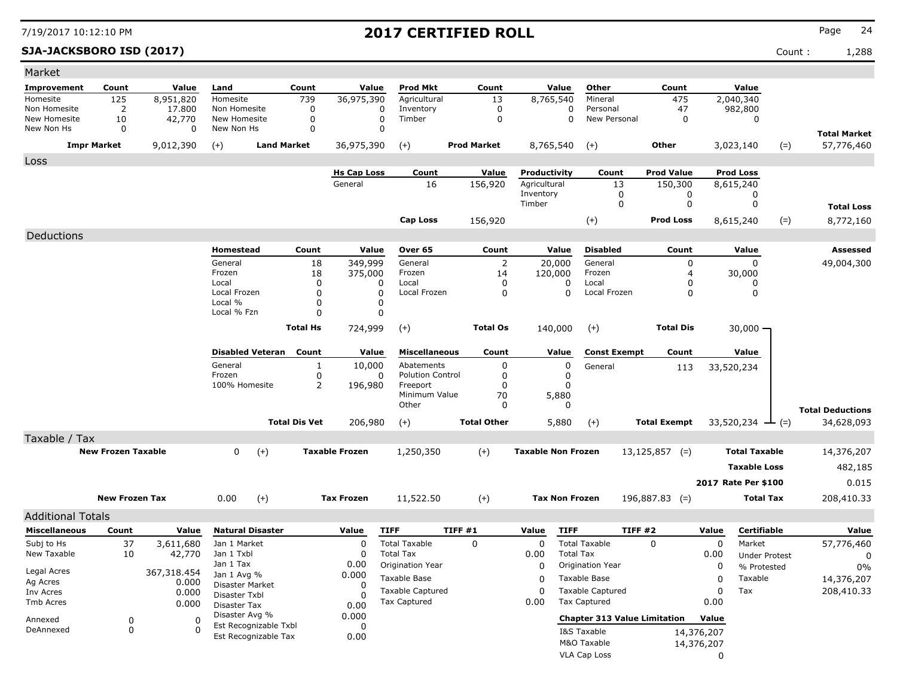# 2017 CERTIFIED ROLL

**SJA-JACKSBORO ISD (2017)**

Count : 1,288

## Market

| Improvement | Count | Value | Land | Count | Value | Prod Mkt | Count | Value | Other | Count | Value | | |
|---|---|---|---|---|---|---|---|---|---|---|---|---|---|
| Homesite | 125 | 8,951,820 | Homesite | 739 | 36,975,390 | Agricultural | 13 | 8,765,540 | Mineral | 475 | 2,040,340 | | |
| Non Homesite | 2 | 17.800 | Non Homesite | 0 | 0 | Inventory | 0 | 0 | Personal | 47 | 982,800 | | |
| New Homesite | 10 | 42,770 | New Homesite | 0 | 0 | Timber | 0 | 0 | New Personal | 0 | 0 | | |
| New Non Hs | 0 | 0 | New Non Hs | 0 | 0 | | | | | | | | **Total Market** |
| **Impr Market** | | 9,012,390 | (+) **Land Market** | | 36,975,390 | (+) **Prod Market** | | 8,765,540 | (+) **Other** | | 3,023,140 | (=) | 57,776,460 |

## Loss

| Hs Cap Loss | Count | Value | Productivity | Count | Prod Value | Prod Loss | | |
|---|---|---|---|---|---|---|---|---|
| General | 16 | 156,920 | Agricultural | 13 | 150,300 | 8,615,240 | | |
| | | | Inventory | 0 | 0 | 0 | | |
| | | | Timber | 0 | 0 | 0 | | **Total Loss** |
| **Cap Loss** | | 156,920 | (+) | | **Prod Loss** | 8,615,240 | (=) | 8,772,160 |

## Deductions

| Homestead | Count | Value | Over 65 | Count | Value | Disabled | Count | Value | Assessed |
|---|---|---|---|---|---|---|---|---|---|
| General | 18 | 349,999 | General | 2 | 20,000 | General | 0 | 0 | 49,004,300 |
| Frozen | 18 | 375,000 | Frozen | 14 | 120,000 | Frozen | 4 | 30,000 | |
| Local | 0 | 0 | Local | 0 | 0 | Local | 0 | 0 | |
| Local Frozen | 0 | 0 | Local Frozen | 0 | 0 | Local Frozen | 0 | 0 | |
| Local % | 0 | 0 | | | | | | | |
| Local % Fzn | 0 | 0 | | | | | | | |
| **Total Hs** | | 724,999 | (+) **Total Os** | | 140,000 | (+) **Total Dis** | | 30,000 | |

| Disabled Veteran | Count | Value | Miscellaneous | Count | Value | Const Exempt | Count | Value | | |
|---|---|---|---|---|---|---|---|---|---|---|
| General | 1 | 10,000 | Abatements | 0 | 0 | General | 113 | 33,520,234 | | |
| Frozen | 0 | 0 | Polution Control | 0 | 0 | | | | | |
| 100% Homesite | 2 | 196,980 | Freeport | 0 | 0 | | | | | |
| | | | Minimum Value | 70 | 5,880 | | | | | |
| | | | Other | 0 | 0 | | | | | **Total Deductions** |
| **Total Dis Vet** | | 206,980 | (+) **Total Other** | | 5,880 | (+) **Total Exempt** | | 33,520,234 | (=) | 34,628,093 |

## Taxable / Tax

| | | | | | | | | |
|---|---|---|---|---|---|---|---|---|
| **New Frozen Taxable** | 0 | (+) | **Taxable Frozen** | 1,250,350 | (+) | **Taxable Non Frozen** | 13,125,857 (=) | **Total Taxable** 14,376,207 |
| | | | | | | | | **Taxable Loss** 482,185 |
| | | | | | | | | **2017 Rate Per $100** 0.015 |
| **New Frozen Tax** | 0.00 | (+) | **Tax Frozen** | 11,522.50 | (+) | **Tax Non Frozen** | 196,887.83 (=) | **Total Tax** 208,410.33 |

## Additional Totals

| Miscellaneous | Count | Value |
|---|---|---|
| Subj to Hs | 37 | 3,611,680 |
| New Taxable | 10 | 42,770 |
| Legal Acres | | 367,318.454 |
| Ag Acres | | 0.000 |
| Inv Acres | | 0.000 |
| Tmb Acres | | 0.000 |
| Annexed | 0 | 0 |
| DeAnnexed | 0 | 0 |

| Natural Disaster | Value |
|---|---|
| Jan 1 Market | 0 |
| Jan 1 Txbl | 0 |
| Jan 1 Tax | 0.00 |
| Jan 1 Avg % | 0.000 |
| Disaster Market | 0 |
| Disaster Txbl | 0 |
| Disaster Tax | 0.00 |
| Disaster Avg % | 0.000 |
| Est Recognizable Txbl | 0 |
| Est Recognizable Tax | 0.00 |

| TIFF | TIFF #1 | Value |
|---|---|---|
| Total Taxable | 0 | 0 |
| Total Tax | | 0.00 |
| Origination Year | | 0 |
| Taxable Base | | 0 |
| Taxable Captured | | 0 |
| Tax Captured | | 0.00 |

| TIFF | TIFF #2 | Value |
|---|---|---|
| Total Taxable | 0 | 0 |
| Total Tax | | 0.00 |
| Origination Year | | 0 |
| Taxable Base | | 0 |
| Taxable Captured | | 0 |
| Tax Captured | | 0.00 |

| Chapter 313 Value Limitation | Value |
|---|---|
| I&S Taxable | 14,376,207 |
| M&O Taxable | 14,376,207 |
| VLA Cap Loss | 0 |

| Certifiable | Value |
|---|---|
| Market | 57,776,460 |
| Under Protest | 0 |
| % Protested | 0% |
| Taxable | 14,376,207 |
| Tax | 208,410.33 |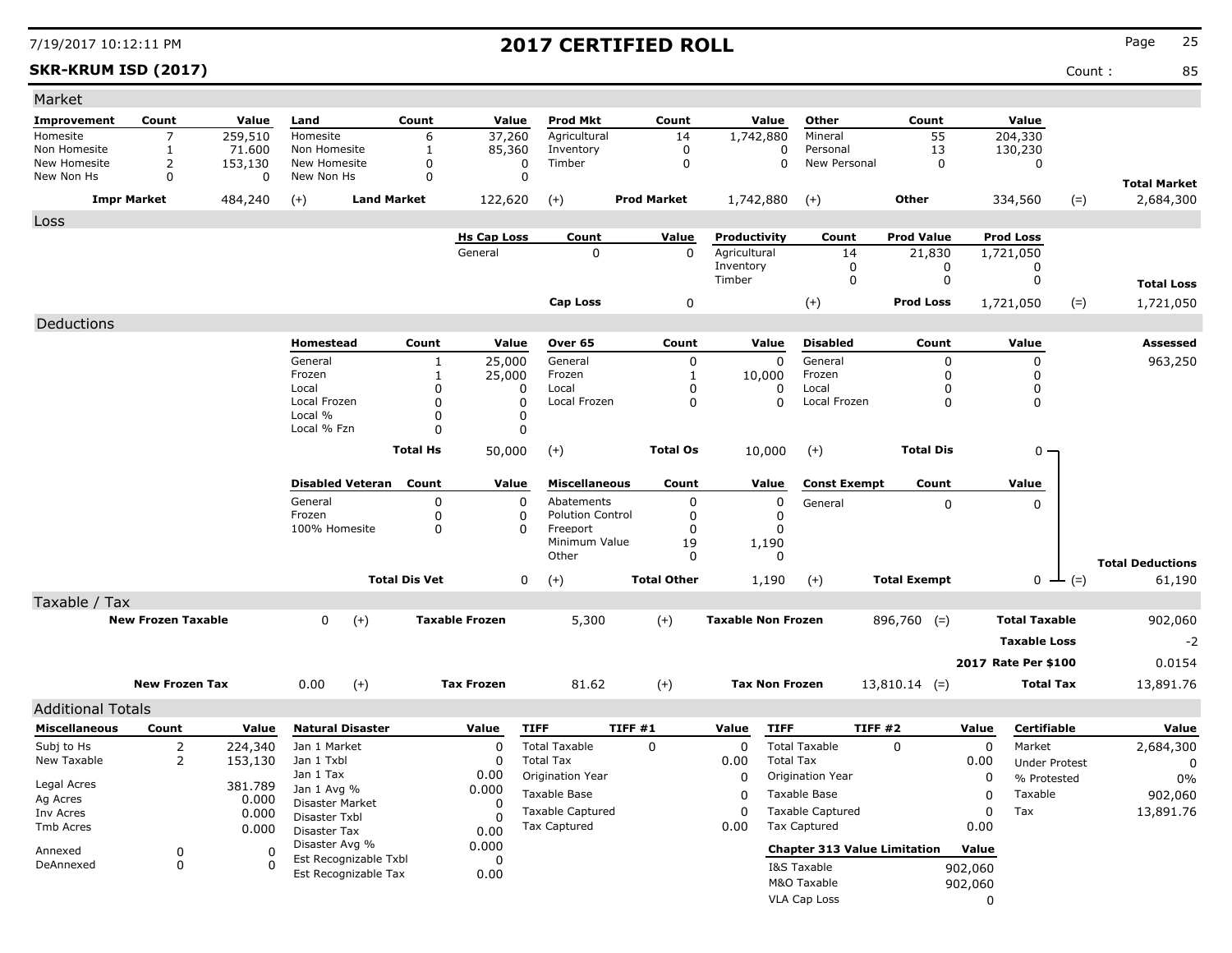# 2017 CERTIFIED ROLL

**SKR-KRUM ISD (2017)**

Count : 85

## Market

| Improvement | Count | Value | Land | Count | Value | Prod Mkt | Count | Value | Other | Count | Value | | |
|---|---|---|---|---|---|---|---|---|---|---|---|---|---|
| Homesite | 7 | 259,510 | Homesite | 6 | 37,260 | Agricultural | 14 | 1,742,880 | Mineral | 55 | 204,330 | | |
| Non Homesite | 1 | 71.600 | Non Homesite | 1 | 85,360 | Inventory | 0 | 0 | Personal | 13 | 130,230 | | |
| New Homesite | 2 | 153,130 | New Homesite | 0 | 0 | Timber | 0 | 0 | New Personal | 0 | 0 | | |
| New Non Hs | 0 | 0 | New Non Hs | 0 | 0 | | | | | | | | **Total Market** |
| **Impr Market** | | 484,240 | (+) **Land Market** | | 122,620 | (+) **Prod Market** | | 1,742,880 | (+) **Other** | | 334,560 | (=) | 2,684,300 |

## Loss

| Hs Cap Loss | Count | Value | Productivity | Count | Prod Value | Prod Loss | | |
|---|---|---|---|---|---|---|---|---|
| General | 0 | 0 | Agricultural | 14 | 21,830 | 1,721,050 | | |
| | | | Inventory | 0 | 0 | 0 | | |
| | | | Timber | 0 | 0 | 0 | | **Total Loss** |
| **Cap Loss** | | 0 | (+) | | **Prod Loss** | 1,721,050 | (=) | 1,721,050 |

## Deductions

| Homestead | Count | Value | Over 65 | Count | Value | Disabled | Count | Value | Assessed |
|---|---|---|---|---|---|---|---|---|---|
| General | 1 | 25,000 | General | 0 | 0 | General | 0 | 0 | 963,250 |
| Frozen | 1 | 25,000 | Frozen | 1 | 10,000 | Frozen | 0 | 0 | |
| Local | 0 | 0 | Local | 0 | 0 | Local | 0 | 0 | |
| Local Frozen | 0 | 0 | Local Frozen | 0 | 0 | Local Frozen | 0 | 0 | |
| Local % | 0 | 0 | | | | | | | |
| Local % Fzn | 0 | 0 | | | | | | | |
| **Total Hs** | | 50,000 | (+) **Total Os** | | 10,000 | (+) **Total Dis** | | 0 | |

| Disabled Veteran | Count | Value | Miscellaneous | Count | Value | Const Exempt | Count | Value | | |
|---|---|---|---|---|---|---|---|---|---|---|
| General | 0 | 0 | Abatements | 0 | 0 | General | 0 | 0 | | |
| Frozen | 0 | 0 | Polution Control | 0 | 0 | | | | | |
| 100% Homesite | 0 | 0 | Freeport | 0 | 0 | | | | | |
| | | | Minimum Value | 19 | 1,190 | | | | | |
| | | | Other | 0 | 0 | | | | | **Total Deductions** |
| **Total Dis Vet** | | 0 | (+) **Total Other** | | 1,190 | (+) **Total Exempt** | | 0 | (=) | 61,190 |

## Taxable / Tax

| | | | | | | | |
|---|---|---|---|---|---|---|---|
| **New Frozen Taxable** | 0 | (+) **Taxable Frozen** | 5,300 | (+) **Taxable Non Frozen** | 896,760 | (=) **Total Taxable** | 902,060 |
| | | | | | | **Taxable Loss** | -2 |
| | | | | | | **2017 Rate Per $100** | 0.0154 |
| **New Frozen Tax** | 0.00 | (+) **Tax Frozen** | 81.62 | (+) **Tax Non Frozen** | 13,810.14 | (=) **Total Tax** | 13,891.76 |

## Additional Totals

| Miscellaneous | Count | Value |
|---|---|---|
| Subj to Hs | 2 | 224,340 |
| New Taxable | 2 | 153,130 |
| Legal Acres | | 381.789 |
| Ag Acres | | 0.000 |
| Inv Acres | | 0.000 |
| Tmb Acres | | 0.000 |
| Annexed | 0 | 0 |
| DeAnnexed | 0 | 0 |

| Natural Disaster | Value |
|---|---|
| Jan 1 Market | 0 |
| Jan 1 Txbl | 0 |
| Jan 1 Tax | 0.00 |
| Jan 1 Avg % | 0.000 |
| Disaster Market | 0 |
| Disaster Txbl | 0 |
| Disaster Tax | 0.00 |
| Disaster Avg % | 0.000 |
| Est Recognizable Txbl | 0 |
| Est Recognizable Tax | 0.00 |

| TIFF | TIFF #1 | Value |
|---|---|---|
| Total Taxable | 0 | 0 |
| Total Tax | | 0.00 |
| Origination Year | | 0 |
| Taxable Base | | 0 |
| Taxable Captured | | 0 |
| Tax Captured | | 0.00 |

| TIFF | TIFF #2 | Value |
|---|---|---|
| Total Taxable | 0 | 0 |
| Total Tax | | 0.00 |
| Origination Year | | 0 |
| Taxable Base | | 0 |
| Taxable Captured | | 0 |
| Tax Captured | | 0.00 |

| Chapter 313 Value Limitation | Value |
|---|---|
| I&S Taxable | 902,060 |
| M&O Taxable | 902,060 |
| VLA Cap Loss | 0 |

| Certifiable | Value |
|---|---|
| Market | 2,684,300 |
| Under Protest | 0 |
| % Protested | 0% |
| Taxable | 902,060 |
| Tax | 13,891.76 |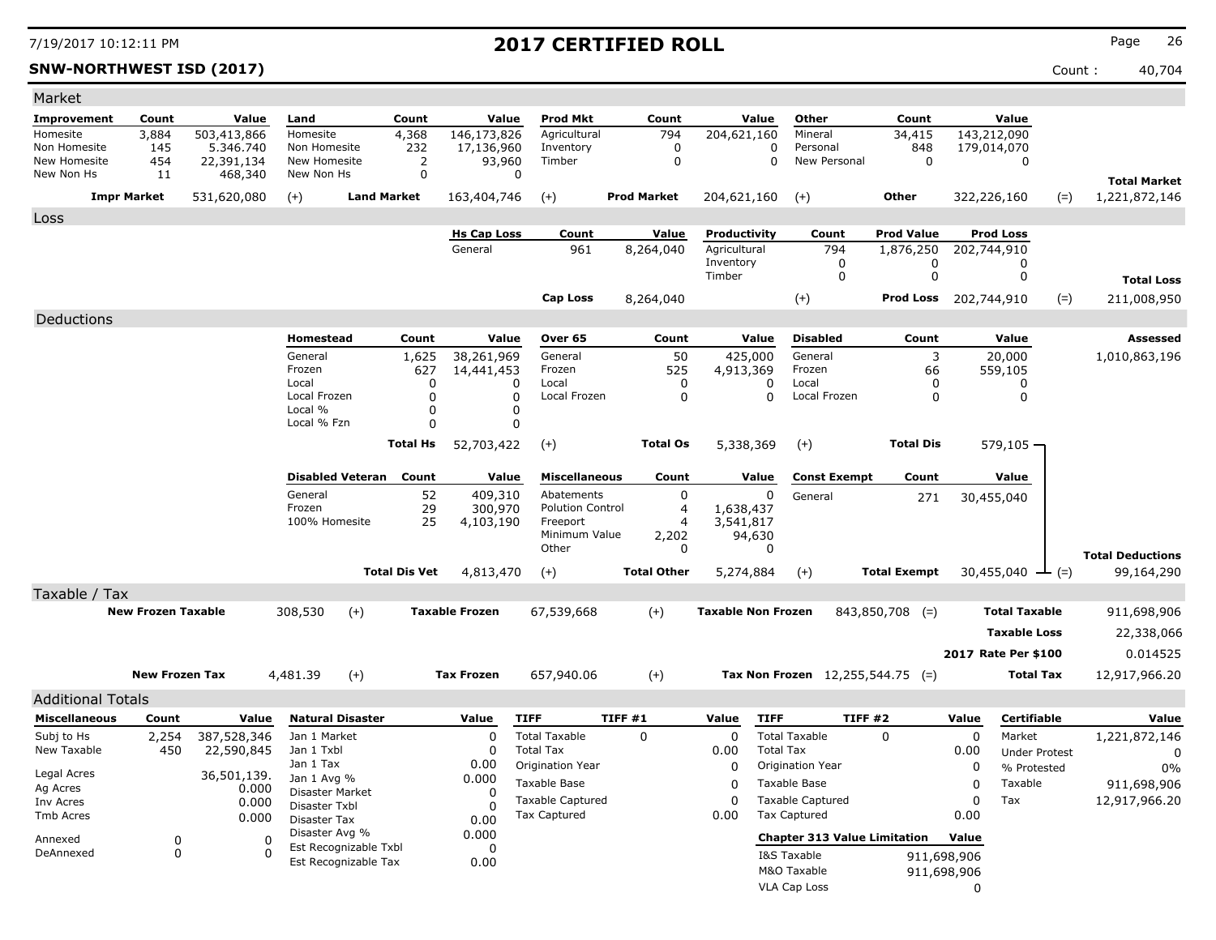7/19/2017 10:12:11 PM

# 2017 CERTIFIED ROLL

**SNW-NORTHWEST ISD (2017)**

Count : 40,704

## Market

| Improvement | Count | Value | Land | Count | Value | Prod Mkt | Count | Value | Other | Count | Value | | |
|---|---|---|---|---|---|---|---|---|---|---|---|---|---|
| Homesite | 3,884 | 503,413,866 | Homesite | 4,368 | 146,173,826 | Agricultural | 794 | 204,621,160 | Mineral | 34,415 | 143,212,090 | | |
| Non Homesite | 145 | 5.346.740 | Non Homesite | 232 | 17,136,960 | Inventory | 0 | 0 | Personal | 848 | 179,014,070 | | |
| New Homesite | 454 | 22,391,134 | New Homesite | 2 | 93,960 | Timber | 0 | 0 | New Personal | 0 | 0 | | |
| New Non Hs | 11 | 468,340 | New Non Hs | 0 | 0 | | | | | | | | **Total Market** |
| **Impr Market** | | 531,620,080 | (+) | **Land Market** | 163,404,746 | (+) | **Prod Market** | 204,621,160 | (+) | **Other** | 322,226,160 | (=) | 1,221,872,146 |

## Loss

| Hs Cap Loss | Count | Value | Productivity | Count | Prod Value | Prod Loss | | |
|---|---|---|---|---|---|---|---|---|
| General | 961 | 8,264,040 | Agricultural | 794 | 1,876,250 | 202,744,910 | | |
| | | | Inventory | 0 | 0 | 0 | | |
| | | | Timber | 0 | 0 | 0 | | **Total Loss** |
| **Cap Loss** | | 8,264,040 | | (+) | **Prod Loss** | 202,744,910 | (=) | 211,008,950 |

## Deductions

| Homestead | Count | Value | Over 65 | Count | Value | Disabled | Count | Value | Assessed |
|---|---|---|---|---|---|---|---|---|---|
| General | 1,625 | 38,261,969 | General | 50 | 425,000 | General | 3 | 20,000 | 1,010,863,196 |
| Frozen | 627 | 14,441,453 | Frozen | 525 | 4,913,369 | Frozen | 66 | 559,105 | |
| Local | 0 | 0 | Local | 0 | 0 | Local | 0 | 0 | |
| Local Frozen | 0 | 0 | Local Frozen | 0 | 0 | Local Frozen | 0 | 0 | |
| Local % | 0 | 0 | | | | | | | |
| Local % Fzn | 0 | 0 | | | | | | | |
| **Total Hs** | | 52,703,422 | (+) | **Total Os** | 5,338,369 | (+) | **Total Dis** | 579,105 | |

| Disabled Veteran | Count | Value | Miscellaneous | Count | Value | Const Exempt | Count | Value | | |
|---|---|---|---|---|---|---|---|---|---|---|
| General | 52 | 409,310 | Abatements | 0 | 0 | General | 271 | 30,455,040 | | |
| Frozen | 29 | 300,970 | Polution Control | 4 | 1,638,437 | | | | | |
| 100% Homesite | 25 | 4,103,190 | Freeport | 4 | 3,541,817 | | | | | |
| | | | Minimum Value | 2,202 | 94,630 | | | | | |
| | | | Other | 0 | 0 | | | | | **Total Deductions** |
| **Total Dis Vet** | | 4,813,470 | (+) | **Total Other** | 5,274,884 | (+) | **Total Exempt** | 30,455,040 | (=) | 99,164,290 |

## Taxable / Tax

| New Frozen Taxable | | Taxable Frozen | | Taxable Non Frozen | | Total Taxable | |
|---|---|---|---|---|---|---|---|
| 308,530 | (+) | 67,539,668 | (+) | 843,850,708 | (=) | **Total Taxable** | 911,698,906 |
| | | | | | | **Taxable Loss** | 22,338,066 |
| | | | | | | **2017 Rate Per $100** | 0.014525 |
| **New Frozen Tax** 4,481.39 | (+) | **Tax Frozen** 657,940.06 | (+) | **Tax Non Frozen** 12,255,544.75 | (=) | **Total Tax** | 12,917,966.20 |

## Additional Totals

| Miscellaneous | Count | Value |
|---|---|---|
| Subj to Hs | 2,254 | 387,528,346 |
| New Taxable | 450 | 22,590,845 |
| Legal Acres | | 36,501,139. |
| Ag Acres | | 0.000 |
| Inv Acres | | 0.000 |
| Tmb Acres | | 0.000 |
| Annexed | 0 | 0 |
| DeAnnexed | 0 | 0 |

| Natural Disaster | Value |
|---|---|
| Jan 1 Market | 0 |
| Jan 1 Txbl | 0 |
| Jan 1 Tax | 0.00 |
| Jan 1 Avg % | 0.000 |
| Disaster Market | 0 |
| Disaster Txbl | 0 |
| Disaster Tax | 0.00 |
| Disaster Avg % | 0.000 |
| Est Recognizable Txbl | 0 |
| Est Recognizable Tax | 0.00 |

| TIFF | TIFF #1 | Value |
|---|---|---|
| Total Taxable | 0 | 0 |
| Total Tax | | 0.00 |
| Origination Year | | 0 |
| Taxable Base | | 0 |
| Taxable Captured | | 0 |
| Tax Captured | | 0.00 |

| TIFF | TIFF #2 | Value |
|---|---|---|
| Total Taxable | 0 | 0 |
| Total Tax | | 0.00 |
| Origination Year | | 0 |
| Taxable Base | | 0 |
| Taxable Captured | | 0 |
| Tax Captured | | 0.00 |

| Chapter 313 Value Limitation | Value |
|---|---|
| I&S Taxable | 911,698,906 |
| M&O Taxable | 911,698,906 |
| VLA Cap Loss | 0 |

| Certifiable | Value |
|---|---|
| Market | 1,221,872,146 |
| Under Protest | 0 |
| % Protested | 0% |
| Taxable | 911,698,906 |
| Tax | 12,917,966.20 |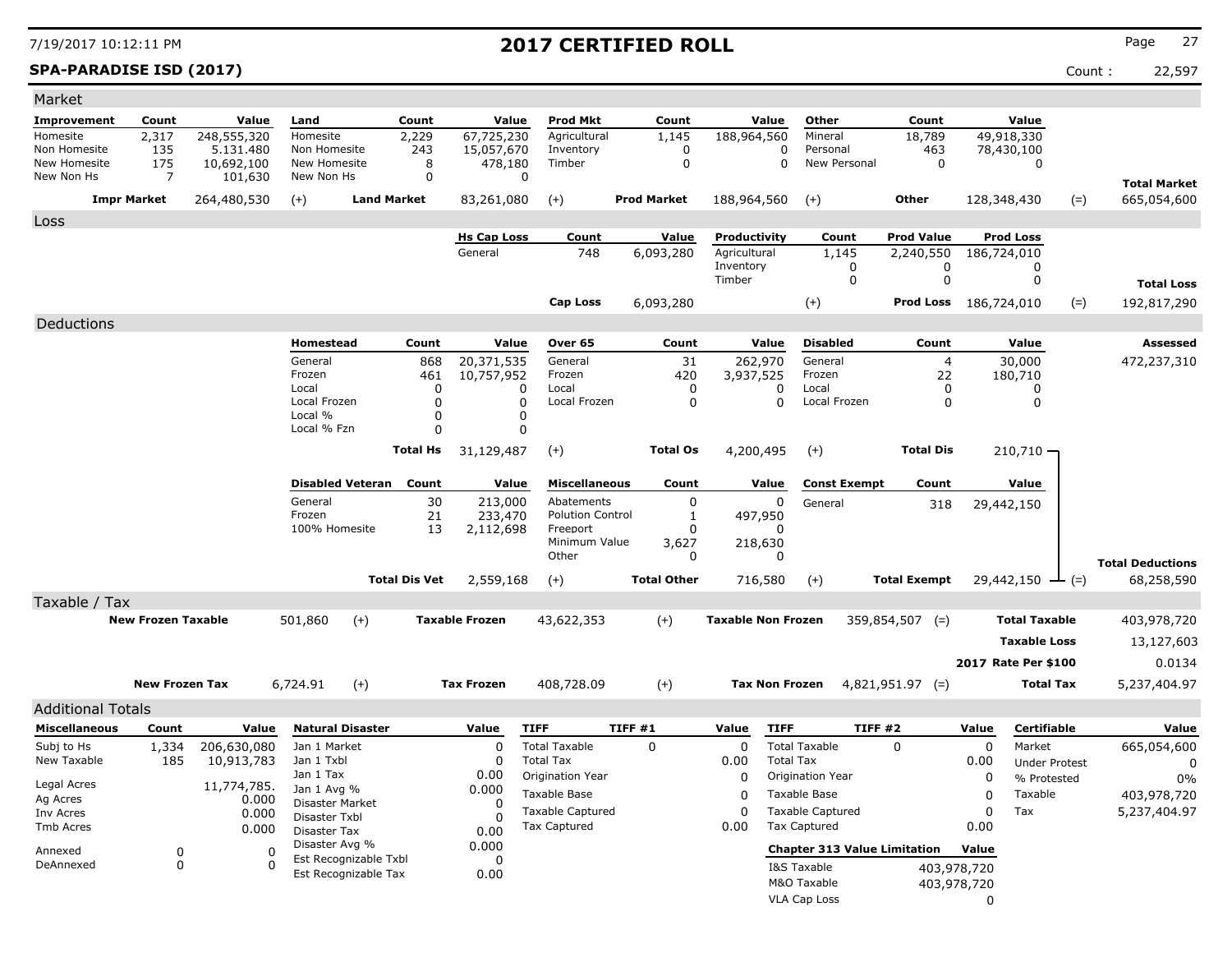# 2017 CERTIFIED ROLL

**SPA-PARADISE ISD (2017)** Count : 22,597

## Market

| Improvement | Count | Value | Land | Count | Value | Prod Mkt | Count | Value | Other | Count | Value | | |
|---|---|---|---|---|---|---|---|---|---|---|---|---|---|
| Homesite | 2,317 | 248,555,320 | Homesite | 2,229 | 67,725,230 | Agricultural | 1,145 | 188,964,560 | Mineral | 18,789 | 49,918,330 | | |
| Non Homesite | 135 | 5.131.480 | Non Homesite | 243 | 15,057,670 | Inventory | 0 | 0 | Personal | 463 | 78,430,100 | | |
| New Homesite | 175 | 10,692,100 | New Homesite | 8 | 478,180 | Timber | 0 | 0 | New Personal | 0 | 0 | | |
| New Non Hs | 7 | 101,630 | New Non Hs | 0 | 0 | | | | | | | | **Total Market** |
| **Impr Market** | | 264,480,530 | (+) **Land Market** | | 83,261,080 | (+) **Prod Market** | | 188,964,560 | (+) **Other** | | 128,348,430 | (=) | 665,054,600 |

## Loss

| Hs Cap Loss | Count | Value | Productivity | Count | Prod Value | Prod Loss | | |
|---|---|---|---|---|---|---|---|---|
| General | 748 | 6,093,280 | Agricultural | 1,145 | 2,240,550 | 186,724,010 | | |
| | | | Inventory | 0 | 0 | 0 | | |
| | | | Timber | 0 | 0 | 0 | | **Total Loss** |
| **Cap Loss** | | 6,093,280 | (+) | | **Prod Loss** | 186,724,010 | (=) | 192,817,290 |

## Deductions

| Homestead | Count | Value | Over 65 | Count | Value | Disabled | Count | Value | Assessed |
|---|---|---|---|---|---|---|---|---|---|
| General | 868 | 20,371,535 | General | 31 | 262,970 | General | 4 | 30,000 | 472,237,310 |
| Frozen | 461 | 10,757,952 | Frozen | 420 | 3,937,525 | Frozen | 22 | 180,710 | |
| Local | 0 | 0 | Local | 0 | 0 | Local | 0 | 0 | |
| Local Frozen | 0 | 0 | Local Frozen | 0 | 0 | Local Frozen | 0 | 0 | |
| Local % | 0 | 0 | | | | | | | |
| Local % Fzn | 0 | 0 | | | | | | | |
| **Total Hs** | | 31,129,487 | (+) **Total Os** | | 4,200,495 | (+) **Total Dis** | | 210,710 | |

| Disabled Veteran | Count | Value | Miscellaneous | Count | Value | Const Exempt | Count | Value | |
|---|---|---|---|---|---|---|---|---|---|
| General | 30 | 213,000 | Abatements | 0 | 0 | General | 318 | 29,442,150 | |
| Frozen | 21 | 233,470 | Polution Control | 1 | 497,950 | | | | |
| 100% Homesite | 13 | 2,112,698 | Freeport | 0 | 0 | | | | |
| | | | Minimum Value | 3,627 | 218,630 | | | | |
| | | | Other | 0 | 0 | | | | **Total Deductions** |
| **Total Dis Vet** | | 2,559,168 | (+) **Total Other** | | 716,580 | (+) **Total Exempt** | | 29,442,150 (=) | 68,258,590 |

## Taxable / Tax

| | | | | | | | |
|---|---|---|---|---|---|---|---|
| **New Frozen Taxable** | 501,860 | (+) **Taxable Frozen** | 43,622,353 | (+) **Taxable Non Frozen** | 359,854,507 (=) | **Total Taxable** | 403,978,720 |
| | | | | | | **Taxable Loss** | 13,127,603 |
| | | | | | | **2017 Rate Per $100** | 0.0134 |
| **New Frozen Tax** | 6,724.91 | (+) **Tax Frozen** | 408,728.09 | (+) **Tax Non Frozen** | 4,821,951.97 (=) | **Total Tax** | 5,237,404.97 |

## Additional Totals

| Miscellaneous | Count | Value |
|---|---|---|
| Subj to Hs | 1,334 | 206,630,080 |
| New Taxable | 185 | 10,913,783 |
| Legal Acres | | 11,774,785. |
| Ag Acres | | 0.000 |
| Inv Acres | | 0.000 |
| Tmb Acres | | 0.000 |
| Annexed | 0 | 0 |
| DeAnnexed | 0 | 0 |

| Natural Disaster | Value |
|---|---|
| Jan 1 Market | 0 |
| Jan 1 Txbl | 0 |
| Jan 1 Tax | 0.00 |
| Jan 1 Avg % | 0.000 |
| Disaster Market | 0 |
| Disaster Txbl | 0 |
| Disaster Tax | 0.00 |
| Disaster Avg % | 0.000 |
| Est Recognizable Txbl | 0 |
| Est Recognizable Tax | 0.00 |

| TIFF | TIFF #1 | Value |
|---|---|---|
| Total Taxable | 0 | 0 |
| Total Tax | | 0.00 |
| Origination Year | | 0 |
| Taxable Base | | 0 |
| Taxable Captured | | 0 |
| Tax Captured | | 0.00 |

| TIFF | TIFF #2 | Value |
|---|---|---|
| Total Taxable | 0 | 0 |
| Total Tax | | 0.00 |
| Origination Year | | 0 |
| Taxable Base | | 0 |
| Taxable Captured | | 0 |
| Tax Captured | | 0.00 |

| Chapter 313 Value Limitation | Value |
|---|---|
| I&S Taxable | 403,978,720 |
| M&O Taxable | 403,978,720 |
| VLA Cap Loss | 0 |

| Certifiable | Value |
|---|---|
| Market | 665,054,600 |
| Under Protest | 0 |
| % Protested | 0% |
| Taxable | 403,978,720 |
| Tax | 5,237,404.97 |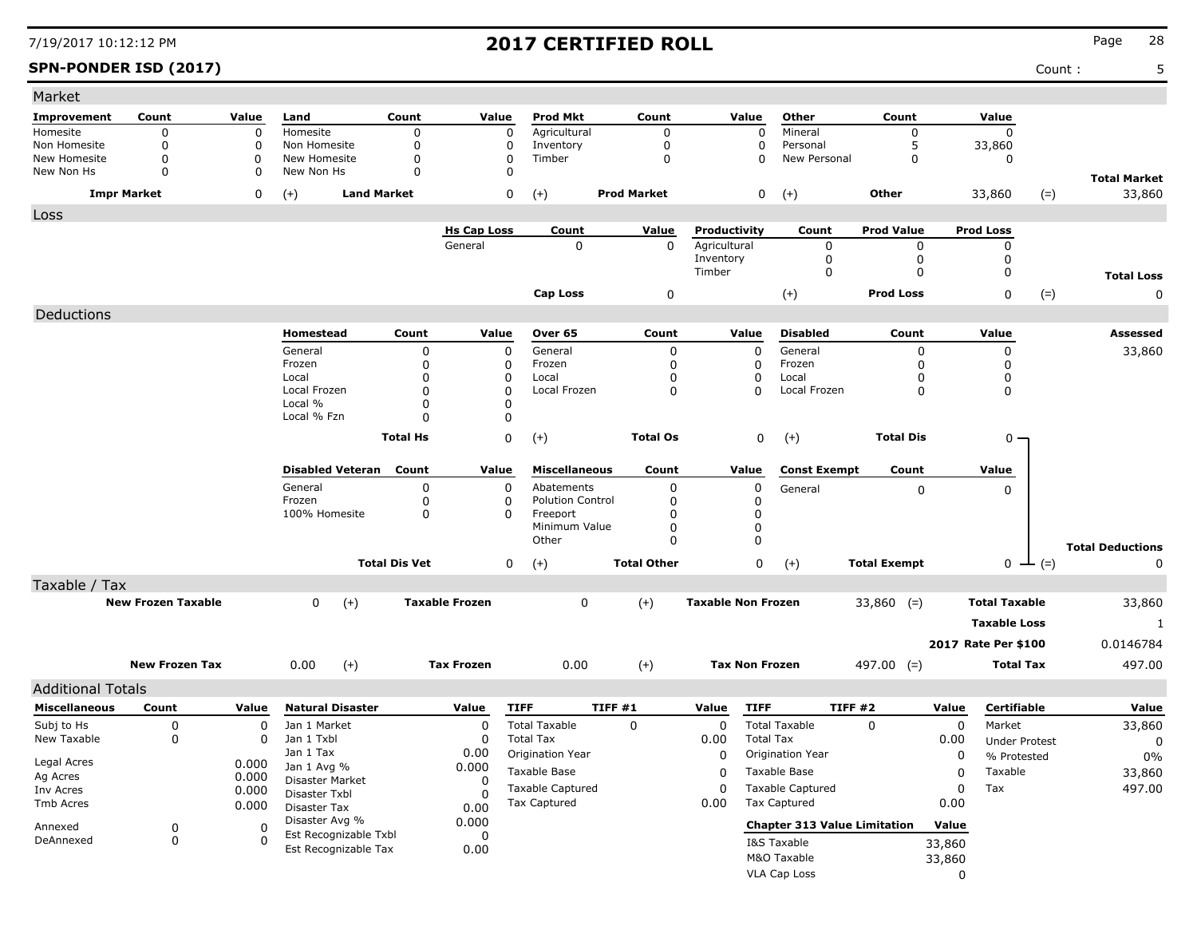7/19/2017 10:12:12 PM

# 2017 CERTIFIED ROLL

**SPN-PONDER ISD (2017)**

Count : 5

## Market

| Improvement | Count | Value | Land | Count | Value | Prod Mkt | Count | Value | Other | Count | Value | | |
|---|---|---|---|---|---|---|---|---|---|---|---|---|---|
| Homesite | 0 | 0 | Homesite | 0 | 0 | Agricultural | 0 | 0 | Mineral | 0 | 0 | | |
| Non Homesite | 0 | 0 | Non Homesite | 0 | 0 | Inventory | 0 | 0 | Personal | 5 | 33,860 | | |
| New Homesite | 0 | 0 | New Homesite | 0 | 0 | Timber | 0 | 0 | New Personal | 0 | 0 | | |
| New Non Hs | 0 | 0 | New Non Hs | 0 | 0 | | | | | | | | **Total Market** |
| **Impr Market** | | 0 | (+) | **Land Market** | 0 | (+) | **Prod Market** | 0 | (+) | **Other** | 33,860 | (=) | 33,860 |

## Loss

| Hs Cap Loss | Count | Value | Productivity | Count | Prod Value | Prod Loss | | |
|---|---|---|---|---|---|---|---|---|
| General | 0 | 0 | Agricultural | 0 | 0 | 0 | | |
| | | | Inventory | 0 | 0 | 0 | | |
| | | | Timber | 0 | 0 | 0 | | **Total Loss** |
| **Cap Loss** | | 0 | (+) | **Prod Loss** | | 0 | (=) | 0 |

## Deductions

| Homestead | Count | Value | Over 65 | Count | Value | Disabled | Count | Value | | Assessed |
|---|---|---|---|---|---|---|---|---|---|---|
| General | 0 | 0 | General | 0 | 0 | General | 0 | 0 | | 33,860 |
| Frozen | 0 | 0 | Frozen | 0 | 0 | Frozen | 0 | 0 | | |
| Local | 0 | 0 | Local | 0 | 0 | Local | 0 | 0 | | |
| Local Frozen | 0 | 0 | Local Frozen | 0 | 0 | Local Frozen | 0 | 0 | | |
| Local % | 0 | 0 | | | | | | | | |
| Local % Fzn | 0 | 0 | | | | | | | | |
| **Total Hs** | | 0 | (+) | **Total Os** | 0 | (+) | **Total Dis** | 0 | | |

| Disabled Veteran | Count | Value | Miscellaneous | Count | Value | Const Exempt | Count | Value | | |
|---|---|---|---|---|---|---|---|---|---|---|
| General | 0 | 0 | Abatements | 0 | 0 | General | 0 | 0 | | |
| Frozen | 0 | 0 | Polution Control | 0 | 0 | | | | | |
| 100% Homesite | 0 | 0 | Freeport | 0 | 0 | | | | | |
| | | | Minimum Value | 0 | 0 | | | | | |
| | | | Other | 0 | 0 | | | | | **Total Deductions** |
| **Total Dis Vet** | | 0 | (+) | **Total Other** | 0 | (+) | **Total Exempt** | 0 | (=) | 0 |

## Taxable / Tax

| | | | | | | | | |
|---|---|---|---|---|---|---|---|---|
| **New Frozen Taxable** | 0 | (+) | **Taxable Frozen** | 0 | (+) | **Taxable Non Frozen** | 33,860 (=) | **Total Taxable** 33,860 |
| | | | | | | | | **Taxable Loss** 1 |
| | | | | | | | | **2017 Rate Per $100** 0.0146784 |
| **New Frozen Tax** | 0.00 | (+) | **Tax Frozen** | 0.00 | (+) | **Tax Non Frozen** | 497.00 (=) | **Total Tax** 497.00 |

## Additional Totals

| Miscellaneous | Count | Value | Natural Disaster | Value | TIFF | TIFF #1 | Value | TIFF | TIFF #2 | Value | Certifiable | Value |
|---|---|---|---|---|---|---|---|---|---|---|---|---|
| Subj to Hs | 0 | 0 | Jan 1 Market | 0 | Total Taxable | 0 | 0 | Total Taxable | 0 | 0 | Market | 33,860 |
| New Taxable | 0 | 0 | Jan 1 Txbl | 0 | Total Tax | | 0.00 | Total Tax | | 0.00 | Under Protest | 0 |
| | | | Jan 1 Tax | 0.00 | Origination Year | | 0 | Origination Year | | 0 | % Protested | 0% |
| Legal Acres | | 0.000 | Jan 1 Avg % | 0.000 | Taxable Base | | 0 | Taxable Base | | 0 | Taxable | 33,860 |
| Ag Acres | | 0.000 | Disaster Market | 0 | Taxable Captured | | 0 | Taxable Captured | | 0 | Tax | 497.00 |
| Inv Acres | | 0.000 | Disaster Txbl | 0 | Tax Captured | | 0.00 | Tax Captured | | 0.00 | | |
| Tmb Acres | | 0.000 | Disaster Tax | 0.00 | | | | | | | | |
| Annexed | 0 | 0 | Disaster Avg % | 0.000 | | | | **Chapter 313 Value Limitation** | | **Value** | | |
| DeAnnexed | 0 | 0 | Est Recognizable Txbl | 0 | | | | I&S Taxable | | 33,860 | | |
| | | | Est Recognizable Tax | 0.00 | | | | M&O Taxable | | 33,860 | | |
| | | | | | | | | VLA Cap Loss | | 0 | | |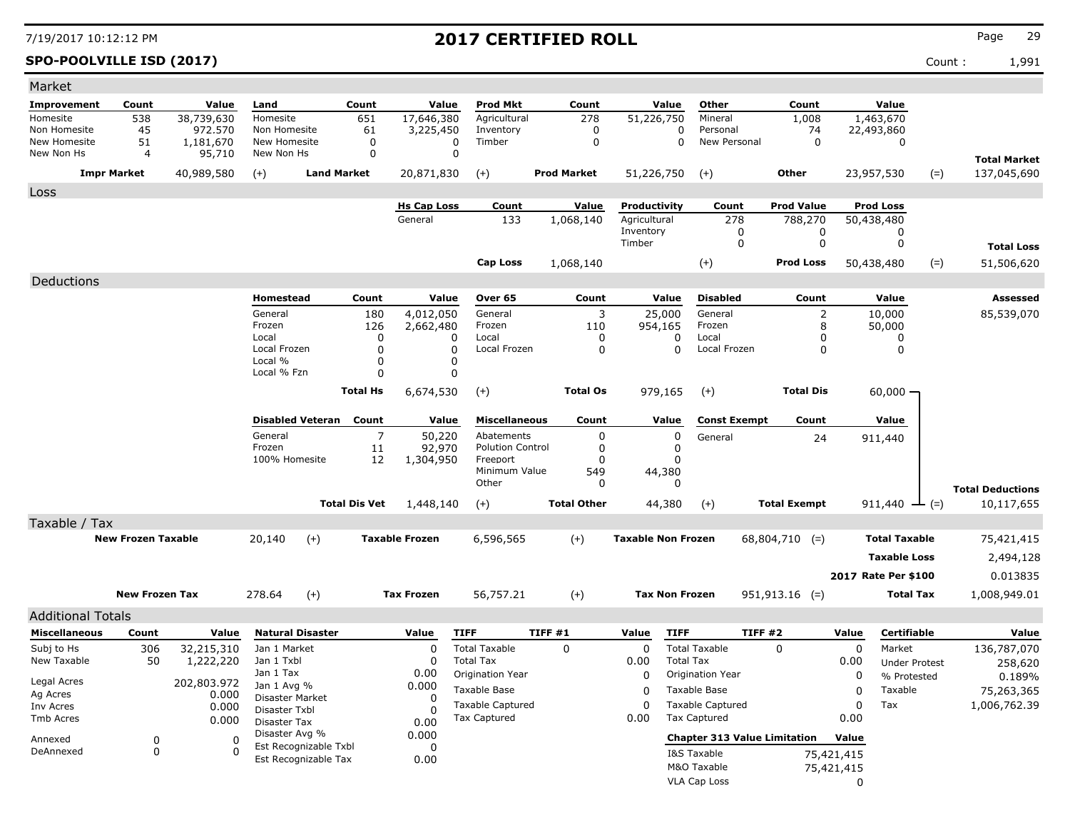# 2017 CERTIFIED ROLL

7/19/2017 10:12:12 PM

**SPO-POOLVILLE ISD (2017)** Count : 1,991

## Market

| Improvement | Count | Value | Land | Count | Value | Prod Mkt | Count | Value | Other | Count | Value | | |
|---|---|---|---|---|---|---|---|---|---|---|---|---|---|
| Homesite | 538 | 38,739,630 | Homesite | 651 | 17,646,380 | Agricultural | 278 | 51,226,750 | Mineral | 1,008 | 1,463,670 | | |
| Non Homesite | 45 | 972.570 | Non Homesite | 61 | 3,225,450 | Inventory | 0 | 0 | Personal | 74 | 22,493,860 | | |
| New Homesite | 51 | 1,181,670 | New Homesite | 0 | 0 | Timber | 0 | 0 | New Personal | 0 | 0 | | |
| New Non Hs | 4 | 95,710 | New Non Hs | 0 | 0 | | | | | | | | **Total Market** |
| **Impr Market** | | 40,989,580 | (+) **Land Market** | | 20,871,830 | (+) **Prod Market** | | 51,226,750 | (+) **Other** | | 23,957,530 | (=) | 137,045,690 |

## Loss

| Hs Cap Loss | Count | Value | Productivity | Count | Prod Value | Prod Loss | | |
|---|---|---|---|---|---|---|---|---|
| General | 133 | 1,068,140 | Agricultural | 278 | 788,270 | 50,438,480 | | |
| | | | Inventory | 0 | 0 | 0 | | |
| | | | Timber | 0 | 0 | 0 | | **Total Loss** |
| **Cap Loss** | | 1,068,140 | (+) | | **Prod Loss** | 50,438,480 | (=) | 51,506,620 |

## Deductions

| Homestead | Count | Value | Over 65 | Count | Value | Disabled | Count | Value | Assessed |
|---|---|---|---|---|---|---|---|---|---|
| General | 180 | 4,012,050 | General | 3 | 25,000 | General | 2 | 10,000 | 85,539,070 |
| Frozen | 126 | 2,662,480 | Frozen | 110 | 954,165 | Frozen | 8 | 50,000 | |
| Local | 0 | 0 | Local | 0 | 0 | Local | 0 | 0 | |
| Local Frozen | 0 | 0 | Local Frozen | 0 | 0 | Local Frozen | 0 | 0 | |
| Local % | 0 | 0 | | | | | | | |
| Local % Fzn | 0 | 0 | | | | | | | |
| **Total Hs** | | 6,674,530 | (+) **Total Os** | | 979,165 | (+) **Total Dis** | | 60,000 | |

| Disabled Veteran | Count | Value | Miscellaneous | Count | Value | Const Exempt | Count | Value | |
|---|---|---|---|---|---|---|---|---|---|
| General | 7 | 50,220 | Abatements | 0 | 0 | General | 24 | 911,440 | |
| Frozen | 11 | 92,970 | Polution Control | 0 | 0 | | | | |
| 100% Homesite | 12 | 1,304,950 | Freeport | 0 | 0 | | | | |
| | | | Minimum Value | 549 | 44,380 | | | | |
| | | | Other | 0 | 0 | | | | **Total Deductions** |
| **Total Dis Vet** | | 1,448,140 | (+) **Total Other** | | 44,380 | (+) **Total Exempt** | | 911,440 | (=) 10,117,655 |

## Taxable / Tax

| | | | | | | | |
|---|---|---|---|---|---|---|---|
| **New Frozen Taxable** | 20,140 | (+) **Taxable Frozen** | 6,596,565 | (+) **Taxable Non Frozen** | 68,804,710 (=) | **Total Taxable** | 75,421,415 |
| | | | | | | **Taxable Loss** | 2,494,128 |
| | | | | | | **2017 Rate Per $100** | 0.013835 |
| **New Frozen Tax** | 278.64 | (+) **Tax Frozen** | 56,757.21 | (+) **Tax Non Frozen** | 951,913.16 (=) | **Total Tax** | 1,008,949.01 |

## Additional Totals

| Miscellaneous | Count | Value | Natural Disaster | Value | TIFF | TIFF #1 | Value | TIFF | TIFF #2 | Value | Certifiable | Value |
|---|---|---|---|---|---|---|---|---|---|---|---|---|
| Subj to Hs | 306 | 32,215,310 | Jan 1 Market | 0 | Total Taxable | 0 | 0 | Total Taxable | 0 | 0 | Market | 136,787,070 |
| New Taxable | 50 | 1,222,220 | Jan 1 Txbl | 0 | Total Tax | | 0.00 | Total Tax | | 0.00 | Under Protest | 258,620 |
| | | | Jan 1 Tax | 0.00 | Origination Year | | 0 | Origination Year | | 0 | % Protested | 0.189% |
| Legal Acres | | 202,803.972 | Jan 1 Avg % | 0.000 | Taxable Base | | 0 | Taxable Base | | 0 | Taxable | 75,263,365 |
| Ag Acres | | 0.000 | Disaster Market | 0 | Taxable Captured | | 0 | Taxable Captured | | 0 | Tax | 1,006,762.39 |
| Inv Acres | | 0.000 | Disaster Txbl | 0 | Tax Captured | | 0.00 | Tax Captured | | 0.00 | | |
| Tmb Acres | | 0.000 | Disaster Tax | 0.00 | | | | | | | | |
| Annexed | 0 | 0 | Disaster Avg % | 0.000 | | | | **Chapter 313 Value Limitation** | | **Value** | | |
| DeAnnexed | 0 | 0 | Est Recognizable Txbl | 0 | | | | I&S Taxable | | 75,421,415 | | |
| | | | Est Recognizable Tax | 0.00 | | | | M&O Taxable | | 75,421,415 | | |
| | | | | | | | | VLA Cap Loss | | 0 | | |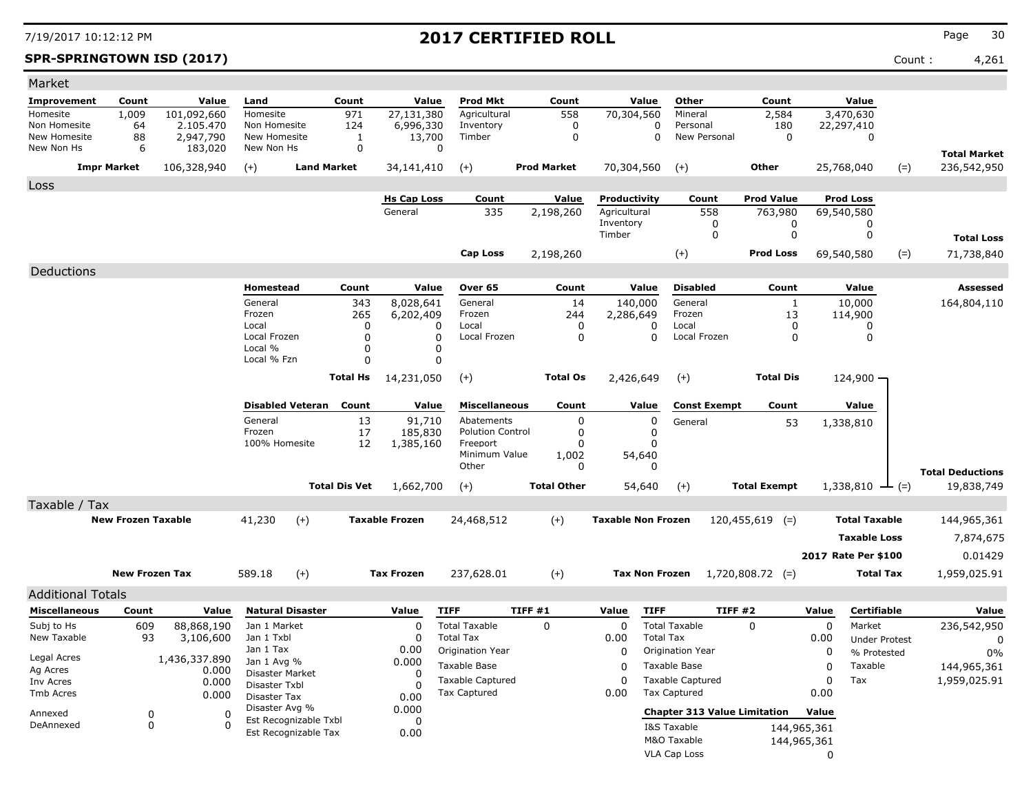# 2017 CERTIFIED ROLL

7/19/2017 10:12:12 PM

**SPR-SPRINGTOWN ISD (2017)** Count : 4,261

## Market

| Improvement | Count | Value | Land | Count | Value | Prod Mkt | Count | Value | Other | Count | Value | | |
|---|---|---|---|---|---|---|---|---|---|---|---|---|---|
| Homesite | 1,009 | 101,092,660 | Homesite | 971 | 27,131,380 | Agricultural | 558 | 70,304,560 | Mineral | 2,584 | 3,470,630 | | |
| Non Homesite | 64 | 2.105.470 | Non Homesite | 124 | 6,996,330 | Inventory | 0 | 0 | Personal | 180 | 22,297,410 | | |
| New Homesite | 88 | 2,947,790 | New Homesite | 1 | 13,700 | Timber | 0 | 0 | New Personal | 0 | 0 | | |
| New Non Hs | 6 | 183,020 | New Non Hs | 0 | 0 | | | | | | | | **Total Market** |
| **Impr Market** | | 106,328,940 | (+) | **Land Market** | 34,141,410 | (+) | **Prod Market** | 70,304,560 | (+) | **Other** | 25,768,040 | (=) | 236,542,950 |

## Loss

| Hs Cap Loss | Count | Value | Productivity | Count | Prod Value | Prod Loss | | |
|---|---|---|---|---|---|---|---|---|
| General | 335 | 2,198,260 | Agricultural | 558 | 763,980 | 69,540,580 | | |
| | | | Inventory | 0 | 0 | 0 | | |
| | | | Timber | 0 | 0 | 0 | | **Total Loss** |
| **Cap Loss** | | 2,198,260 | (+) | | **Prod Loss** | 69,540,580 | (=) | 71,738,840 |

## Deductions

| Homestead | Count | Value | Over 65 | Count | Value | Disabled | Count | Value | Assessed |
|---|---|---|---|---|---|---|---|---|---|
| General | 343 | 8,028,641 | General | 14 | 140,000 | General | 1 | 10,000 | 164,804,110 |
| Frozen | 265 | 6,202,409 | Frozen | 244 | 2,286,649 | Frozen | 13 | 114,900 | |
| Local | 0 | 0 | Local | 0 | 0 | Local | 0 | 0 | |
| Local Frozen | 0 | 0 | Local Frozen | 0 | 0 | Local Frozen | 0 | 0 | |
| Local % | 0 | 0 | | | | | | | |
| Local % Fzn | 0 | 0 | | | | | | | |
| | **Total Hs** | 14,231,050 | (+) | **Total Os** | 2,426,649 | (+) | **Total Dis** | 124,900 | |

| Disabled Veteran | Count | Value | Miscellaneous | Count | Value | Const Exempt | Count | Value | | |
|---|---|---|---|---|---|---|---|---|---|---|
| General | 13 | 91,710 | Abatements | 0 | 0 | General | 53 | 1,338,810 | | |
| Frozen | 17 | 185,830 | Polution Control | 0 | 0 | | | | | |
| 100% Homesite | 12 | 1,385,160 | Freeport | 0 | 0 | | | | | |
| | | | Minimum Value | 1,002 | 54,640 | | | | | |
| | | | Other | 0 | 0 | | | | | **Total Deductions** |
| | **Total Dis Vet** | 1,662,700 | (+) | **Total Other** | 54,640 | (+) | **Total Exempt** | 1,338,810 | (=) | 19,838,749 |

## Taxable / Tax

| | | | | | | | | |
|---|---|---|---|---|---|---|---|---|
| **New Frozen Taxable** | 41,230 | (+) | **Taxable Frozen** | 24,468,512 | (+) | **Taxable Non Frozen** | 120,455,619 (=) | **Total Taxable** 144,965,361 |
| | | | | | | | | **Taxable Loss** 7,874,675 |
| | | | | | | | | **2017 Rate Per $100** 0.01429 |
| **New Frozen Tax** | 589.18 | (+) | **Tax Frozen** | 237,628.01 | (+) | **Tax Non Frozen** | 1,720,808.72 (=) | **Total Tax** 1,959,025.91 |

## Additional Totals

| Miscellaneous | Count | Value |
|---|---|---|
| Subj to Hs | 609 | 88,868,190 |
| New Taxable | 93 | 3,106,600 |
| Legal Acres | | 1,436,337.890 |
| Ag Acres | | 0.000 |
| Inv Acres | | 0.000 |
| Tmb Acres | | 0.000 |
| Annexed | 0 | 0 |
| DeAnnexed | 0 | 0 |

| Natural Disaster | Value |
|---|---|
| Jan 1 Market | 0 |
| Jan 1 Txbl | 0 |
| Jan 1 Tax | 0.00 |
| Jan 1 Avg % | 0.000 |
| Disaster Market | 0 |
| Disaster Txbl | 0 |
| Disaster Tax | 0.00 |
| Disaster Avg % | 0.000 |
| Est Recognizable Txbl | 0 |
| Est Recognizable Tax | 0.00 |

| TIFF | TIFF #1 | Value |
|---|---|---|
| Total Taxable | 0 | 0 |
| Total Tax | | 0.00 |
| Origination Year | | 0 |
| Taxable Base | | 0 |
| Taxable Captured | | 0 |
| Tax Captured | | 0.00 |

| TIFF | TIFF #2 | Value |
|---|---|---|
| Total Taxable | 0 | 0 |
| Total Tax | | 0.00 |
| Origination Year | | 0 |
| Taxable Base | | 0 |
| Taxable Captured | | 0 |
| Tax Captured | | 0.00 |

| Chapter 313 Value Limitation | Value |
|---|---|
| I&S Taxable | 144,965,361 |
| M&O Taxable | 144,965,361 |
| VLA Cap Loss | 0 |

| Certifiable | Value |
|---|---|
| Market | 236,542,950 |
| Under Protest | 0 |
| % Protested | 0% |
| Taxable | 144,965,361 |
| Tax | 1,959,025.91 |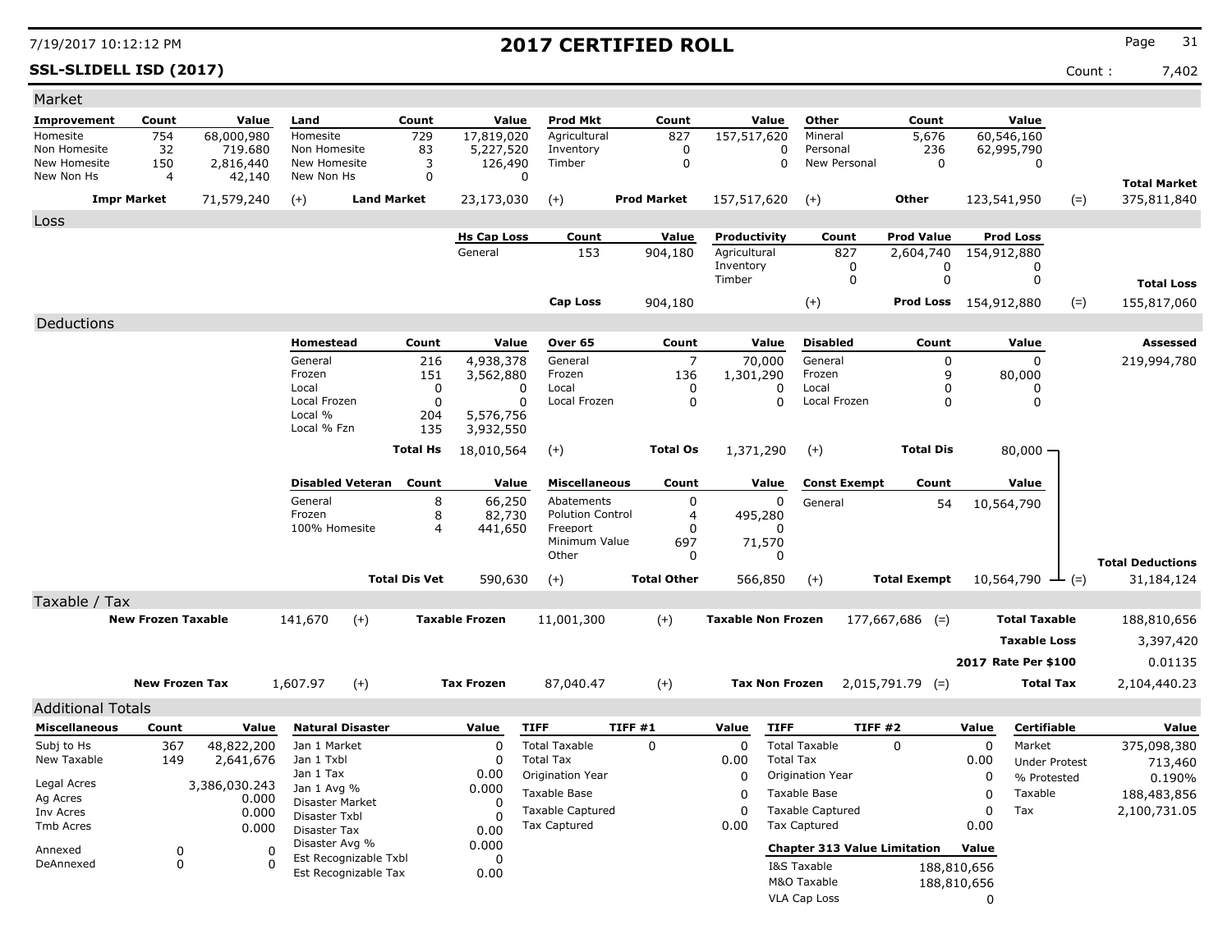# 2017 CERTIFIED ROLL

7/19/2017 10:12:12 PM

**SSL-SLIDELL ISD (2017)** Count : 7,402

## Market

| Improvement | Count | Value | Land | Count | Value | Prod Mkt | Count | Value | Other | Count | Value | | |
|---|---|---|---|---|---|---|---|---|---|---|---|---|---|
| Homesite | 754 | 68,000,980 | Homesite | 729 | 17,819,020 | Agricultural | 827 | 157,517,620 | Mineral | 5,676 | 60,546,160 | | |
| Non Homesite | 32 | 719.680 | Non Homesite | 83 | 5,227,520 | Inventory | 0 | 0 | Personal | 236 | 62,995,790 | | |
| New Homesite | 150 | 2,816,440 | New Homesite | 3 | 126,490 | Timber | 0 | 0 | New Personal | 0 | 0 | | |
| New Non Hs | 4 | 42,140 | New Non Hs | 0 | 0 | | | | | | | | **Total Market** |
| **Impr Market** | | 71,579,240 | (+) **Land Market** | | 23,173,030 | (+) **Prod Market** | | 157,517,620 | (+) **Other** | | 123,541,950 | (=) | 375,811,840 |

## Loss

| Hs Cap Loss | Count | Value | Productivity | Count | Prod Value | Prod Loss | | |
|---|---|---|---|---|---|---|---|---|
| General | 153 | 904,180 | Agricultural | 827 | 2,604,740 | 154,912,880 | | |
| | | | Inventory | 0 | 0 | 0 | | |
| | | | Timber | 0 | 0 | 0 | | **Total Loss** |
| **Cap Loss** | | 904,180 | (+) | | **Prod Loss** | 154,912,880 | (=) | 155,817,060 |

## Deductions

| Homestead | Count | Value | Over 65 | Count | Value | Disabled | Count | Value | Assessed |
|---|---|---|---|---|---|---|---|---|---|
| General | 216 | 4,938,378 | General | 7 | 70,000 | General | 0 | 0 | 219,994,780 |
| Frozen | 151 | 3,562,880 | Frozen | 136 | 1,301,290 | Frozen | 9 | 80,000 | |
| Local | 0 | 0 | Local | 0 | 0 | Local | 0 | 0 | |
| Local Frozen | 0 | 0 | Local Frozen | 0 | 0 | Local Frozen | 0 | 0 | |
| Local % | 204 | 5,576,756 | | | | | | | |
| Local % Fzn | 135 | 3,932,550 | | | | | | | |
| **Total Hs** | | 18,010,564 | (+) **Total Os** | | 1,371,290 | (+) **Total Dis** | | 80,000 | |

| Disabled Veteran | Count | Value | Miscellaneous | Count | Value | Const Exempt | Count | Value | | |
|---|---|---|---|---|---|---|---|---|---|---|
| General | 8 | 66,250 | Abatements | 0 | 0 | General | 54 | 10,564,790 | | |
| Frozen | 8 | 82,730 | Polution Control | 4 | 495,280 | | | | | |
| 100% Homesite | 4 | 441,650 | Freeport | 0 | 0 | | | | | |
| | | | Minimum Value | 697 | 71,570 | | | | | |
| | | | Other | 0 | 0 | | | | | **Total Deductions** |
| **Total Dis Vet** | | 590,630 | (+) **Total Other** | | 566,850 | (+) **Total Exempt** | | 10,564,790 | (=) | 31,184,124 |

## Taxable / Tax

| | | | | | | | | |
|---|---|---|---|---|---|---|---|---|
| **New Frozen Taxable** | 141,670 | (+) | **Taxable Frozen** | 11,001,300 | (+) | **Taxable Non Frozen** | 177,667,686 (=) | **Total Taxable** 188,810,656 |
| | | | | | | | | **Taxable Loss** 3,397,420 |
| | | | | | | | | **2017 Rate Per $100** 0.01135 |
| **New Frozen Tax** | 1,607.97 | (+) | **Tax Frozen** | 87,040.47 | (+) | **Tax Non Frozen** | 2,015,791.79 (=) | **Total Tax** 2,104,440.23 |

## Additional Totals

| Miscellaneous | Count | Value |
|---|---|---|
| Subj to Hs | 367 | 48,822,200 |
| New Taxable | 149 | 2,641,676 |
| Legal Acres | | 3,386,030.243 |
| Ag Acres | | 0.000 |
| Inv Acres | | 0.000 |
| Tmb Acres | | 0.000 |
| Annexed | 0 | 0 |
| DeAnnexed | 0 | 0 |

| Natural Disaster | Value |
|---|---|
| Jan 1 Market | 0 |
| Jan 1 Txbl | 0 |
| Jan 1 Tax | 0.00 |
| Jan 1 Avg % | 0.000 |
| Disaster Market | 0 |
| Disaster Txbl | 0 |
| Disaster Tax | 0.00 |
| Disaster Avg % | 0.000 |
| Est Recognizable Txbl | 0 |
| Est Recognizable Tax | 0.00 |

| TIFF | TIFF #1 | Value |
|---|---|---|
| Total Taxable | 0 | 0 |
| Total Tax | | 0.00 |
| Origination Year | | 0 |
| Taxable Base | | 0 |
| Taxable Captured | | 0 |
| Tax Captured | | 0.00 |

| TIFF | TIFF #2 | Value |
|---|---|---|
| Total Taxable | 0 | 0 |
| Total Tax | | 0.00 |
| Origination Year | | 0 |
| Taxable Base | | 0 |
| Taxable Captured | | 0 |
| Tax Captured | | 0.00 |

| Chapter 313 Value Limitation | Value |
|---|---|
| I&S Taxable | 188,810,656 |
| M&O Taxable | 188,810,656 |
| VLA Cap Loss | 0 |

| Certifiable | Value |
|---|---|
| Market | 375,098,380 |
| Under Protest | 713,460 |
| % Protested | 0.190% |
| Taxable | 188,483,856 |
| Tax | 2,100,731.05 |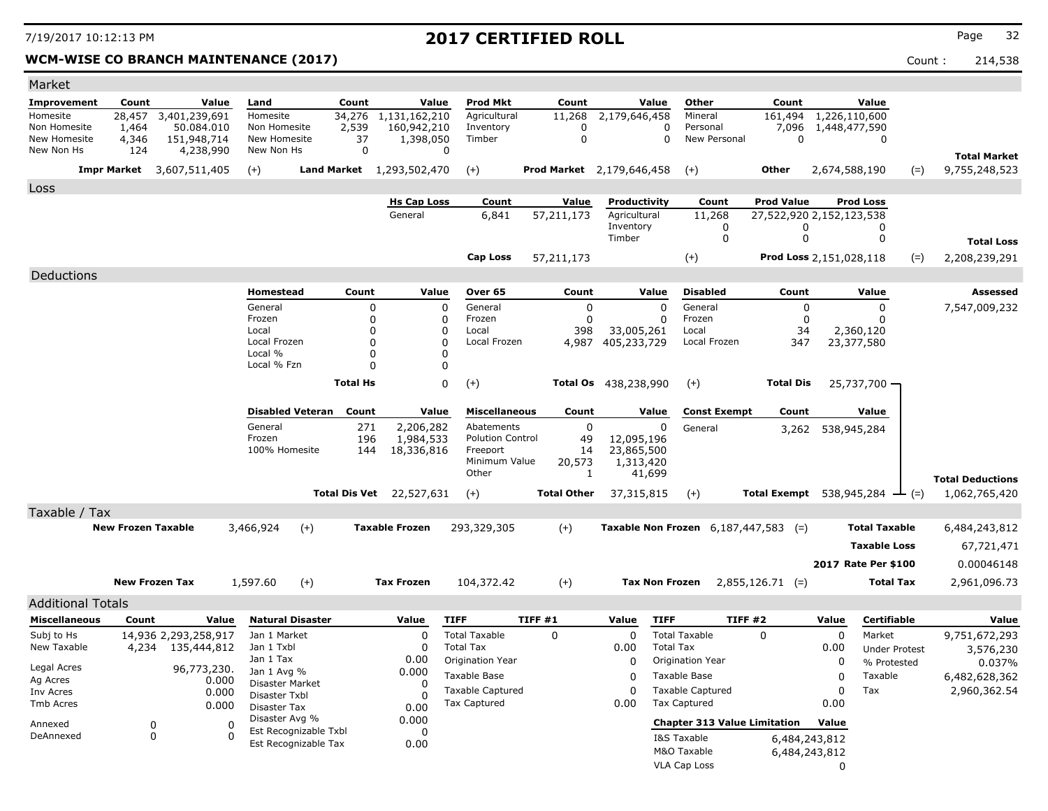7/19/2017 10:12:13 PM

# 2017 CERTIFIED ROLL

**WCM-WISE CO BRANCH MAINTENANCE (2017)** Count : 214,538

## Market

| Improvement | Count | Value | Land | Count | Value | Prod Mkt | Count | Value | Other | Count | Value | | |
|---|---|---|---|---|---|---|---|---|---|---|---|---|---|
| Homesite | 28,457 | 3,401,239,691 | Homesite | 34,276 | 1,131,162,210 | Agricultural | 11,268 | 2,179,646,458 | Mineral | 161,494 | 1,226,110,600 | | |
| Non Homesite | 1,464 | 50.084.010 | Non Homesite | 2,539 | 160,942,210 | Inventory | 0 | 0 | Personal | 7,096 | 1,448,477,590 | | |
| New Homesite | 4,346 | 151,948,714 | New Homesite | 37 | 1,398,050 | Timber | 0 | 0 | New Personal | 0 | 0 | | |
| New Non Hs | 124 | 4,238,990 | New Non Hs | 0 | 0 | | | | | | | | **Total Market** |
| **Impr Market** | | 3,607,511,405 | (+) **Land Market** | | 1,293,502,470 | (+) **Prod Market** | | 2,179,646,458 | (+) **Other** | | 2,674,588,190 | (=) | 9,755,248,523 |

## Loss

| Hs Cap Loss | Count | Value | Productivity | Count | Prod Value | Prod Loss | | |
|---|---|---|---|---|---|---|---|---|
| General | 6,841 | 57,211,173 | Agricultural | 11,268 | 27,522,920 | 2,152,123,538 | | |
| | | | Inventory | 0 | 0 | 0 | | |
| | | | Timber | 0 | 0 | 0 | | **Total Loss** |
| **Cap Loss** | | 57,211,173 | (+) | | **Prod Loss** | 2,151,028,118 | (=) | 2,208,239,291 |

## Deductions

| Homestead | Count | Value | Over 65 | Count | Value | Disabled | Count | Value | Assessed |
|---|---|---|---|---|---|---|---|---|---|
| General | 0 | 0 | General | 0 | 0 | General | 0 | 0 | 7,547,009,232 |
| Frozen | 0 | 0 | Frozen | 0 | 0 | Frozen | 0 | 0 | |
| Local | 0 | 0 | Local | 398 | 33,005,261 | Local | 34 | 2,360,120 | |
| Local Frozen | 0 | 0 | Local Frozen | 4,987 | 405,233,729 | Local Frozen | 347 | 23,377,580 | |
| Local % | 0 | 0 | | | | | | | |
| Local % Fzn | 0 | 0 | | | | | | | |
| **Total Hs** | | 0 | (+) **Total Os** | | 438,238,990 | (+) **Total Dis** | | 25,737,700 | |

| Disabled Veteran | Count | Value | Miscellaneous | Count | Value | Const Exempt | Count | Value | |
|---|---|---|---|---|---|---|---|---|---|
| General | 271 | 2,206,282 | Abatements | 0 | 0 | General | 3,262 | 538,945,284 | |
| Frozen | 196 | 1,984,533 | Polution Control | 49 | 12,095,196 | | | | |
| 100% Homesite | 144 | 18,336,816 | Freeport | 14 | 23,865,500 | | | | |
| | | | Minimum Value | 20,573 | 1,313,420 | | | | |
| | | | Other | 1 | 41,699 | | | | **Total Deductions** |
| **Total Dis Vet** | | 22,527,631 | (+) **Total Other** | | 37,315,815 | (+) **Total Exempt** | | 538,945,284 | (=) 1,062,765,420 |

## Taxable / Tax

| | | | | | | | | |
|---|---|---|---|---|---|---|---|---|
| **New Frozen Taxable** | 3,466,924 | (+) | **Taxable Frozen** | 293,329,305 | (+) | **Taxable Non Frozen** | 6,187,447,583 (=) | **Total Taxable** 6,484,243,812 |
| | | | | | | | | **Taxable Loss** 67,721,471 |
| | | | | | | | | **2017 Rate Per $100** 0.00046148 |
| **New Frozen Tax** | 1,597.60 | (+) | **Tax Frozen** | 104,372.42 | (+) | **Tax Non Frozen** | 2,855,126.71 (=) | **Total Tax** 2,961,096.73 |

## Additional Totals

| Miscellaneous | Count | Value |
|---|---|---|
| Subj to Hs | 14,936 | 2,293,258,917 |
| New Taxable | 4,234 | 135,444,812 |
| Legal Acres | | 96,773,230. |
| Ag Acres | | 0.000 |
| Inv Acres | | 0.000 |
| Tmb Acres | | 0.000 |
| Annexed | 0 | 0 |
| DeAnnexed | 0 | 0 |

| Natural Disaster | Value |
|---|---|
| Jan 1 Market | 0 |
| Jan 1 Txbl | 0 |
| Jan 1 Tax | 0.00 |
| Jan 1 Avg % | 0.000 |
| Disaster Market | 0 |
| Disaster Txbl | 0 |
| Disaster Tax | 0.00 |
| Disaster Avg % | 0.000 |
| Est Recognizable Txbl | 0 |
| Est Recognizable Tax | 0.00 |

| TIFF | TIFF #1 | Value |
|---|---|---|
| Total Taxable | 0 | 0 |
| Total Tax | | 0.00 |
| Origination Year | | 0 |
| Taxable Base | | 0 |
| Taxable Captured | | 0 |
| Tax Captured | | 0.00 |

| TIFF | TIFF #2 | Value |
|---|---|---|
| Total Taxable | 0 | 0 |
| Total Tax | | 0.00 |
| Origination Year | | 0 |
| Taxable Base | | 0 |
| Taxable Captured | | 0 |
| Tax Captured | | 0.00 |

| Chapter 313 Value Limitation | Value |
|---|---|
| I&S Taxable | 6,484,243,812 |
| M&O Taxable | 6,484,243,812 |
| VLA Cap Loss | 0 |

| Certifiable | Value |
|---|---|
| Market | 9,751,672,293 |
| Under Protest | 3,576,230 |
| % Protested | 0.037% |
| Taxable | 6,482,628,362 |
| Tax | 2,960,362.54 |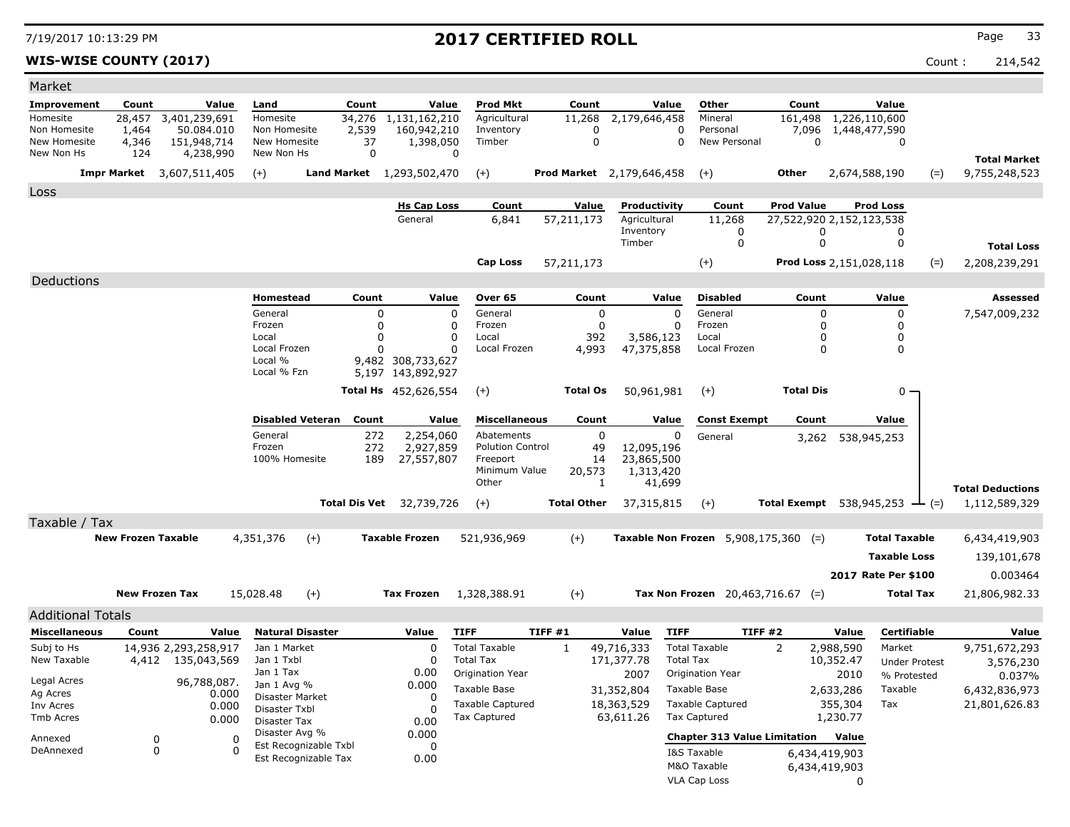# 2017 CERTIFIED ROLL

7/19/2017 10:13:29 PM

**WIS-WISE COUNTY (2017)**

Count : 214,542

## Market

| Improvement | Count | Value | Land | Count | Value | Prod Mkt | Count | Value | Other | Count | Value | | |
|---|---|---|---|---|---|---|---|---|---|---|---|---|---|
| Homesite | 28,457 | 3,401,239,691 | Homesite | 34,276 | 1,131,162,210 | Agricultural | 11,268 | 2,179,646,458 | Mineral | 161,498 | 1,226,110,600 | | |
| Non Homesite | 1,464 | 50.084.010 | Non Homesite | 2,539 | 160,942,210 | Inventory | 0 | 0 | Personal | 7,096 | 1,448,477,590 | | |
| New Homesite | 4,346 | 151,948,714 | New Homesite | 37 | 1,398,050 | Timber | 0 | 0 | New Personal | 0 | 0 | | |
| New Non Hs | 124 | 4,238,990 | New Non Hs | 0 | 0 | | | | | | | | **Total Market** |
| **Impr Market** | | 3,607,511,405 | (+) **Land Market** | | 1,293,502,470 | (+) **Prod Market** | | 2,179,646,458 | (+) **Other** | | 2,674,588,190 | (=) | 9,755,248,523 |

## Loss

| Hs Cap Loss | Count | Value | Productivity | Count | Prod Value | Prod Loss | | |
|---|---|---|---|---|---|---|---|---|
| General | 6,841 | 57,211,173 | Agricultural | 11,268 | 27,522,920 | 2,152,123,538 | | |
| | | | Inventory | 0 | 0 | 0 | | |
| | | | Timber | 0 | 0 | 0 | | **Total Loss** |
| **Cap Loss** | | 57,211,173 | (+) | | **Prod Loss** | 2,151,028,118 | (=) | 2,208,239,291 |

## Deductions

| Homestead | Count | Value | Over 65 | Count | Value | Disabled | Count | Value | **Assessed** |
|---|---|---|---|---|---|---|---|---|---|
| General | 0 | 0 | General | 0 | 0 | General | 0 | 0 | 7,547,009,232 |
| Frozen | 0 | 0 | Frozen | 0 | 0 | Frozen | 0 | 0 | |
| Local | 0 | 0 | Local | 392 | 3,586,123 | Local | 0 | 0 | |
| Local Frozen | 0 | 0 | Local Frozen | 4,993 | 47,375,858 | Local Frozen | 0 | 0 | |
| Local % | 9,482 | 308,733,627 | | | | | | | |
| Local % Fzn | 5,197 | 143,892,927 | | | | | | | |
| **Total Hs** | | 452,626,554 | (+) **Total Os** | | 50,961,981 | (+) **Total Dis** | | 0 | |

| Disabled Veteran | Count | Value | Miscellaneous | Count | Value | Const Exempt | Count | Value | | |
|---|---|---|---|---|---|---|---|---|---|---|
| General | 272 | 2,254,060 | Abatements | 0 | 0 | General | 3,262 | 538,945,253 | | |
| Frozen | 272 | 2,927,859 | Polution Control | 49 | 12,095,196 | | | | | |
| 100% Homesite | 189 | 27,557,807 | Freeport | 14 | 23,865,500 | | | | | |
| | | | Minimum Value | 20,573 | 1,313,420 | | | | | |
| | | | Other | 1 | 41,699 | | | | | **Total Deductions** |
| **Total Dis Vet** | | 32,739,726 | (+) **Total Other** | | 37,315,815 | (+) **Total Exempt** | | 538,945,253 | (=) | 1,112,589,329 |

## Taxable / Tax

| | | | | | | | | |
|---|---|---|---|---|---|---|---|---|
| **New Frozen Taxable** | 4,351,376 | (+) | **Taxable Frozen** | 521,936,969 | (+) | **Taxable Non Frozen** 5,908,175,360 | (=) **Total Taxable** | 6,434,419,903 |
| | | | | | | | **Taxable Loss** | 139,101,678 |
| | | | | | | | **2017 Rate Per $100** | 0.003464 |
| **New Frozen Tax** | 15,028.48 | (+) | **Tax Frozen** | 1,328,388.91 | (+) | **Tax Non Frozen** 20,463,716.67 | (=) **Total Tax** | 21,806,982.33 |

## Additional Totals

| Miscellaneous | Count | Value |
|---|---|---|
| Subj to Hs | 14,936 | 2,293,258,917 |
| New Taxable | 4,412 | 135,043,569 |
| Legal Acres | | 96,788,087. |
| Ag Acres | | 0.000 |
| Inv Acres | | 0.000 |
| Tmb Acres | | 0.000 |
| Annexed | 0 | 0 |
| DeAnnexed | 0 | 0 |

| Natural Disaster | Value |
|---|---|
| Jan 1 Market | 0 |
| Jan 1 Txbl | 0 |
| Jan 1 Tax | 0.00 |
| Jan 1 Avg % | 0.000 |
| Disaster Market | 0 |
| Disaster Txbl | 0 |
| Disaster Tax | 0.00 |
| Disaster Avg % | 0.000 |
| Est Recognizable Txbl | 0 |
| Est Recognizable Tax | 0.00 |

| TIFF | TIFF #1 | Value |
|---|---|---|
| Total Taxable | 1 | 49,716,333 |
| Total Tax | | 171,377.78 |
| Origination Year | | 2007 |
| Taxable Base | | 31,352,804 |
| Taxable Captured | | 18,363,529 |
| Tax Captured | | 63,611.26 |

| TIFF | TIFF #2 | Value |
|---|---|---|
| Total Taxable | 2 | 2,988,590 |
| Total Tax | | 10,352.47 |
| Origination Year | | 2010 |
| Taxable Base | | 2,633,286 |
| Taxable Captured | | 355,304 |
| Tax Captured | | 1,230.77 |

| Chapter 313 Value Limitation | Value |
|---|---|
| I&S Taxable | 6,434,419,903 |
| M&O Taxable | 6,434,419,903 |
| VLA Cap Loss | 0 |

| Certifiable | Value |
|---|---|
| Market | 9,751,672,293 |
| Under Protest | 3,576,230 |
| % Protested | 0.037% |
| Taxable | 6,432,836,973 |
| Tax | 21,801,626.83 |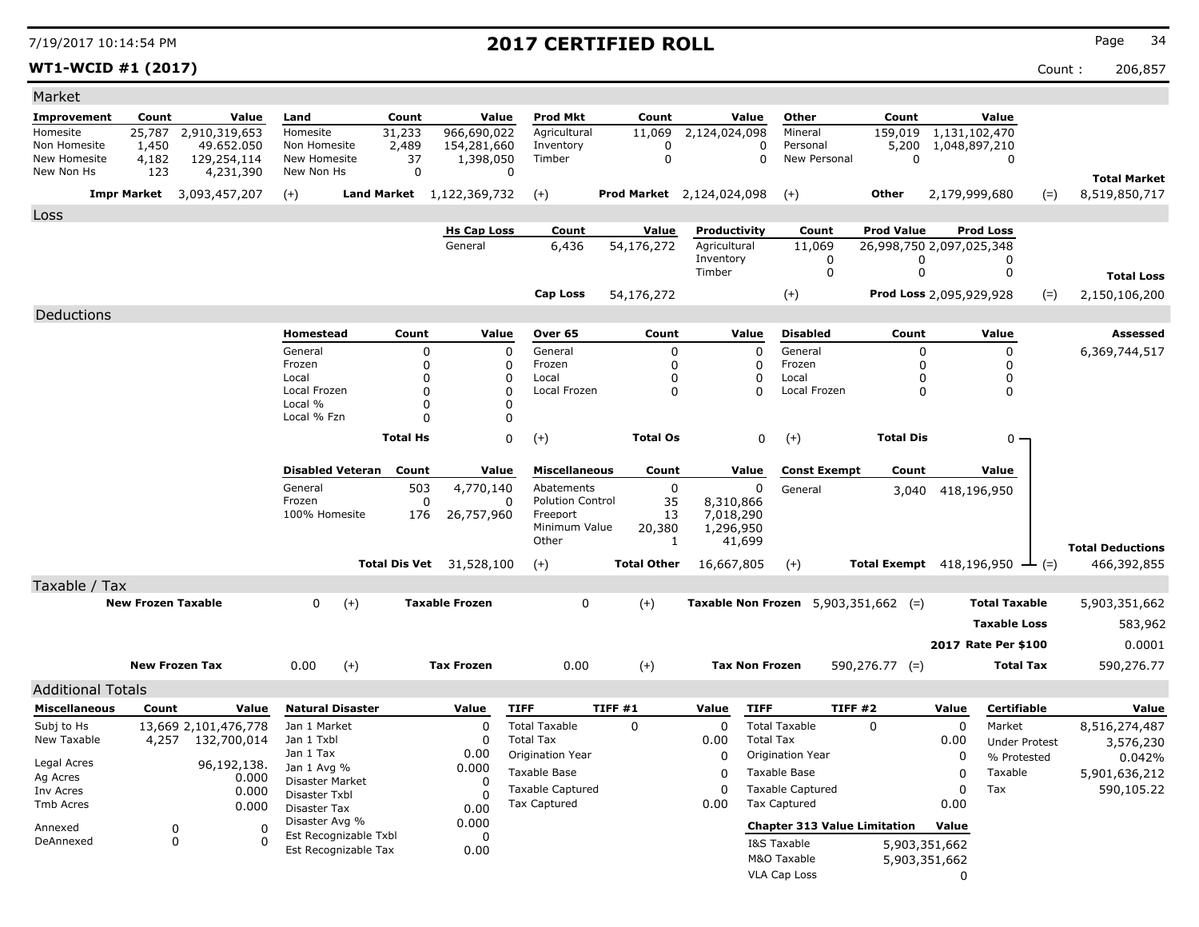# 2017 CERTIFIED ROLL

**WT1-WCID #1 (2017)**

Count : 206,857

## Market

| Improvement | Count | Value | Land | Count | Value | Prod Mkt | Count | Value | Other | Count | Value | | |
|---|---|---|---|---|---|---|---|---|---|---|---|---|---|
| Homesite | 25,787 | 2,910,319,653 | Homesite | 31,233 | 966,690,022 | Agricultural | 11,069 | 2,124,024,098 | Mineral | 159,019 | 1,131,102,470 | | |
| Non Homesite | 1,450 | 49.652.050 | Non Homesite | 2,489 | 154,281,660 | Inventory | 0 | 0 | Personal | 5,200 | 1,048,897,210 | | |
| New Homesite | 4,182 | 129,254,114 | New Homesite | 37 | 1,398,050 | Timber | 0 | 0 | New Personal | 0 | 0 | | |
| New Non Hs | 123 | 4,231,390 | New Non Hs | 0 | 0 | | | | | | | | **Total Market** |
| **Impr Market** | | 3,093,457,207 | (+) **Land Market** | | 1,122,369,732 | (+) **Prod Market** | | 2,124,024,098 | (+) **Other** | | 2,179,999,680 | (=) | 8,519,850,717 |

## Loss

| Hs Cap Loss | Count | Value | Productivity | Count | Prod Value | Prod Loss | | |
|---|---|---|---|---|---|---|---|---|
| General | 6,436 | 54,176,272 | Agricultural | 11,069 | 26,998,750 | 2,097,025,348 | | |
| | | | Inventory | 0 | 0 | 0 | | |
| | | | Timber | 0 | 0 | 0 | | **Total Loss** |
| **Cap Loss** | | 54,176,272 | (+) | | **Prod Loss** | 2,095,929,928 | (=) | 2,150,106,200 |

## Deductions

| Homestead | Count | Value | Over 65 | Count | Value | Disabled | Count | Value | Assessed |
|---|---|---|---|---|---|---|---|---|---|
| General | 0 | 0 | General | 0 | 0 | General | 0 | 0 | 6,369,744,517 |
| Frozen | 0 | 0 | Frozen | 0 | 0 | Frozen | 0 | 0 | |
| Local | 0 | 0 | Local | 0 | 0 | Local | 0 | 0 | |
| Local Frozen | 0 | 0 | Local Frozen | 0 | 0 | Local Frozen | 0 | 0 | |
| Local % | 0 | 0 | | | | | | | |
| Local % Fzn | 0 | 0 | | | | | | | |
| **Total Hs** | | 0 | (+) **Total Os** | | 0 | (+) **Total Dis** | | 0 | |

| Disabled Veteran | Count | Value | Miscellaneous | Count | Value | Const Exempt | Count | Value | | |
|---|---|---|---|---|---|---|---|---|---|---|
| General | 503 | 4,770,140 | Abatements | 0 | 0 | General | 3,040 | 418,196,950 | | |
| Frozen | 0 | 0 | Polution Control | 35 | 8,310,866 | | | | | |
| 100% Homesite | 176 | 26,757,960 | Freeport | 13 | 7,018,290 | | | | | |
| | | | Minimum Value | 20,380 | 1,296,950 | | | | | |
| | | | Other | 1 | 41,699 | | | | | **Total Deductions** |
| **Total Dis Vet** | | 31,528,100 | (+) **Total Other** | | 16,667,805 | (+) **Total Exempt** | | 418,196,950 | (=) | 466,392,855 |

## Taxable / Tax

| | | | | | | | |
|---|---|---|---|---|---|---|---|
| **New Frozen Taxable** | 0 (+) | **Taxable Frozen** | 0 (+) | **Taxable Non Frozen** | 5,903,351,662 (=) | **Total Taxable** | 5,903,351,662 |
| | | | | | | **Taxable Loss** | 583,962 |
| | | | | | | **2017 Rate Per $100** | 0.0001 |
| **New Frozen Tax** | 0.00 (+) | **Tax Frozen** | 0.00 (+) | **Tax Non Frozen** | 590,276.77 (=) | **Total Tax** | 590,276.77 |

## Additional Totals

| Miscellaneous | Count | Value | Natural Disaster | Value | TIFF | TIFF #1 | Value | TIFF | TIFF #2 | Value | Certifiable | Value |
|---|---|---|---|---|---|---|---|---|---|---|---|---|
| Subj to Hs | 13,669 | 2,101,476,778 | Jan 1 Market | 0 | Total Taxable | 0 | 0 | Total Taxable | 0 | 0 | Market | 8,516,274,487 |
| New Taxable | 4,257 | 132,700,014 | Jan 1 Txbl | 0 | Total Tax | | 0.00 | Total Tax | | 0.00 | Under Protest | 3,576,230 |
| | | | Jan 1 Tax | 0.00 | Origination Year | | 0 | Origination Year | | 0 | % Protested | 0.042% |
| Legal Acres | | 96,192,138. | Jan 1 Avg % | 0.000 | Taxable Base | | 0 | Taxable Base | | 0 | Taxable | 5,901,636,212 |
| Ag Acres | | 0.000 | Disaster Market | 0 | Taxable Captured | | 0 | Taxable Captured | | 0 | Tax | 590,105.22 |
| Inv Acres | | 0.000 | Disaster Txbl | 0 | Tax Captured | | 0.00 | Tax Captured | | 0.00 | | |
| Tmb Acres | | 0.000 | Disaster Tax | 0.00 | | | | | | | | |
| Annexed | 0 | 0 | Disaster Avg % | 0.000 | | | | **Chapter 313 Value Limitation** | | **Value** | | |
| DeAnnexed | 0 | 0 | Est Recognizable Txbl | 0 | | | | I&S Taxable | | 5,903,351,662 | | |
| | | | Est Recognizable Tax | 0.00 | | | | M&O Taxable | | 5,903,351,662 | | |
| | | | | | | | | VLA Cap Loss | | 0 | | |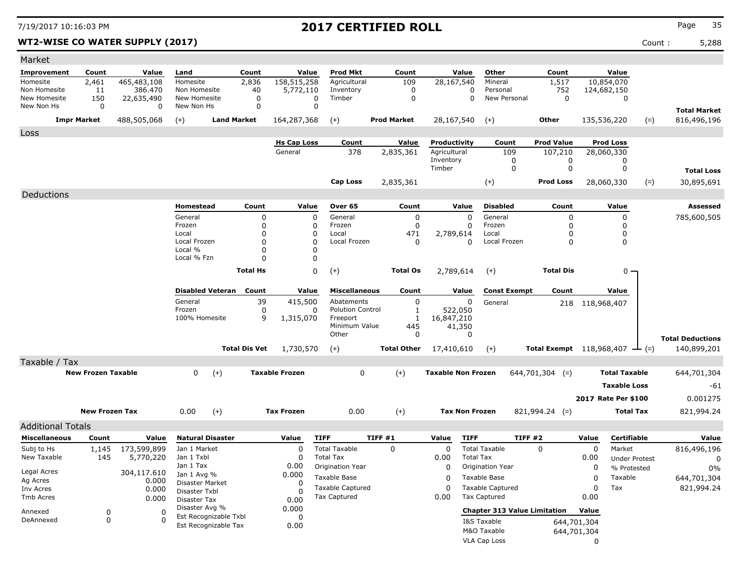# 2017 CERTIFIED ROLL

**WT2-WISE CO WATER SUPPLY (2017)** Count : 5,288

## Market

| Improvement | Count | Value | Land | Count | Value | Prod Mkt | Count | Value | Other | Count | Value | | |
|---|---|---|---|---|---|---|---|---|---|---|---|---|---|
| Homesite | 2,461 | 465,483,108 | Homesite | 2,836 | 158,515,258 | Agricultural | 109 | 28,167,540 | Mineral | 1,517 | 10,854,070 | | |
| Non Homesite | 11 | 386.470 | Non Homesite | 40 | 5,772,110 | Inventory | 0 | 0 | Personal | 752 | 124,682,150 | | |
| New Homesite | 150 | 22,635,490 | New Homesite | 0 | 0 | Timber | 0 | 0 | New Personal | 0 | 0 | | |
| New Non Hs | 0 | 0 | New Non Hs | 0 | 0 | | | | | | | | **Total Market** |
| **Impr Market** | | 488,505,068 | (+) | **Land Market** | 164,287,368 | (+) | **Prod Market** | 28,167,540 | (+) | **Other** | 135,536,220 | (=) | 816,496,196 |

## Loss

| Hs Cap Loss | Count | Value | Productivity | Count | Prod Value | Prod Loss | | |
|---|---|---|---|---|---|---|---|---|
| General | 378 | 2,835,361 | Agricultural | 109 | 107,210 | 28,060,330 | | |
| | | | Inventory | 0 | 0 | 0 | | |
| | | | Timber | 0 | 0 | 0 | | **Total Loss** |
| **Cap Loss** | | 2,835,361 | (+) | | **Prod Loss** | 28,060,330 | (=) | 30,895,691 |

## Deductions

| Homestead | Count | Value | Over 65 | Count | Value | Disabled | Count | Value | Assessed |
|---|---|---|---|---|---|---|---|---|---|
| General | 0 | 0 | General | 0 | 0 | General | 0 | 0 | 785,600,505 |
| Frozen | 0 | 0 | Frozen | 0 | 0 | Frozen | 0 | 0 | |
| Local | 0 | 0 | Local | 471 | 2,789,614 | Local | 0 | 0 | |
| Local Frozen | 0 | 0 | Local Frozen | 0 | 0 | Local Frozen | 0 | 0 | |
| Local % | 0 | 0 | | | | | | | |
| Local % Fzn | 0 | 0 | | | | | | | |
| **Total Hs** | | 0 | (+) | **Total Os** | 2,789,614 | (+) | **Total Dis** | 0 | |

| Disabled Veteran | Count | Value | Miscellaneous | Count | Value | Const Exempt | Count | Value | | |
|---|---|---|---|---|---|---|---|---|---|---|
| General | 39 | 415,500 | Abatements | 0 | 0 | General | 218 | 118,968,407 | | |
| Frozen | 0 | 0 | Polution Control | 1 | 522,050 | | | | | |
| 100% Homesite | 9 | 1,315,070 | Freeport | 1 | 16,847,210 | | | | | |
| | | | Minimum Value | 445 | 41,350 | | | | | |
| | | | Other | 0 | 0 | | | | | **Total Deductions** |
| **Total Dis Vet** | | 1,730,570 | (+) | **Total Other** | 17,410,610 | (+) | **Total Exempt** | 118,968,407 | (=) | 140,899,201 |

## Taxable / Tax

| | | | | | | | | | |
|---|---|---|---|---|---|---|---|---|---|
| **New Frozen Taxable** | 0 | (+) | **Taxable Frozen** | 0 | (+) | **Taxable Non Frozen** | 644,701,304 (=) | **Total Taxable** | 644,701,304 |
| | | | | | | | | **Taxable Loss** | -61 |
| | | | | | | | | **2017 Rate Per $100** | 0.001275 |
| **New Frozen Tax** | 0.00 | (+) | **Tax Frozen** | 0.00 | (+) | **Tax Non Frozen** | 821,994.24 (=) | **Total Tax** | 821,994.24 |

## Additional Totals

| Miscellaneous | Count | Value | Natural Disaster | Value | TIFF | TIFF #1 | Value | TIFF | TIFF #2 | Value | Certifiable | Value |
|---|---|---|---|---|---|---|---|---|---|---|---|---|
| Subj to Hs | 1,145 | 173,599,899 | Jan 1 Market | 0 | Total Taxable | 0 | 0 | Total Taxable | 0 | 0 | Market | 816,496,196 |
| New Taxable | 145 | 5,770,220 | Jan 1 Txbl | 0 | Total Tax | | 0.00 | Total Tax | | 0.00 | Under Protest | 0 |
| | | | Jan 1 Tax | 0.00 | Origination Year | | 0 | Origination Year | | 0 | % Protested | 0% |
| Legal Acres | | 304,117.610 | Jan 1 Avg % | 0.000 | Taxable Base | | 0 | Taxable Base | | 0 | Taxable | 644,701,304 |
| Ag Acres | | 0.000 | Disaster Market | 0 | | | | | | | | |
| Inv Acres | | 0.000 | Disaster Txbl | 0 | Taxable Captured | | 0 | Taxable Captured | | 0 | Tax | 821,994.24 |
| Tmb Acres | | 0.000 | Disaster Tax | 0.00 | Tax Captured | | 0.00 | Tax Captured | | 0.00 | | |
| Annexed | 0 | 0 | Disaster Avg % | 0.000 | | | | **Chapter 313 Value Limitation** | | **Value** | | |
| DeAnnexed | 0 | 0 | Est Recognizable Txbl | 0 | | | | I&S Taxable | | 644,701,304 | | |
| | | | Est Recognizable Tax | 0.00 | | | | M&O Taxable | | 644,701,304 | | |
| | | | | | | | | VLA Cap Loss | | 0 | | |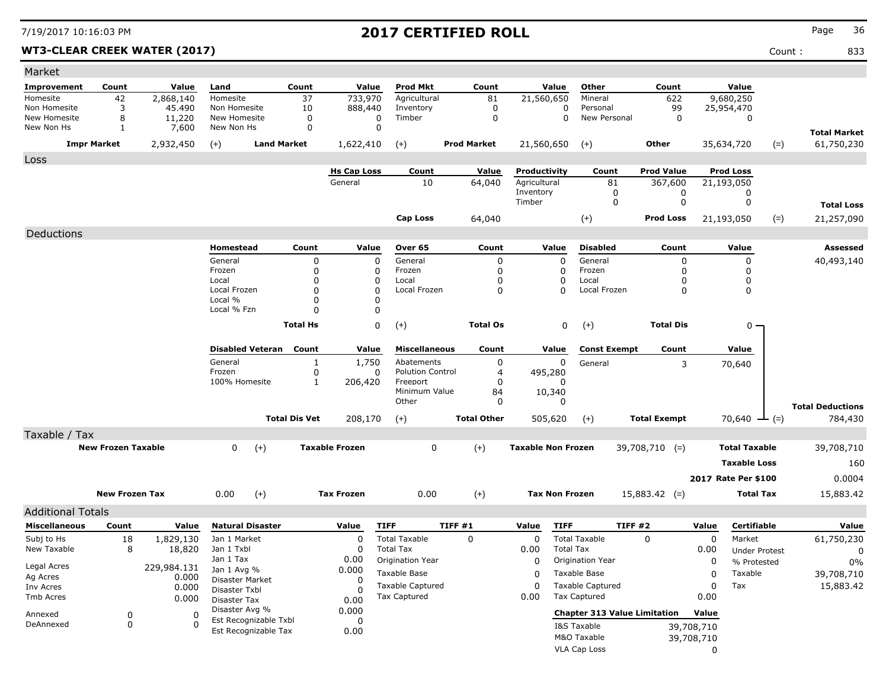# 2017 CERTIFIED ROLL

7/19/2017 10:16:03 PM

**WT3-CLEAR CREEK WATER (2017)** Count : 833

## Market

| Improvement | Count | Value | Land | Count | Value | Prod Mkt | Count | Value | Other | Count | Value | | |
|---|---|---|---|---|---|---|---|---|---|---|---|---|---|
| Homesite | 42 | 2,868,140 | Homesite | 37 | 733,970 | Agricultural | 81 | 21,560,650 | Mineral | 622 | 9,680,250 | | |
| Non Homesite | 3 | 45.490 | Non Homesite | 10 | 888,440 | Inventory | 0 | 0 | Personal | 99 | 25,954,470 | | |
| New Homesite | 8 | 11,220 | New Homesite | 0 | 0 | Timber | 0 | 0 | New Personal | 0 | 0 | | |
| New Non Hs | 1 | 7,600 | New Non Hs | 0 | 0 | | | | | | | | **Total Market** |
| **Impr Market** | | 2,932,450 | (+) **Land Market** | | 1,622,410 | (+) **Prod Market** | | 21,560,650 | (+) **Other** | | 35,634,720 | (=) | 61,750,230 |

## Loss

| Hs Cap Loss | Count | Value | Productivity | Count | Prod Value | Prod Loss | | |
|---|---|---|---|---|---|---|---|---|
| General | 10 | 64,040 | Agricultural | 81 | 367,600 | 21,193,050 | | |
| | | | Inventory | 0 | 0 | 0 | | |
| | | | Timber | 0 | 0 | 0 | | **Total Loss** |
| **Cap Loss** | | 64,040 | (+) **Prod Loss** | | | 21,193,050 | (=) | 21,257,090 |

## Deductions

| Homestead | Count | Value | Over 65 | Count | Value | Disabled | Count | Value | Assessed |
|---|---|---|---|---|---|---|---|---|---|
| General | 0 | 0 | General | 0 | 0 | General | 0 | 0 | 40,493,140 |
| Frozen | 0 | 0 | Frozen | 0 | 0 | Frozen | 0 | 0 | |
| Local | 0 | 0 | Local | 0 | 0 | Local | 0 | 0 | |
| Local Frozen | 0 | 0 | Local Frozen | 0 | 0 | Local Frozen | 0 | 0 | |
| Local % | 0 | 0 | | | | | | | |
| Local % Fzn | 0 | 0 | | | | | | | |
| **Total Hs** | | 0 | (+) **Total Os** | | 0 | (+) **Total Dis** | | 0 | |

| Disabled Veteran | Count | Value | Miscellaneous | Count | Value | Const Exempt | Count | Value | |
|---|---|---|---|---|---|---|---|---|---|
| General | 1 | 1,750 | Abatements | 0 | 0 | General | 3 | 70,640 | |
| Frozen | 0 | 0 | Polution Control | 4 | 495,280 | | | | |
| 100% Homesite | 1 | 206,420 | Freeport | 0 | 0 | | | | |
| | | | Minimum Value | 84 | 10,340 | | | | |
| | | | Other | 0 | 0 | | | | **Total Deductions** |
| **Total Dis Vet** | | 208,170 | (+) **Total Other** | | 505,620 | (+) **Total Exempt** | | 70,640 | (=) 784,430 |

## Taxable / Tax

| | | | | | | |
|---|---|---|---|---|---|---|
| **New Frozen Taxable** | 0 | (+) **Taxable Frozen** | 0 | (+) **Taxable Non Frozen** | 39,708,710 (=) | **Total Taxable** 39,708,710 |
| | | | | | | **Taxable Loss** 160 |
| | | | | | | **2017 Rate Per $100** 0.0004 |
| **New Frozen Tax** | 0.00 | (+) **Tax Frozen** | 0.00 | (+) **Tax Non Frozen** | 15,883.42 (=) | **Total Tax** 15,883.42 |

## Additional Totals

| Miscellaneous | Count | Value |
|---|---|---|
| Subj to Hs | 18 | 1,829,130 |
| New Taxable | 8 | 18,820 |
| Legal Acres | | 229,984.131 |
| Ag Acres | | 0.000 |
| Inv Acres | | 0.000 |
| Tmb Acres | | 0.000 |
| Annexed | 0 | 0 |
| DeAnnexed | 0 | 0 |

| Natural Disaster | Value |
|---|---|
| Jan 1 Market | 0 |
| Jan 1 Txbl | 0 |
| Jan 1 Tax | 0.00 |
| Jan 1 Avg % | 0.000 |
| Disaster Market | 0 |
| Disaster Txbl | 0 |
| Disaster Tax | 0.00 |
| Disaster Avg % | 0.000 |
| Est Recognizable Txbl | 0 |
| Est Recognizable Tax | 0.00 |

| TIFF | TIFF #1 | Value |
|---|---|---|
| Total Taxable | 0 | 0 |
| Total Tax | | 0.00 |
| Origination Year | | 0 |
| Taxable Base | | 0 |
| Taxable Captured | | 0 |
| Tax Captured | | 0.00 |

| TIFF | TIFF #2 | Value |
|---|---|---|
| Total Taxable | 0 | 0 |
| Total Tax | | 0.00 |
| Origination Year | | 0 |
| Taxable Base | | 0 |
| Taxable Captured | | 0 |
| Tax Captured | | 0.00 |

| Chapter 313 Value Limitation | Value |
|---|---|
| I&S Taxable | 39,708,710 |
| M&O Taxable | 39,708,710 |
| VLA Cap Loss | 0 |

| Certifiable | Value |
|---|---|
| Market | 61,750,230 |
| Under Protest | 0 |
| % Protested | 0% |
| Taxable | 39,708,710 |
| Tax | 15,883.42 |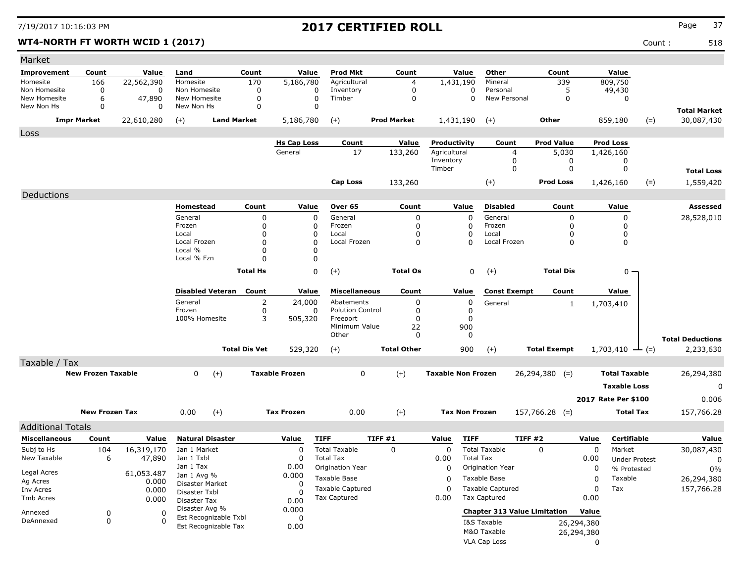# 2017 CERTIFIED ROLL

7/19/2017 10:16:03 PM

**WT4-NORTH FT WORTH WCID 1 (2017)** Count : 518

## Market

| Improvement | Count | Value | Land | Count | Value | Prod Mkt | Count | Value | Other | Count | Value | | Total Market |
|---|---|---|---|---|---|---|---|---|---|---|---|---|---|
| Homesite | 166 | 22,562,390 | Homesite | 170 | 5,186,780 | Agricultural | 4 | 1,431,190 | Mineral | 339 | 809,750 | | |
| Non Homesite | 0 | 0 | Non Homesite | 0 | 0 | Inventory | 0 | 0 | Personal | 5 | 49,430 | | |
| New Homesite | 6 | 47,890 | New Homesite | 0 | 0 | Timber | 0 | 0 | New Personal | 0 | 0 | | |
| New Non Hs | 0 | 0 | New Non Hs | 0 | 0 | | | | | | | | |
| **Impr Market** | | 22,610,280 | (+) **Land Market** | | 5,186,780 | (+) **Prod Market** | | 1,431,190 | (+) **Other** | | 859,180 | (=) | 30,087,430 |

## Loss

| Hs Cap Loss | Count | Value | Productivity | Count | Prod Value | Prod Loss | | Total Loss |
|---|---|---|---|---|---|---|---|---|
| General | 17 | 133,260 | Agricultural | 4 | 5,030 | 1,426,160 | | |
| | | | Inventory | 0 | 0 | 0 | | |
| | | | Timber | 0 | 0 | 0 | | |
| **Cap Loss** | | 133,260 | (+) | | **Prod Loss** | 1,426,160 | (=) | 1,559,420 |

## Deductions

**Assessed:** 28,528,010

| Homestead | Count | Value | Over 65 | Count | Value | Disabled | Count | Value |
|---|---|---|---|---|---|---|---|---|
| General | 0 | 0 | General | 0 | 0 | General | 0 | 0 |
| Frozen | 0 | 0 | Frozen | 0 | 0 | Frozen | 0 | 0 |
| Local | 0 | 0 | Local | 0 | 0 | Local | 0 | 0 |
| Local Frozen | 0 | 0 | Local Frozen | 0 | 0 | Local Frozen | 0 | 0 |
| Local % | 0 | 0 | | | | | | |
| Local % Fzn | 0 | 0 | | | | | | |
| **Total Hs** | | 0 | (+) **Total Os** | | 0 | (+) **Total Dis** | | 0 |

| Disabled Veteran | Count | Value | Miscellaneous | Count | Value | Const Exempt | Count | Value | | Total Deductions |
|---|---|---|---|---|---|---|---|---|---|---|
| General | 2 | 24,000 | Abatements | 0 | 0 | General | 1 | 1,703,410 | | |
| Frozen | 0 | 0 | Polution Control | 0 | 0 | | | | | |
| 100% Homesite | 3 | 505,320 | Freeport | 0 | 0 | | | | | |
| | | | Minimum Value | 22 | 900 | | | | | |
| | | | Other | 0 | 0 | | | | | |
| **Total Dis Vet** | | 529,320 | (+) **Total Other** | | 900 | (+) **Total Exempt** | | 1,703,410 | (=) | 2,233,630 |

## Taxable / Tax

| New Frozen Taxable | | (+) | Taxable Frozen | | (+) | Taxable Non Frozen | | (=) | Total Taxable | |
|---|---|---|---|---|---|---|---|---|---|---|
| | 0 | (+) | | 0 | (+) | | 26,294,380 | (=) | Total Taxable | 26,294,380 |
| | | | | | | | | | Taxable Loss | 0 |
| | | | | | | | | | 2017 Rate Per $100 | 0.006 |
| **New Frozen Tax** | 0.00 | (+) | **Tax Frozen** | 0.00 | (+) | **Tax Non Frozen** | 157,766.28 | (=) | **Total Tax** | 157,766.28 |

## Additional Totals

| Miscellaneous | Count | Value |
|---|---|---|
| Subj to Hs | 104 | 16,319,170 |
| New Taxable | 6 | 47,890 |
| Legal Acres | | 61,053.487 |
| Ag Acres | | 0.000 |
| Inv Acres | | 0.000 |
| Tmb Acres | | 0.000 |
| Annexed | 0 | 0 |
| DeAnnexed | 0 | 0 |

| Natural Disaster | Value |
|---|---|
| Jan 1 Market | 0 |
| Jan 1 Txbl | 0 |
| Jan 1 Tax | 0.00 |
| Jan 1 Avg % | 0.000 |
| Disaster Market | 0 |
| Disaster Txbl | 0 |
| Disaster Tax | 0.00 |
| Disaster Avg % | 0.000 |
| Est Recognizable Txbl | 0 |
| Est Recognizable Tax | 0.00 |

| TIFF | TIFF #1 | Value |
|---|---|---|
| Total Taxable | 0 | 0 |
| Total Tax | | 0.00 |
| Origination Year | | 0 |
| Taxable Base | | 0 |
| Taxable Captured | | 0 |
| Tax Captured | | 0.00 |

| TIFF | TIFF #2 | Value |
|---|---|---|
| Total Taxable | 0 | 0 |
| Total Tax | | 0.00 |
| Origination Year | | 0 |
| Taxable Base | | 0 |
| Taxable Captured | | 0 |
| Tax Captured | | 0.00 |

| Chapter 313 Value Limitation | Value |
|---|---|
| I&S Taxable | 26,294,380 |
| M&O Taxable | 26,294,380 |
| VLA Cap Loss | 0 |

| Certifiable | Value |
|---|---|
| Market | 30,087,430 |
| Under Protest | 0 |
| % Protested | 0% |
| Taxable | 26,294,380 |
| Tax | 157,766.28 |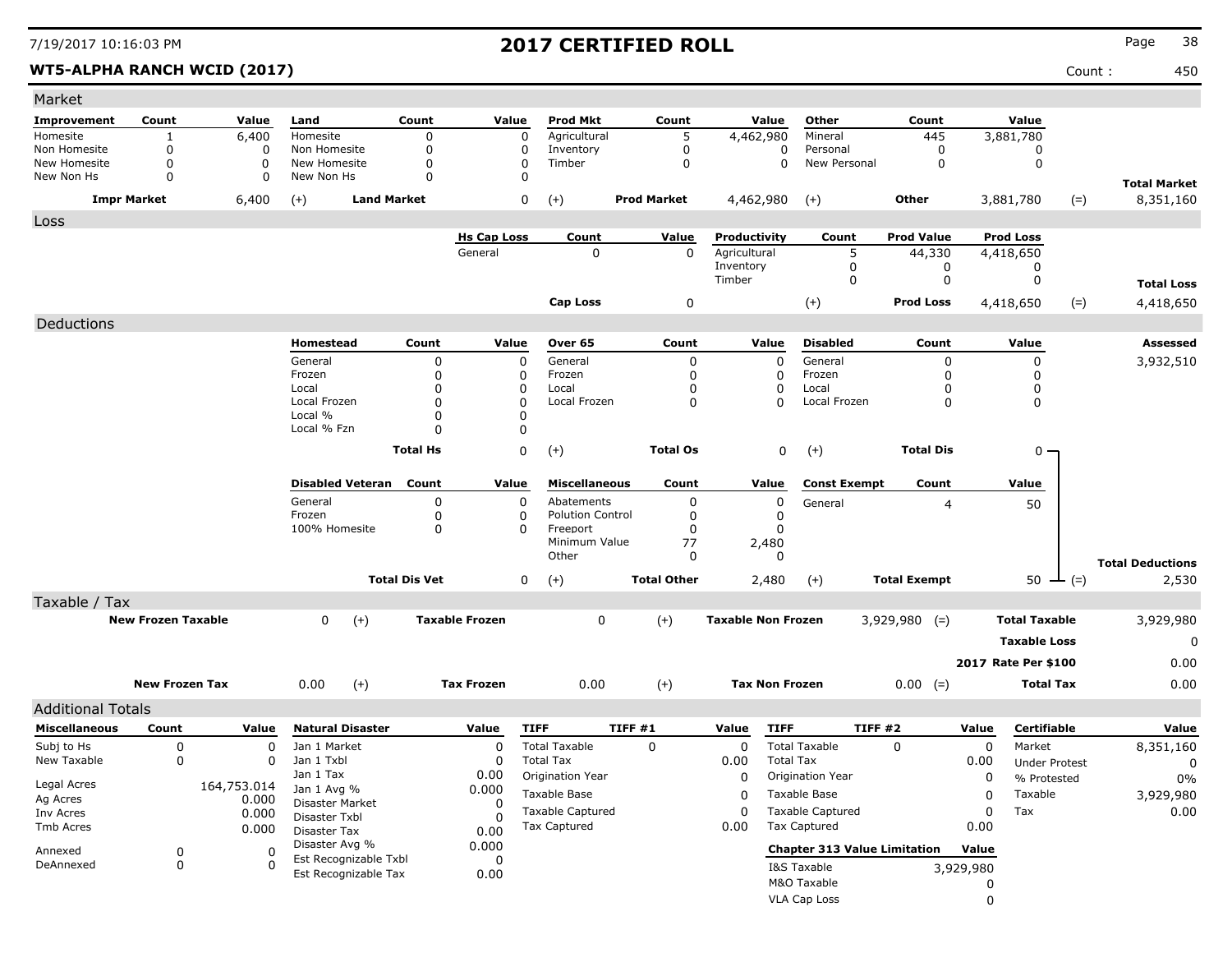# 2017 CERTIFIED ROLL

7/19/2017 10:16:03 PM

**WT5-ALPHA RANCH WCID (2017)** Count : 450

## Market

| Improvement | Count | Value | Land | Count | Value | Prod Mkt | Count | Value | Other | Count | Value | | |
|---|---|---|---|---|---|---|---|---|---|---|---|---|---|
| Homesite | 1 | 6,400 | Homesite | 0 | 0 | Agricultural | 5 | 4,462,980 | Mineral | 445 | 3,881,780 | | |
| Non Homesite | 0 | 0 | Non Homesite | 0 | 0 | Inventory | 0 | 0 | Personal | 0 | 0 | | |
| New Homesite | 0 | 0 | New Homesite | 0 | 0 | Timber | 0 | 0 | New Personal | 0 | 0 | | |
| New Non Hs | 0 | 0 | New Non Hs | 0 | 0 | | | | | | | | **Total Market** |
| **Impr Market** | | 6,400 | (+) **Land Market** | | 0 | (+) **Prod Market** | | 4,462,980 | (+) **Other** | | 3,881,780 | (=) | 8,351,160 |

## Loss

| Hs Cap Loss | Count | Value | Productivity | Count | Prod Value | Prod Loss | | |
|---|---|---|---|---|---|---|---|---|
| General | 0 | 0 | Agricultural | 5 | 44,330 | 4,418,650 | | |
| | | | Inventory | 0 | 0 | 0 | | |
| | | | Timber | 0 | 0 | 0 | | **Total Loss** |
| **Cap Loss** | | 0 | (+) **Prod Loss** | | | 4,418,650 | (=) | 4,418,650 |

## Deductions

**Assessed:** 3,932,510

| Homestead | Count | Value | Over 65 | Count | Value | Disabled | Count | Value |
|---|---|---|---|---|---|---|---|---|
| General | 0 | 0 | General | 0 | 0 | General | 0 | 0 |
| Frozen | 0 | 0 | Frozen | 0 | 0 | Frozen | 0 | 0 |
| Local | 0 | 0 | Local | 0 | 0 | Local | 0 | 0 |
| Local Frozen | 0 | 0 | Local Frozen | 0 | 0 | Local Frozen | 0 | 0 |
| Local % | 0 | 0 | | | | | | |
| Local % Fzn | 0 | 0 | | | | | | |
| **Total Hs** | | 0 | (+) **Total Os** | | 0 | (+) **Total Dis** | | 0 |

| Disabled Veteran | Count | Value | Miscellaneous | Count | Value | Const Exempt | Count | Value | | |
|---|---|---|---|---|---|---|---|---|---|---|
| General | 0 | 0 | Abatements | 0 | 0 | General | 4 | 50 | | |
| Frozen | 0 | 0 | Polution Control | 0 | 0 | | | | | |
| 100% Homesite | 0 | 0 | Freeport | 0 | 0 | | | | | |
| | | | Minimum Value | 77 | 2,480 | | | | | |
| | | | Other | 0 | 0 | | | | | **Total Deductions** |
| **Total Dis Vet** | | 0 | (+) **Total Other** | | 2,480 | (+) **Total Exempt** | | 50 | (=) | 2,530 |

## Taxable / Tax

| New Frozen Taxable | | Taxable Frozen | | Taxable Non Frozen | | | |
|---|---|---|---|---|---|---|---|
| 0 | (+) | 0 | (+) | 3,929,980 | (=) | **Total Taxable** | 3,929,980 |
| | | | | | | **Taxable Loss** | 0 |
| | | | | | | **2017 Rate Per $100** | 0.00 |

| New Frozen Tax | | Tax Frozen | | Tax Non Frozen | | | |
|---|---|---|---|---|---|---|---|
| 0.00 | (+) | 0.00 | (+) | 0.00 | (=) | **Total Tax** | 0.00 |

## Additional Totals

| Miscellaneous | Count | Value |
|---|---|---|
| Subj to Hs | 0 | 0 |
| New Taxable | 0 | 0 |
| Legal Acres | | 164,753.014 |
| Ag Acres | | 0.000 |
| Inv Acres | | 0.000 |
| Tmb Acres | | 0.000 |
| Annexed | 0 | 0 |
| DeAnnexed | 0 | 0 |

| Natural Disaster | Value |
|---|---|
| Jan 1 Market | 0 |
| Jan 1 Txbl | 0 |
| Jan 1 Tax | 0.00 |
| Jan 1 Avg % | 0.000 |
| Disaster Market | 0 |
| Disaster Txbl | 0 |
| Disaster Tax | 0.00 |
| Disaster Avg % | 0.000 |
| Est Recognizable Txbl | 0 |
| Est Recognizable Tax | 0.00 |

| TIFF | TIFF #1 | Value |
|---|---|---|
| Total Taxable | 0 | 0 |
| Total Tax | | 0.00 |
| Origination Year | | 0 |
| Taxable Base | | 0 |
| Taxable Captured | | 0 |
| Tax Captured | | 0.00 |

| TIFF | TIFF #2 | Value |
|---|---|---|
| Total Taxable | 0 | 0 |
| Total Tax | | 0.00 |
| Origination Year | | 0 |
| Taxable Base | | 0 |
| Taxable Captured | | 0 |
| Tax Captured | | 0.00 |

| Chapter 313 Value Limitation | Value |
|---|---|
| I&S Taxable | 3,929,980 |
| M&O Taxable | 0 |
| VLA Cap Loss | 0 |

| Certifiable | Value |
|---|---|
| Market | 8,351,160 |
| Under Protest | 0 |
| % Protested | 0% |
| Taxable | 3,929,980 |
| Tax | 0.00 |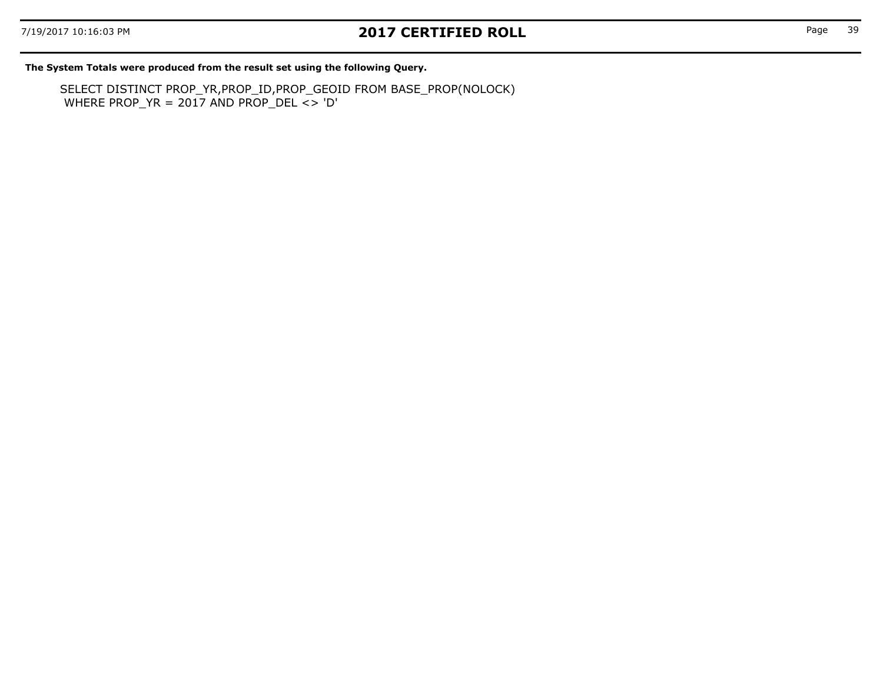**The System Totals were produced from the result set using the following Query.**

```
SELECT DISTINCT PROP_YR,PROP_ID,PROP_GEOID FROM BASE_PROP(NOLOCK)
 WHERE PROP_YR = 2017 AND PROP_DEL <> 'D'
```